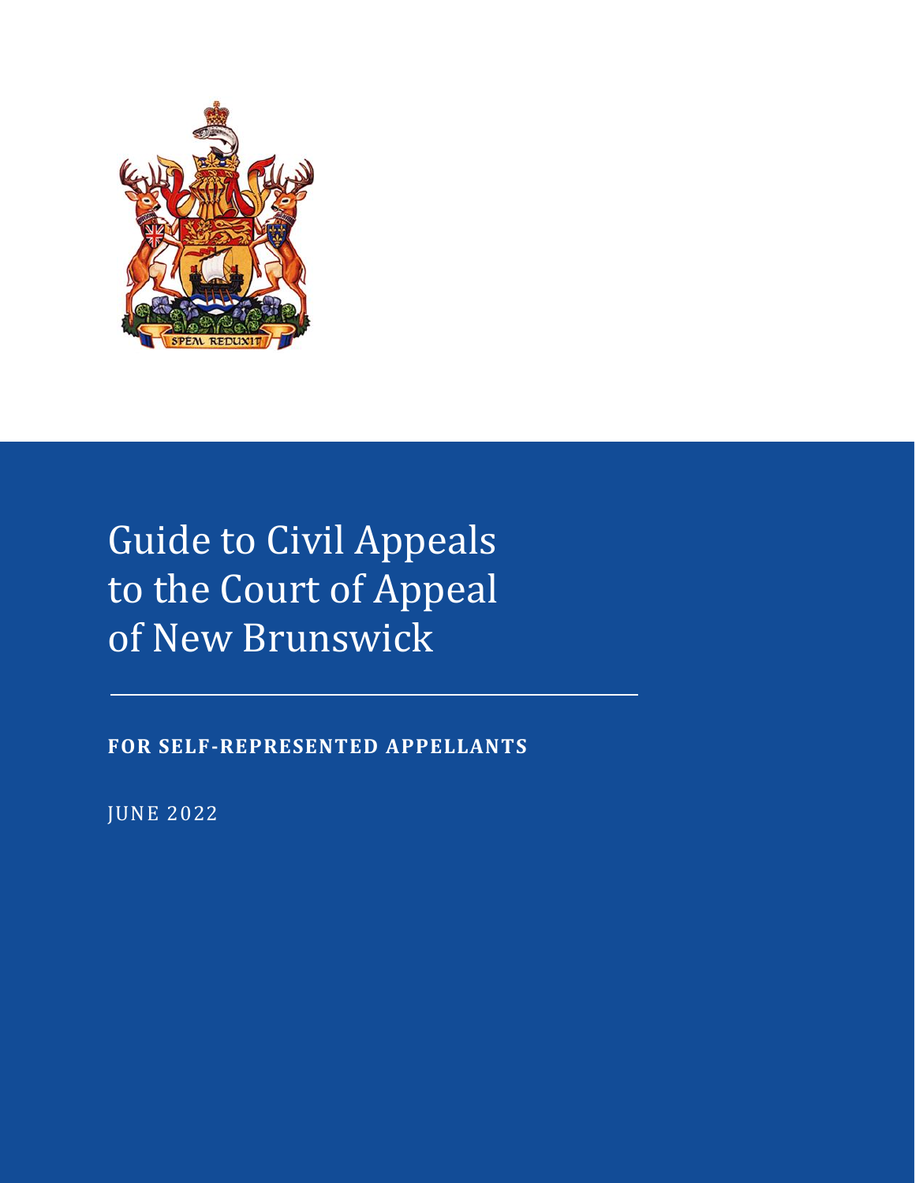# Guide to Civil Appeals to the Court of Appeal of New Brunswick

**FOR SELF-REPRESENTED APPELLANTS**

JUNE 2022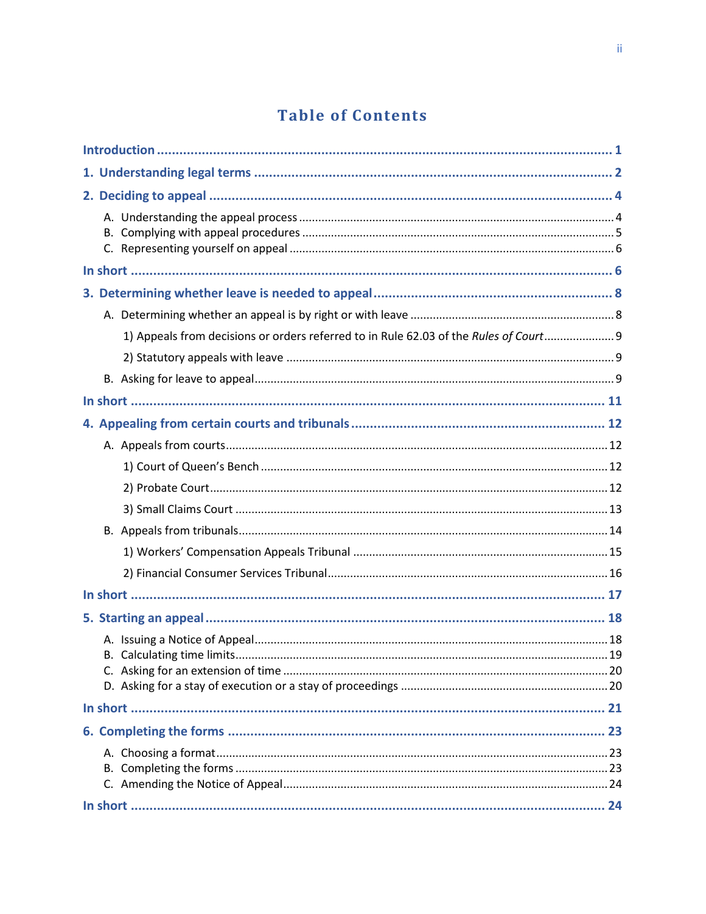# Table of Contents

**Introduction** ........ **1**

**1. Understanding legal terms** ........ **2**

**2. Deciding to appeal** ........ **4**

- A. Understanding the appeal process ........ 4
- B. Complying with appeal procedures ........ 5
- C. Representing yourself on appeal ........ 6

**In short** ........ **6**

**3. Determining whether leave is needed to appeal** ........ **8**

- A. Determining whether an appeal is by right or with leave ........ 8
  - 1) Appeals from decisions or orders referred to in Rule 62.03 of the *Rules of Court* ........ 9
  - 2) Statutory appeals with leave ........ 9
- B. Asking for leave to appeal ........ 9

**In short** ........ **11**

**4. Appealing from certain courts and tribunals** ........ **12**

- A. Appeals from courts ........ 12
  - 1) Court of Queen's Bench ........ 12
  - 2) Probate Court ........ 12
  - 3) Small Claims Court ........ 13
- B. Appeals from tribunals ........ 14
  - 1) Workers' Compensation Appeals Tribunal ........ 15
  - 2) Financial Consumer Services Tribunal ........ 16

**In short** ........ **17**

**5. Starting an appeal** ........ **18**

- A. Issuing a Notice of Appeal ........ 18
- B. Calculating time limits ........ 19
- C. Asking for an extension of time ........ 20
- D. Asking for a stay of execution or a stay of proceedings ........ 20

**In short** ........ **21**

**6. Completing the forms** ........ **23**

- A. Choosing a format ........ 23
- B. Completing the forms ........ 23
- C. Amending the Notice of Appeal ........ 24

**In short** ........ **24**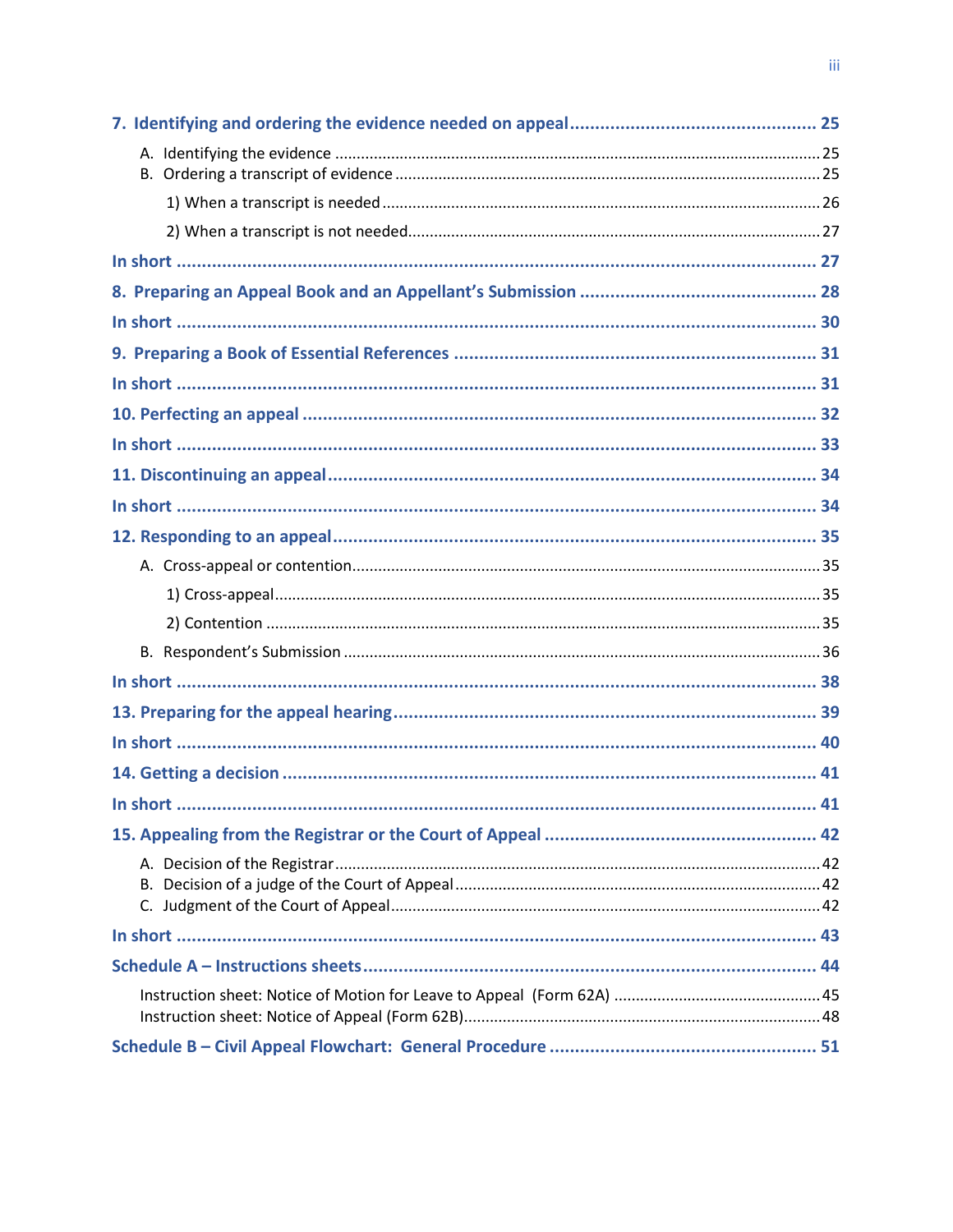**7. Identifying and ordering the evidence needed on appeal ................................................ 25**

A. Identifying the evidence ................................................................................................ 25

B. Ordering a transcript of evidence .................................................................................. 25

1) When a transcript is needed ..................................................................................... 26

2) When a transcript is not needed................................................................................ 27

**In short ............................................................................................................................... 27**

**8. Preparing an Appeal Book and an Appellant's Submission ............................................. 28**

**In short ............................................................................................................................... 30**

**9. Preparing a Book of Essential References ....................................................................... 31**

**In short ............................................................................................................................... 31**

**10. Perfecting an appeal ..................................................................................................... 32**

**In short ............................................................................................................................... 33**

**11. Discontinuing an appeal................................................................................................ 34**

**In short ............................................................................................................................... 34**

**12. Responding to an appeal............................................................................................... 35**

A. Cross-appeal or contention............................................................................................ 35

1) Cross-appeal.............................................................................................................. 35

2) Contention ................................................................................................................ 35

B. Respondent's Submission .............................................................................................. 36

**In short ............................................................................................................................... 38**

**13. Preparing for the appeal hearing................................................................................... 39**

**In short ............................................................................................................................... 40**

**14. Getting a decision ......................................................................................................... 41**

**In short ............................................................................................................................... 41**

**15. Appealing from the Registrar or the Court of Appeal ..................................................... 42**

A. Decision of the Registrar................................................................................................ 42

B. Decision of a judge of the Court of Appeal .................................................................... 42

C. Judgment of the Court of Appeal................................................................................... 42

**In short ............................................................................................................................... 43**

**Schedule A – Instructions sheets........................................................................................ 44**

Instruction sheet: Notice of Motion for Leave to Appeal (Form 62A) ................................................ 45

Instruction sheet: Notice of Appeal (Form 62B).................................................................................. 48

**Schedule B – Civil Appeal Flowchart: General Procedure .................................................... 51**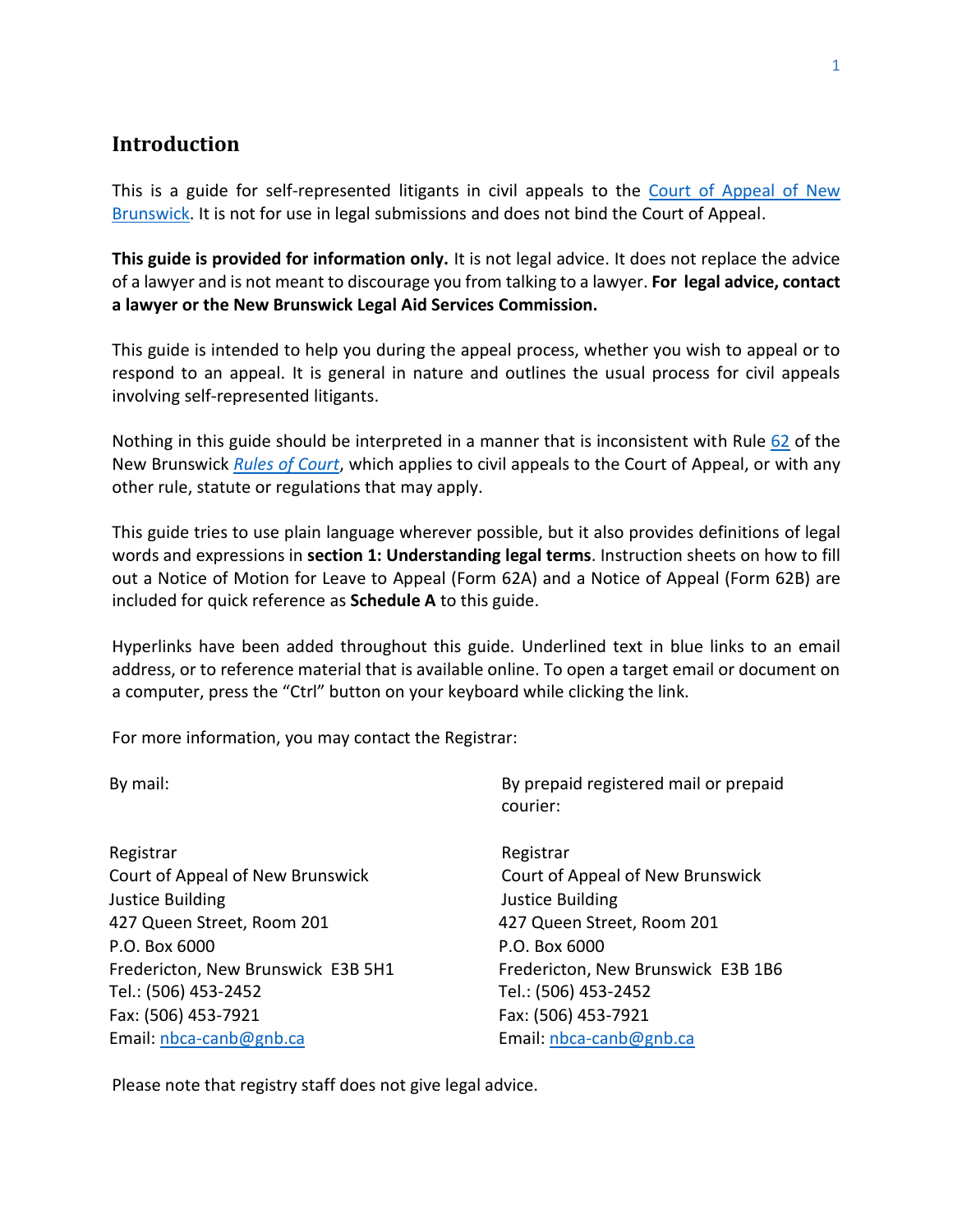## Introduction

This is a guide for self-represented litigants in civil appeals to the Court of Appeal of New Brunswick. It is not for use in legal submissions and does not bind the Court of Appeal.

**This guide is provided for information only.** It is not legal advice. It does not replace the advice of a lawyer and is not meant to discourage you from talking to a lawyer. **For legal advice, contact a lawyer or the New Brunswick Legal Aid Services Commission.**

This guide is intended to help you during the appeal process, whether you wish to appeal or to respond to an appeal. It is general in nature and outlines the usual process for civil appeals involving self-represented litigants.

Nothing in this guide should be interpreted in a manner that is inconsistent with Rule 62 of the New Brunswick *Rules of Court*, which applies to civil appeals to the Court of Appeal, or with any other rule, statute or regulations that may apply.

This guide tries to use plain language wherever possible, but it also provides definitions of legal words and expressions in **section 1: Understanding legal terms**. Instruction sheets on how to fill out a Notice of Motion for Leave to Appeal (Form 62A) and a Notice of Appeal (Form 62B) are included for quick reference as **Schedule A** to this guide.

Hyperlinks have been added throughout this guide. Underlined text in blue links to an email address, or to reference material that is available online. To open a target email or document on a computer, press the "Ctrl" button on your keyboard while clicking the link.

For more information, you may contact the Registrar:

By mail:

Registrar
Court of Appeal of New Brunswick
Justice Building
427 Queen Street, Room 201
P.O. Box 6000
Fredericton, New Brunswick E3B 5H1
Tel.: (506) 453-2452
Fax: (506) 453-7921
Email: nbca-canb@gnb.ca

By prepaid registered mail or prepaid courier:

Registrar
Court of Appeal of New Brunswick
Justice Building
427 Queen Street, Room 201
P.O. Box 6000
Fredericton, New Brunswick E3B 1B6
Tel.: (506) 453-2452
Fax: (506) 453-7921
Email: nbca-canb@gnb.ca

Please note that registry staff does not give legal advice.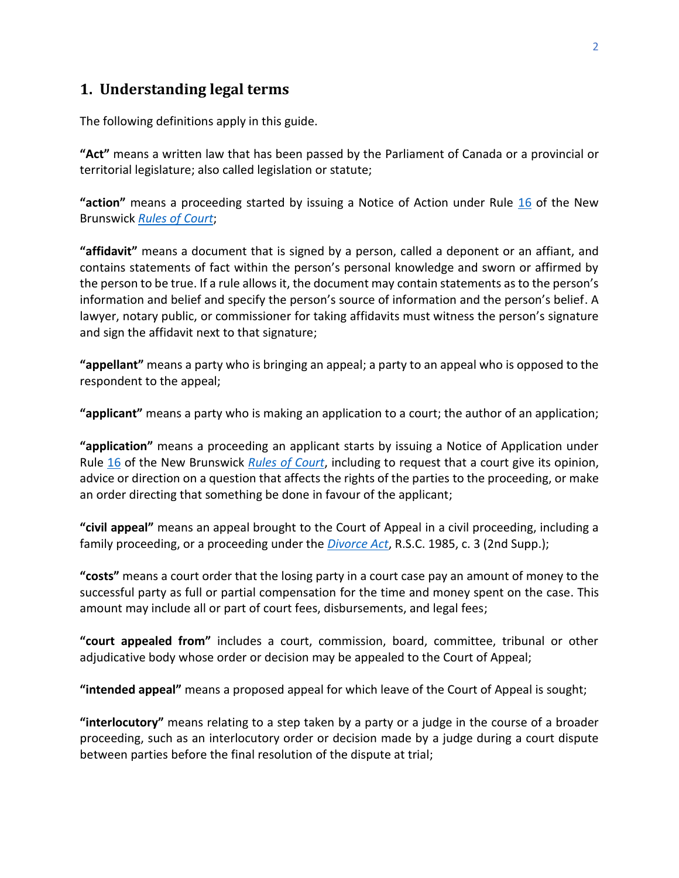## 1. Understanding legal terms

The following definitions apply in this guide.

**"Act"** means a written law that has been passed by the Parliament of Canada or a provincial or territorial legislature; also called legislation or statute;

**"action"** means a proceeding started by issuing a Notice of Action under Rule 16 of the New Brunswick *Rules of Court*;

**"affidavit"** means a document that is signed by a person, called a deponent or an affiant, and contains statements of fact within the person's personal knowledge and sworn or affirmed by the person to be true. If a rule allows it, the document may contain statements as to the person's information and belief and specify the person's source of information and the person's belief. A lawyer, notary public, or commissioner for taking affidavits must witness the person's signature and sign the affidavit next to that signature;

**"appellant"** means a party who is bringing an appeal; a party to an appeal who is opposed to the respondent to the appeal;

**"applicant"** means a party who is making an application to a court; the author of an application;

**"application"** means a proceeding an applicant starts by issuing a Notice of Application under Rule 16 of the New Brunswick *Rules of Court*, including to request that a court give its opinion, advice or direction on a question that affects the rights of the parties to the proceeding, or make an order directing that something be done in favour of the applicant;

**"civil appeal"** means an appeal brought to the Court of Appeal in a civil proceeding, including a family proceeding, or a proceeding under the *Divorce Act*, R.S.C. 1985, c. 3 (2nd Supp.);

**"costs"** means a court order that the losing party in a court case pay an amount of money to the successful party as full or partial compensation for the time and money spent on the case. This amount may include all or part of court fees, disbursements, and legal fees;

**"court appealed from"** includes a court, commission, board, committee, tribunal or other adjudicative body whose order or decision may be appealed to the Court of Appeal;

**"intended appeal"** means a proposed appeal for which leave of the Court of Appeal is sought;

**"interlocutory"** means relating to a step taken by a party or a judge in the course of a broader proceeding, such as an interlocutory order or decision made by a judge during a court dispute between parties before the final resolution of the dispute at trial;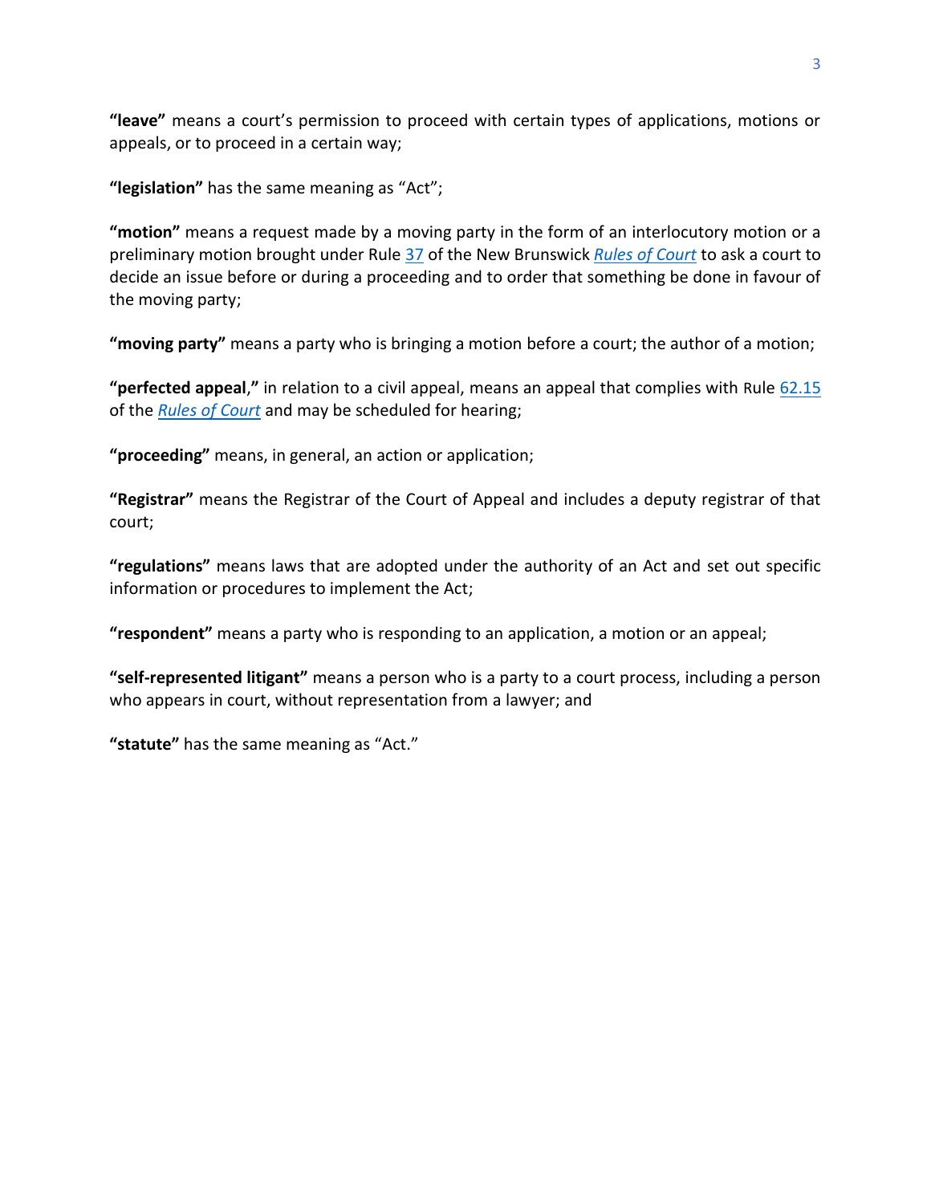**"leave"** means a court's permission to proceed with certain types of applications, motions or appeals, or to proceed in a certain way;

**"legislation"** has the same meaning as "Act";

**"motion"** means a request made by a moving party in the form of an interlocutory motion or a preliminary motion brought under Rule 37 of the New Brunswick *Rules of Court* to ask a court to decide an issue before or during a proceeding and to order that something be done in favour of the moving party;

**"moving party"** means a party who is bringing a motion before a court; the author of a motion;

**"perfected appeal,"** in relation to a civil appeal, means an appeal that complies with Rule 62.15 of the *Rules of Court* and may be scheduled for hearing;

**"proceeding"** means, in general, an action or application;

**"Registrar"** means the Registrar of the Court of Appeal and includes a deputy registrar of that court;

**"regulations"** means laws that are adopted under the authority of an Act and set out specific information or procedures to implement the Act;

**"respondent"** means a party who is responding to an application, a motion or an appeal;

**"self-represented litigant"** means a person who is a party to a court process, including a person who appears in court, without representation from a lawyer; and

**"statute"** has the same meaning as "Act."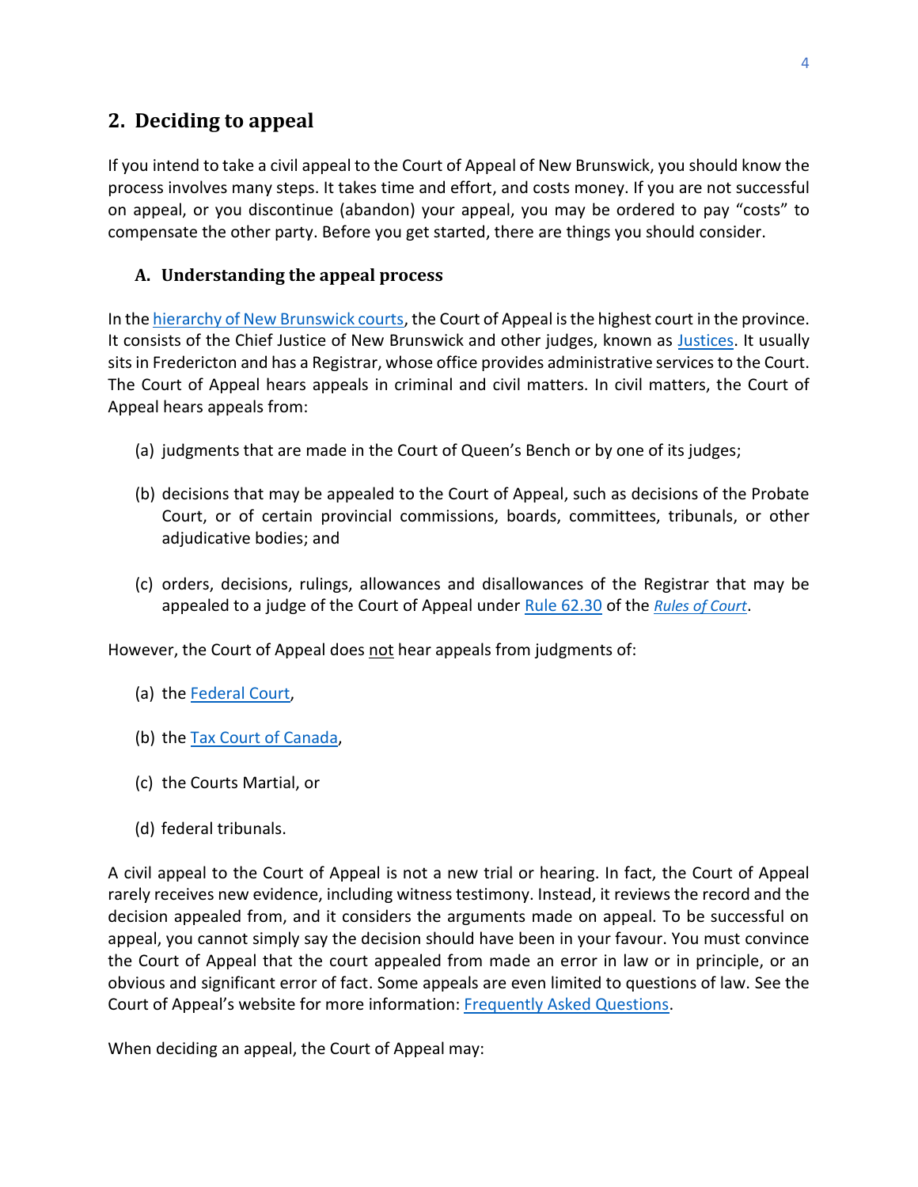## 2. Deciding to appeal

If you intend to take a civil appeal to the Court of Appeal of New Brunswick, you should know the process involves many steps. It takes time and effort, and costs money. If you are not successful on appeal, or you discontinue (abandon) your appeal, you may be ordered to pay "costs" to compensate the other party. Before you get started, there are things you should consider.

### A. Understanding the appeal process

In the hierarchy of New Brunswick courts, the Court of Appeal is the highest court in the province. It consists of the Chief Justice of New Brunswick and other judges, known as Justices. It usually sits in Fredericton and has a Registrar, whose office provides administrative services to the Court. The Court of Appeal hears appeals in criminal and civil matters. In civil matters, the Court of Appeal hears appeals from:

(a) judgments that are made in the Court of Queen's Bench or by one of its judges;

(b) decisions that may be appealed to the Court of Appeal, such as decisions of the Probate Court, or of certain provincial commissions, boards, committees, tribunals, or other adjudicative bodies; and

(c) orders, decisions, rulings, allowances and disallowances of the Registrar that may be appealed to a judge of the Court of Appeal under Rule 62.30 of the *Rules of Court*.

However, the Court of Appeal does not hear appeals from judgments of:

(a) the Federal Court,

(b) the Tax Court of Canada,

(c) the Courts Martial, or

(d) federal tribunals.

A civil appeal to the Court of Appeal is not a new trial or hearing. In fact, the Court of Appeal rarely receives new evidence, including witness testimony. Instead, it reviews the record and the decision appealed from, and it considers the arguments made on appeal. To be successful on appeal, you cannot simply say the decision should have been in your favour. You must convince the Court of Appeal that the court appealed from made an error in law or in principle, or an obvious and significant error of fact. Some appeals are even limited to questions of law. See the Court of Appeal's website for more information: Frequently Asked Questions.

When deciding an appeal, the Court of Appeal may: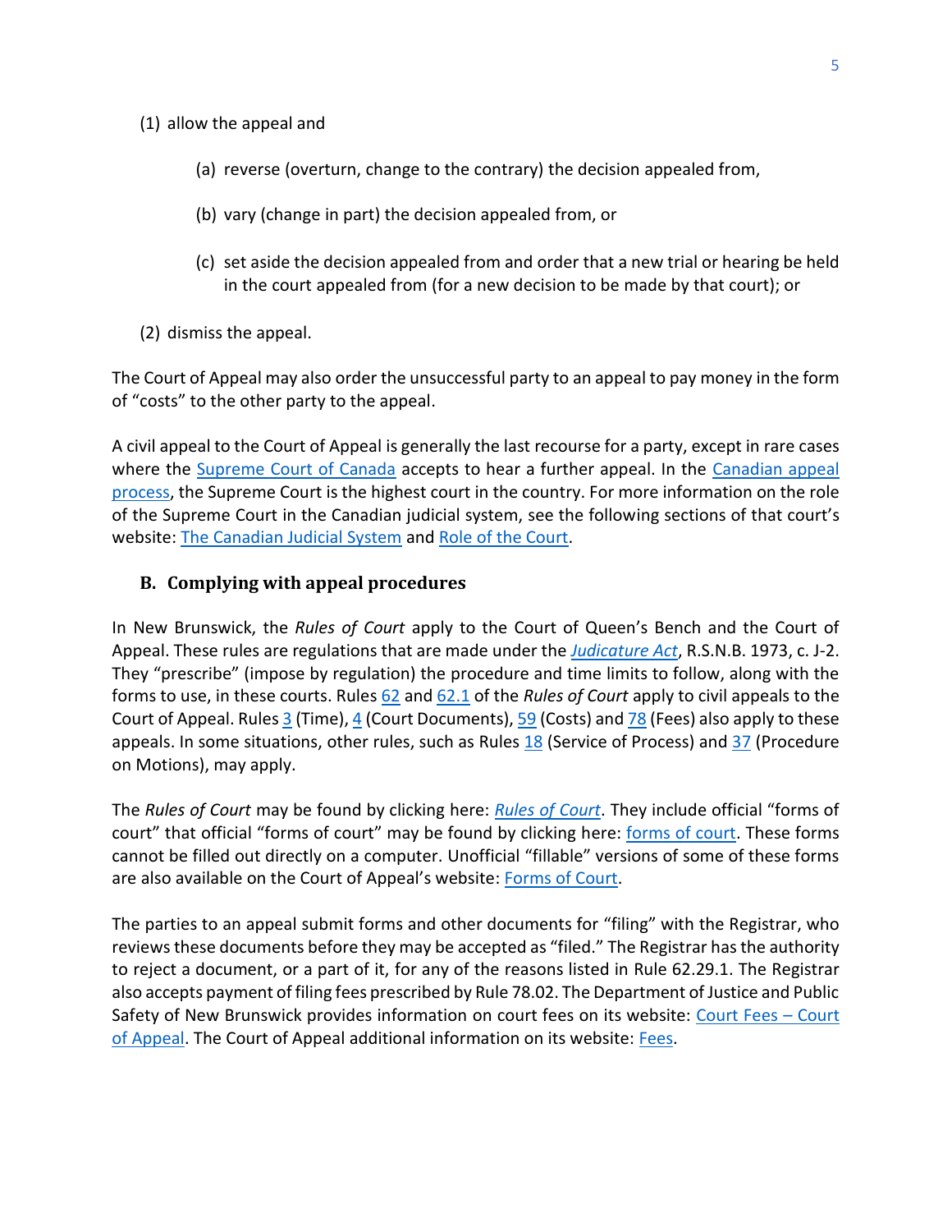(1) allow the appeal and

  (a) reverse (overturn, change to the contrary) the decision appealed from,

  (b) vary (change in part) the decision appealed from, or

  (c) set aside the decision appealed from and order that a new trial or hearing be held in the court appealed from (for a new decision to be made by that court); or

(2) dismiss the appeal.

The Court of Appeal may also order the unsuccessful party to an appeal to pay money in the form of "costs" to the other party to the appeal.

A civil appeal to the Court of Appeal is generally the last recourse for a party, except in rare cases where the Supreme Court of Canada accepts to hear a further appeal. In the Canadian appeal process, the Supreme Court is the highest court in the country. For more information on the role of the Supreme Court in the Canadian judicial system, see the following sections of that court's website: The Canadian Judicial System and Role of the Court.

### B. Complying with appeal procedures

In New Brunswick, the *Rules of Court* apply to the Court of Queen's Bench and the Court of Appeal. These rules are regulations that are made under the *Judicature Act*, R.S.N.B. 1973, c. J-2. They "prescribe" (impose by regulation) the procedure and time limits to follow, along with the forms to use, in these courts. Rules 62 and 62.1 of the *Rules of Court* apply to civil appeals to the Court of Appeal. Rules 3 (Time), 4 (Court Documents), 59 (Costs) and 78 (Fees) also apply to these appeals. In some situations, other rules, such as Rules 18 (Service of Process) and 37 (Procedure on Motions), may apply.

The *Rules of Court* may be found by clicking here: *Rules of Court*. They include official "forms of court" that official "forms of court" may be found by clicking here: forms of court. These forms cannot be filled out directly on a computer. Unofficial "fillable" versions of some of these forms are also available on the Court of Appeal's website: Forms of Court.

The parties to an appeal submit forms and other documents for "filing" with the Registrar, who reviews these documents before they may be accepted as "filed." The Registrar has the authority to reject a document, or a part of it, for any of the reasons listed in Rule 62.29.1. The Registrar also accepts payment of filing fees prescribed by Rule 78.02. The Department of Justice and Public Safety of New Brunswick provides information on court fees on its website: Court Fees – Court of Appeal. The Court of Appeal additional information on its website: Fees.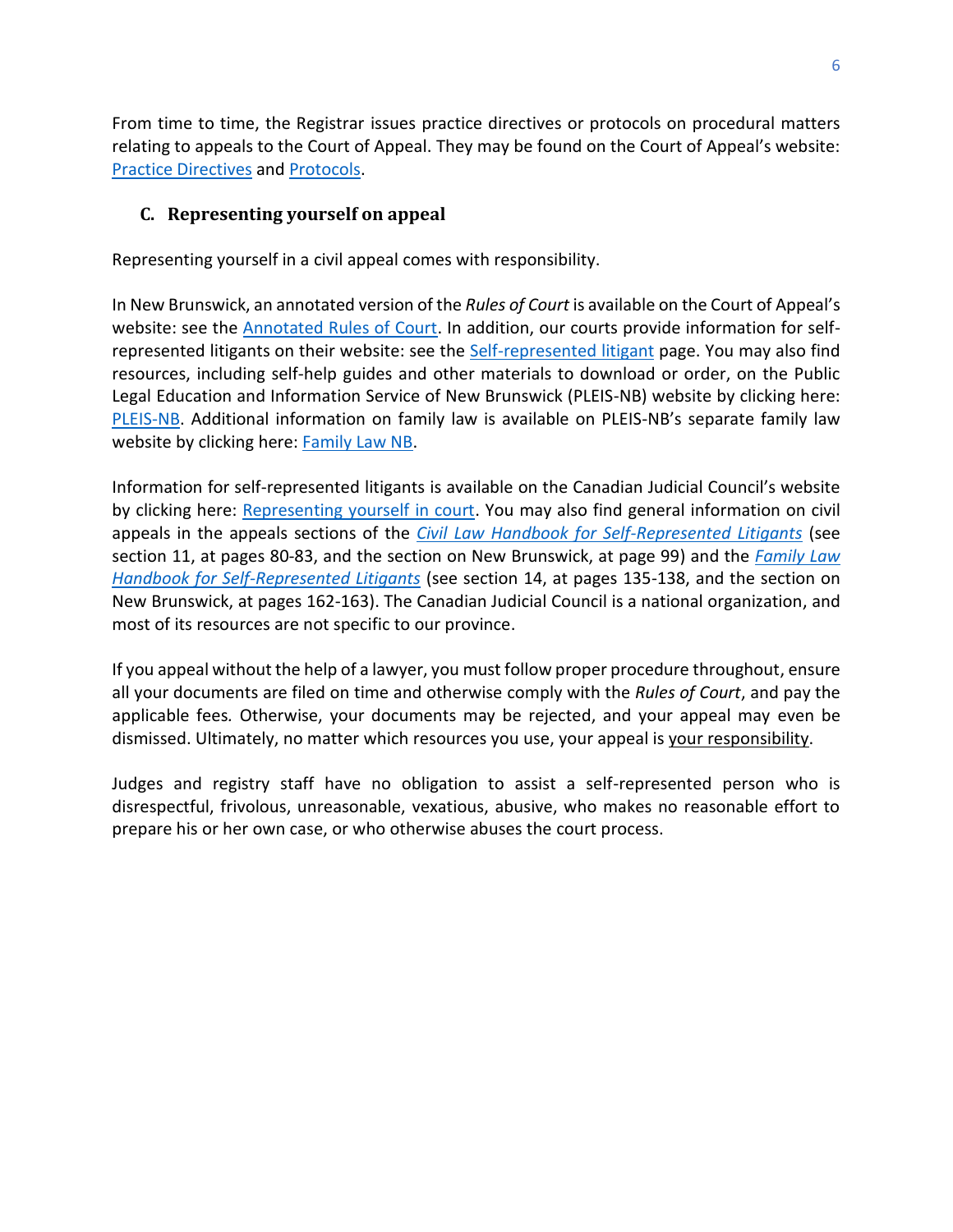From time to time, the Registrar issues practice directives or protocols on procedural matters relating to appeals to the Court of Appeal. They may be found on the Court of Appeal's website: Practice Directives and Protocols.

### C. Representing yourself on appeal

Representing yourself in a civil appeal comes with responsibility.

In New Brunswick, an annotated version of the *Rules of Court* is available on the Court of Appeal's website: see the Annotated Rules of Court. In addition, our courts provide information for self-represented litigants on their website: see the Self-represented litigant page. You may also find resources, including self-help guides and other materials to download or order, on the Public Legal Education and Information Service of New Brunswick (PLEIS-NB) website by clicking here: PLEIS-NB. Additional information on family law is available on PLEIS-NB's separate family law website by clicking here: Family Law NB.

Information for self-represented litigants is available on the Canadian Judicial Council's website by clicking here: Representing yourself in court. You may also find general information on civil appeals in the appeals sections of the *Civil Law Handbook for Self-Represented Litigants* (see section 11, at pages 80-83, and the section on New Brunswick, at page 99) and the *Family Law Handbook for Self-Represented Litigants* (see section 14, at pages 135-138, and the section on New Brunswick, at pages 162-163). The Canadian Judicial Council is a national organization, and most of its resources are not specific to our province.

If you appeal without the help of a lawyer, you must follow proper procedure throughout, ensure all your documents are filed on time and otherwise comply with the *Rules of Court*, and pay the applicable fees. Otherwise, your documents may be rejected, and your appeal may even be dismissed. Ultimately, no matter which resources you use, your appeal is <u>your responsibility</u>.

Judges and registry staff have no obligation to assist a self-represented person who is disrespectful, frivolous, unreasonable, vexatious, abusive, who makes no reasonable effort to prepare his or her own case, or who otherwise abuses the court process.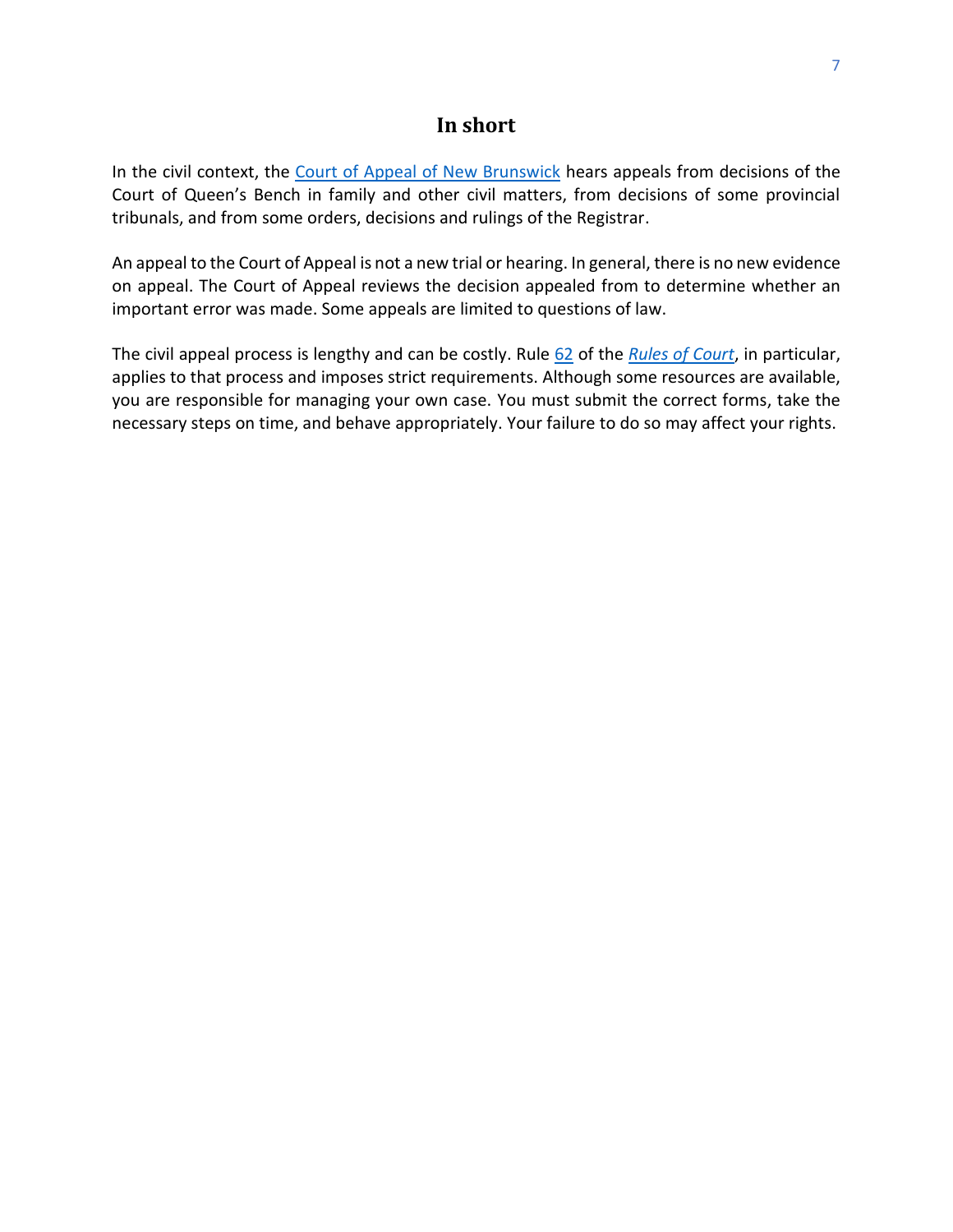## In short

In the civil context, the Court of Appeal of New Brunswick hears appeals from decisions of the Court of Queen's Bench in family and other civil matters, from decisions of some provincial tribunals, and from some orders, decisions and rulings of the Registrar.

An appeal to the Court of Appeal is not a new trial or hearing. In general, there is no new evidence on appeal. The Court of Appeal reviews the decision appealed from to determine whether an important error was made. Some appeals are limited to questions of law.

The civil appeal process is lengthy and can be costly. Rule 62 of the *Rules of Court*, in particular, applies to that process and imposes strict requirements. Although some resources are available, you are responsible for managing your own case. You must submit the correct forms, take the necessary steps on time, and behave appropriately. Your failure to do so may affect your rights.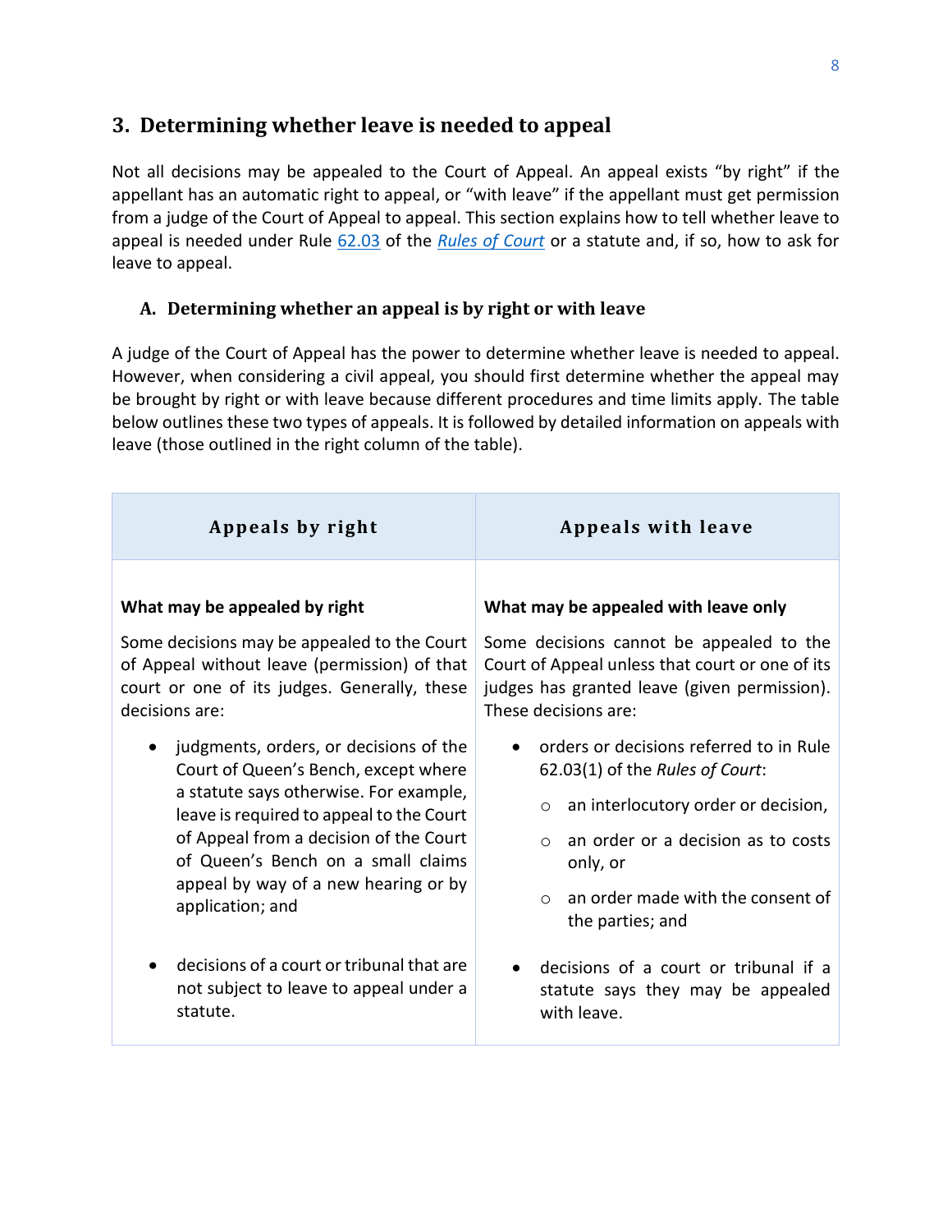## 3. Determining whether leave is needed to appeal

Not all decisions may be appealed to the Court of Appeal. An appeal exists "by right" if the appellant has an automatic right to appeal, or "with leave" if the appellant must get permission from a judge of the Court of Appeal to appeal. This section explains how to tell whether leave to appeal is needed under Rule [62.03](#) of the [*Rules of Court*](#) or a statute and, if so, how to ask for leave to appeal.

### A. Determining whether an appeal is by right or with leave

A judge of the Court of Appeal has the power to determine whether leave is needed to appeal. However, when considering a civil appeal, you should first determine whether the appeal may be brought by right or with leave because different procedures and time limits apply. The table below outlines these two types of appeals. It is followed by detailed information on appeals with leave (those outlined in the right column of the table).

| Appeals by right | Appeals with leave |
|---|---|
| **What may be appealed by right**<br><br>Some decisions may be appealed to the Court of Appeal without leave (permission) of that court or one of its judges. Generally, these decisions are:<br><br>• judgments, orders, or decisions of the Court of Queen's Bench, except where a statute says otherwise. For example, leave is required to appeal to the Court of Appeal from a decision of the Court of Queen's Bench on a small claims appeal by way of a new hearing or by application; and<br><br>• decisions of a court or tribunal that are not subject to leave to appeal under a statute. | **What may be appealed with leave only**<br><br>Some decisions cannot be appealed to the Court of Appeal unless that court or one of its judges has granted leave (given permission). These decisions are:<br><br>• orders or decisions referred to in Rule 62.03(1) of the *Rules of Court*:<br>&nbsp;&nbsp;&nbsp;&nbsp;○ an interlocutory order or decision,<br>&nbsp;&nbsp;&nbsp;&nbsp;○ an order or a decision as to costs only, or<br>&nbsp;&nbsp;&nbsp;&nbsp;○ an order made with the consent of the parties; and<br><br>• decisions of a court or tribunal if a statute says they may be appealed with leave. |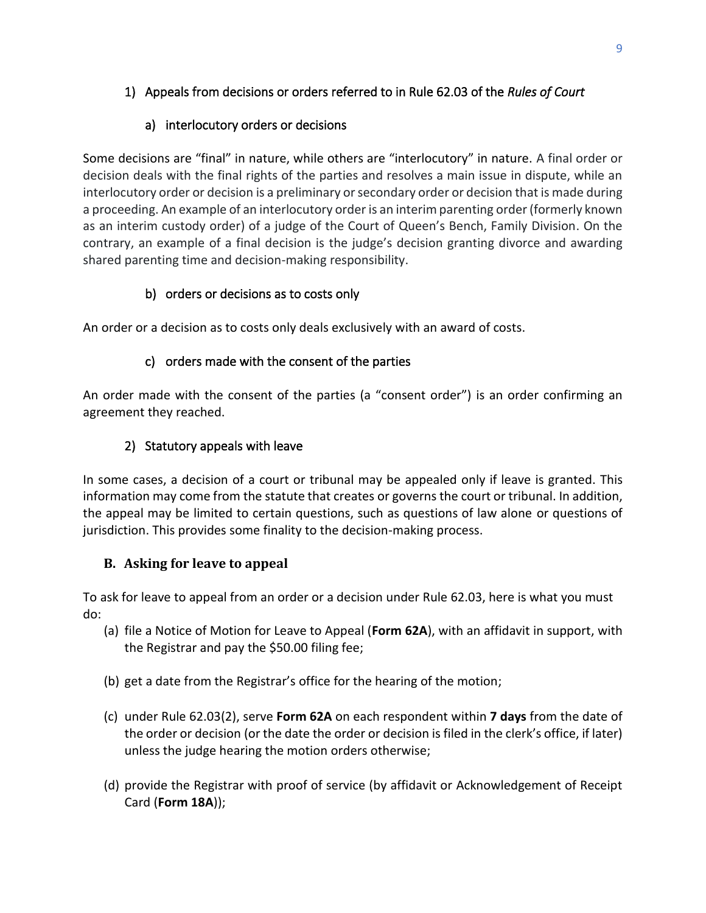### 1) Appeals from decisions or orders referred to in Rule 62.03 of the *Rules of Court*

#### a) interlocutory orders or decisions

Some decisions are "final" in nature, while others are "interlocutory" in nature. A final order or decision deals with the final rights of the parties and resolves a main issue in dispute, while an interlocutory order or decision is a preliminary or secondary order or decision that is made during a proceeding. An example of an interlocutory order is an interim parenting order (formerly known as an interim custody order) of a judge of the Court of Queen's Bench, Family Division. On the contrary, an example of a final decision is the judge's decision granting divorce and awarding shared parenting time and decision-making responsibility.

#### b) orders or decisions as to costs only

An order or a decision as to costs only deals exclusively with an award of costs.

#### c) orders made with the consent of the parties

An order made with the consent of the parties (a "consent order") is an order confirming an agreement they reached.

### 2) Statutory appeals with leave

In some cases, a decision of a court or tribunal may be appealed only if leave is granted. This information may come from the statute that creates or governs the court or tribunal. In addition, the appeal may be limited to certain questions, such as questions of law alone or questions of jurisdiction. This provides some finality to the decision-making process.

## B. Asking for leave to appeal

To ask for leave to appeal from an order or a decision under Rule 62.03, here is what you must do:

(a) file a Notice of Motion for Leave to Appeal (**Form 62A**), with an affidavit in support, with the Registrar and pay the $50.00 filing fee;

(b) get a date from the Registrar's office for the hearing of the motion;

(c) under Rule 62.03(2), serve **Form 62A** on each respondent within **7 days** from the date of the order or decision (or the date the order or decision is filed in the clerk's office, if later) unless the judge hearing the motion orders otherwise;

(d) provide the Registrar with proof of service (by affidavit or Acknowledgement of Receipt Card (**Form 18A**));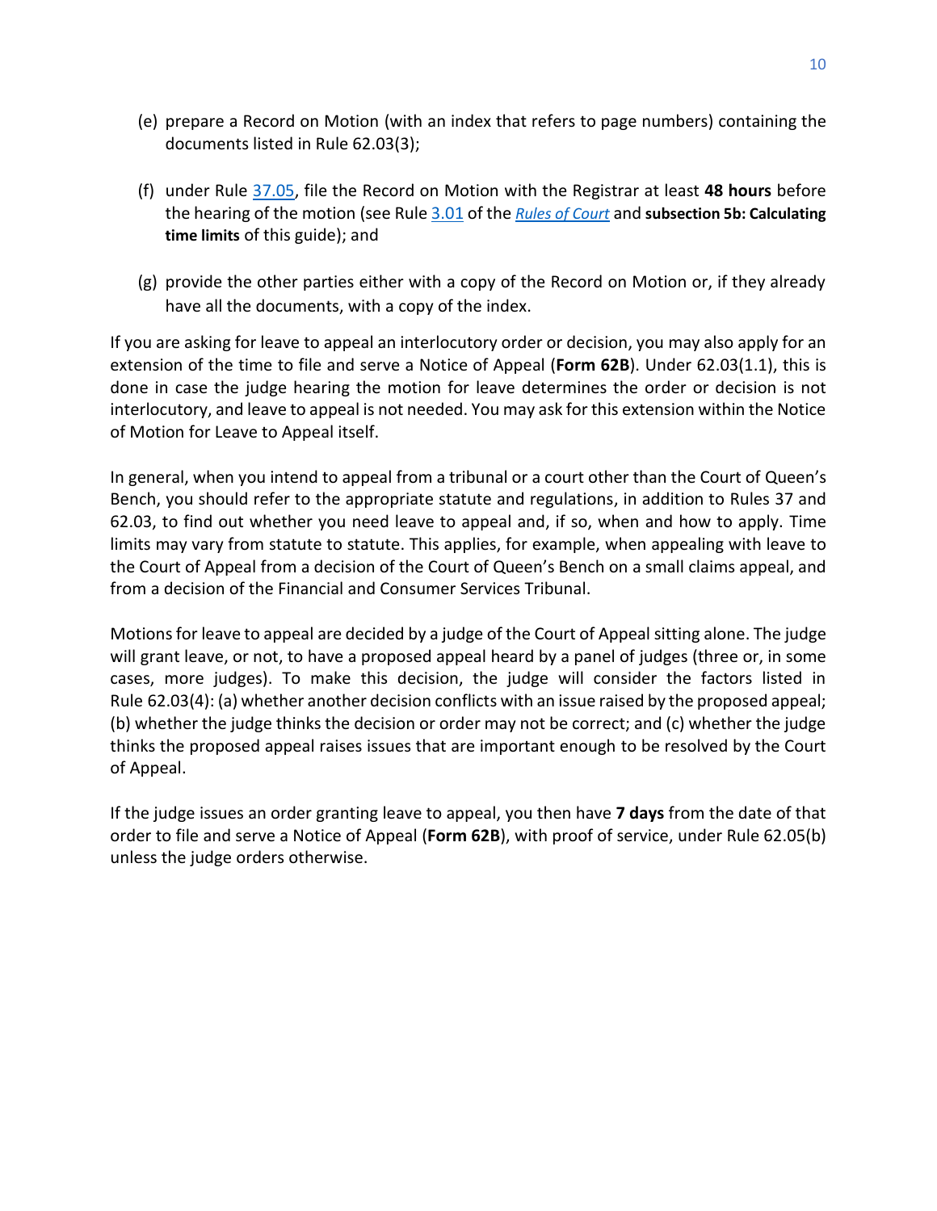(e) prepare a Record on Motion (with an index that refers to page numbers) containing the documents listed in Rule 62.03(3);

(f) under Rule 37.05, file the Record on Motion with the Registrar at least **48 hours** before the hearing of the motion (see Rule 3.01 of the *Rules of Court* and **subsection 5b: Calculating time limits** of this guide); and

(g) provide the other parties either with a copy of the Record on Motion or, if they already have all the documents, with a copy of the index.

If you are asking for leave to appeal an interlocutory order or decision, you may also apply for an extension of the time to file and serve a Notice of Appeal (**Form 62B**). Under 62.03(1.1), this is done in case the judge hearing the motion for leave determines the order or decision is not interlocutory, and leave to appeal is not needed. You may ask for this extension within the Notice of Motion for Leave to Appeal itself.

In general, when you intend to appeal from a tribunal or a court other than the Court of Queen's Bench, you should refer to the appropriate statute and regulations, in addition to Rules 37 and 62.03, to find out whether you need leave to appeal and, if so, when and how to apply. Time limits may vary from statute to statute. This applies, for example, when appealing with leave to the Court of Appeal from a decision of the Court of Queen's Bench on a small claims appeal, and from a decision of the Financial and Consumer Services Tribunal.

Motions for leave to appeal are decided by a judge of the Court of Appeal sitting alone. The judge will grant leave, or not, to have a proposed appeal heard by a panel of judges (three or, in some cases, more judges). To make this decision, the judge will consider the factors listed in Rule 62.03(4): (a) whether another decision conflicts with an issue raised by the proposed appeal; (b) whether the judge thinks the decision or order may not be correct; and (c) whether the judge thinks the proposed appeal raises issues that are important enough to be resolved by the Court of Appeal.

If the judge issues an order granting leave to appeal, you then have **7 days** from the date of that order to file and serve a Notice of Appeal (**Form 62B**), with proof of service, under Rule 62.05(b) unless the judge orders otherwise.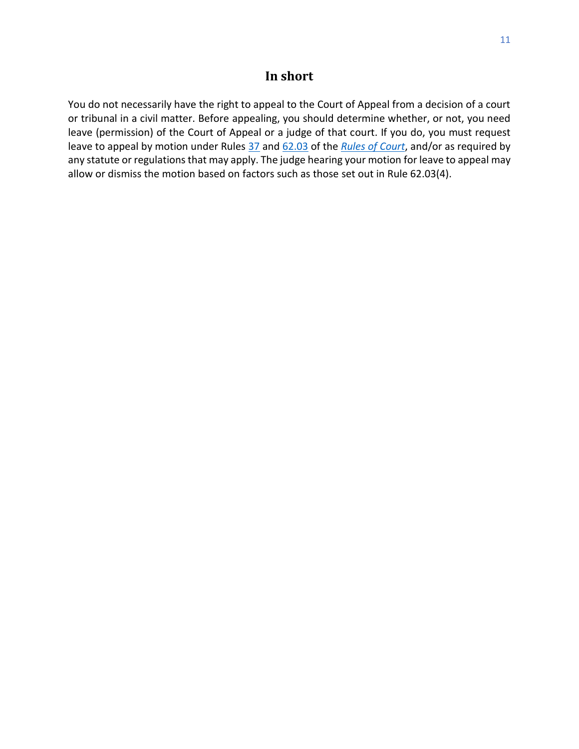## In short

You do not necessarily have the right to appeal to the Court of Appeal from a decision of a court or tribunal in a civil matter. Before appealing, you should determine whether, or not, you need leave (permission) of the Court of Appeal or a judge of that court. If you do, you must request leave to appeal by motion under Rules 37 and 62.03 of the *Rules of Court*, and/or as required by any statute or regulations that may apply. The judge hearing your motion for leave to appeal may allow or dismiss the motion based on factors such as those set out in Rule 62.03(4).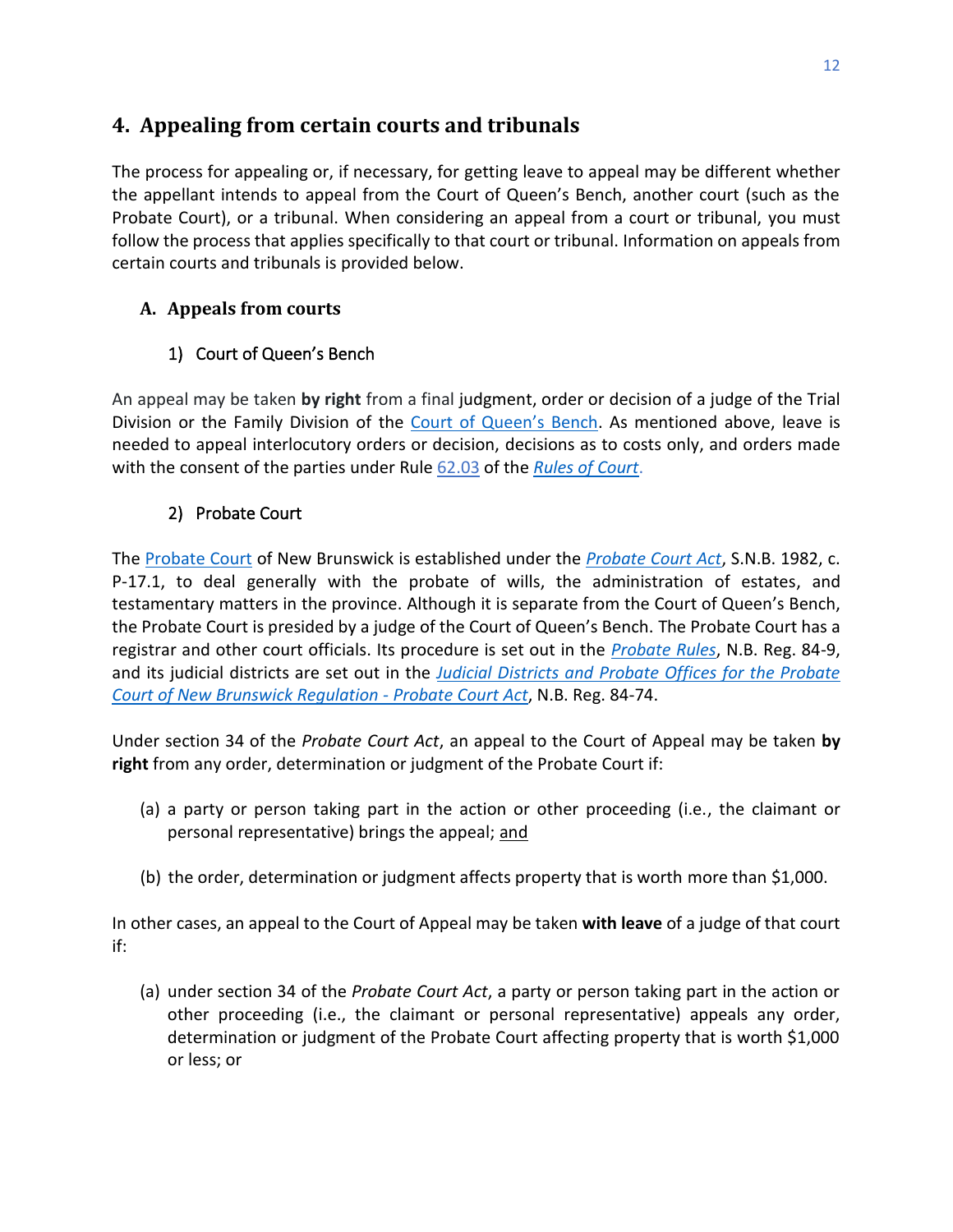## 4. Appealing from certain courts and tribunals

The process for appealing or, if necessary, for getting leave to appeal may be different whether the appellant intends to appeal from the Court of Queen's Bench, another court (such as the Probate Court), or a tribunal. When considering an appeal from a court or tribunal, you must follow the process that applies specifically to that court or tribunal. Information on appeals from certain courts and tribunals is provided below.

### A. Appeals from courts

#### 1) Court of Queen's Bench

An appeal may be taken **by right** from a final judgment, order or decision of a judge of the Trial Division or the Family Division of the Court of Queen's Bench. As mentioned above, leave is needed to appeal interlocutory orders or decision, decisions as to costs only, and orders made with the consent of the parties under Rule 62.03 of the *Rules of Court*.

#### 2) Probate Court

The Probate Court of New Brunswick is established under the *Probate Court Act*, S.N.B. 1982, c. P-17.1, to deal generally with the probate of wills, the administration of estates, and testamentary matters in the province. Although it is separate from the Court of Queen's Bench, the Probate Court is presided by a judge of the Court of Queen's Bench. The Probate Court has a registrar and other court officials. Its procedure is set out in the *Probate Rules*, N.B. Reg. 84-9, and its judicial districts are set out in the *Judicial Districts and Probate Offices for the Probate Court of New Brunswick Regulation - Probate Court Act*, N.B. Reg. 84-74.

Under section 34 of the *Probate Court Act*, an appeal to the Court of Appeal may be taken **by right** from any order, determination or judgment of the Probate Court if:

(a) a party or person taking part in the action or other proceeding (i.e., the claimant or personal representative) brings the appeal; and

(b) the order, determination or judgment affects property that is worth more than $1,000.

In other cases, an appeal to the Court of Appeal may be taken **with leave** of a judge of that court if:

(a) under section 34 of the *Probate Court Act*, a party or person taking part in the action or other proceeding (i.e., the claimant or personal representative) appeals any order, determination or judgment of the Probate Court affecting property that is worth $1,000 or less; or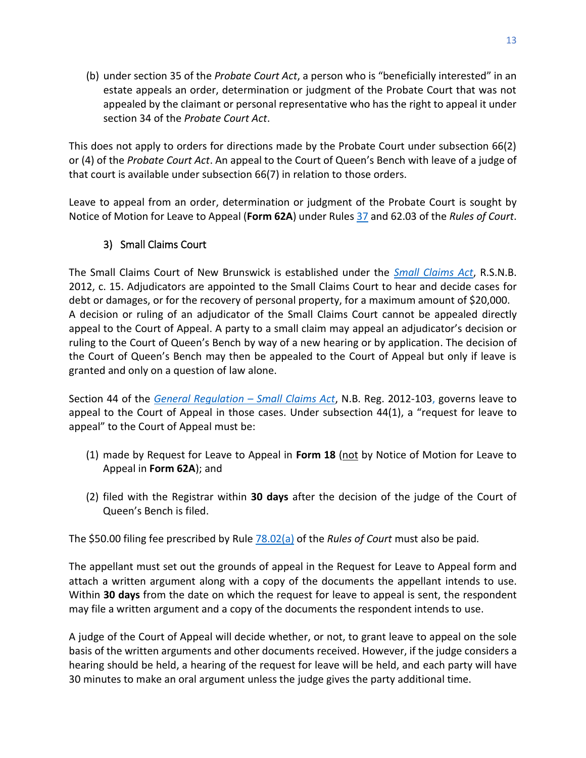(b) under section 35 of the *Probate Court Act*, a person who is "beneficially interested" in an estate appeals an order, determination or judgment of the Probate Court that was not appealed by the claimant or personal representative who has the right to appeal it under section 34 of the *Probate Court Act*.

This does not apply to orders for directions made by the Probate Court under subsection 66(2) or (4) of the *Probate Court Act*. An appeal to the Court of Queen's Bench with leave of a judge of that court is available under subsection 66(7) in relation to those orders.

Leave to appeal from an order, determination or judgment of the Probate Court is sought by Notice of Motion for Leave to Appeal (**Form 62A**) under Rules 37 and 62.03 of the *Rules of Court*.

### 3) Small Claims Court

The Small Claims Court of New Brunswick is established under the *Small Claims Act*, R.S.N.B. 2012, c. 15. Adjudicators are appointed to the Small Claims Court to hear and decide cases for debt or damages, or for the recovery of personal property, for a maximum amount of $20,000. A decision or ruling of an adjudicator of the Small Claims Court cannot be appealed directly appeal to the Court of Appeal. A party to a small claim may appeal an adjudicator's decision or ruling to the Court of Queen's Bench by way of a new hearing or by application. The decision of the Court of Queen's Bench may then be appealed to the Court of Appeal but only if leave is granted and only on a question of law alone.

Section 44 of the *General Regulation – Small Claims Act*, N.B. Reg. 2012-103, governs leave to appeal to the Court of Appeal in those cases. Under subsection 44(1), a "request for leave to appeal" to the Court of Appeal must be:

(1) made by Request for Leave to Appeal in **Form 18** (not by Notice of Motion for Leave to Appeal in **Form 62A**); and

(2) filed with the Registrar within **30 days** after the decision of the judge of the Court of Queen's Bench is filed.

The $50.00 filing fee prescribed by Rule 78.02(a) of the *Rules of Court* must also be paid.

The appellant must set out the grounds of appeal in the Request for Leave to Appeal form and attach a written argument along with a copy of the documents the appellant intends to use. Within **30 days** from the date on which the request for leave to appeal is sent, the respondent may file a written argument and a copy of the documents the respondent intends to use.

A judge of the Court of Appeal will decide whether, or not, to grant leave to appeal on the sole basis of the written arguments and other documents received. However, if the judge considers a hearing should be held, a hearing of the request for leave will be held, and each party will have 30 minutes to make an oral argument unless the judge gives the party additional time.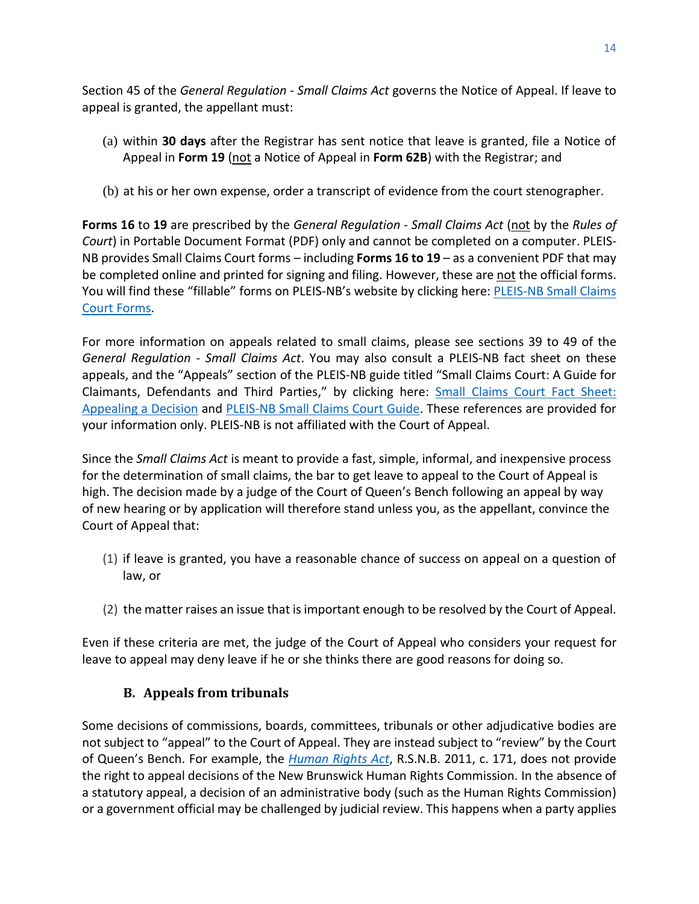Section 45 of the *General Regulation - Small Claims Act* governs the Notice of Appeal. If leave to appeal is granted, the appellant must:

(a) within **30 days** after the Registrar has sent notice that leave is granted, file a Notice of Appeal in **Form 19** (not a Notice of Appeal in **Form 62B**) with the Registrar; and

(b) at his or her own expense, order a transcript of evidence from the court stenographer.

**Forms 16** to **19** are prescribed by the *General Regulation - Small Claims Act* (not by the *Rules of Court*) in Portable Document Format (PDF) only and cannot be completed on a computer. PLEIS-NB provides Small Claims Court forms – including **Forms 16 to 19** – as a convenient PDF that may be completed online and printed for signing and filing. However, these are not the official forms. You will find these "fillable" forms on PLEIS-NB's website by clicking here: PLEIS-NB Small Claims Court Forms.

For more information on appeals related to small claims, please see sections 39 to 49 of the *General Regulation - Small Claims Act*. You may also consult a PLEIS-NB fact sheet on these appeals, and the "Appeals" section of the PLEIS-NB guide titled "Small Claims Court: A Guide for Claimants, Defendants and Third Parties," by clicking here: Small Claims Court Fact Sheet: Appealing a Decision and PLEIS-NB Small Claims Court Guide. These references are provided for your information only. PLEIS-NB is not affiliated with the Court of Appeal.

Since the *Small Claims Act* is meant to provide a fast, simple, informal, and inexpensive process for the determination of small claims, the bar to get leave to appeal to the Court of Appeal is high. The decision made by a judge of the Court of Queen's Bench following an appeal by way of new hearing or by application will therefore stand unless you, as the appellant, convince the Court of Appeal that:

(1) if leave is granted, you have a reasonable chance of success on appeal on a question of law, or

(2) the matter raises an issue that is important enough to be resolved by the Court of Appeal.

Even if these criteria are met, the judge of the Court of Appeal who considers your request for leave to appeal may deny leave if he or she thinks there are good reasons for doing so.

### B. Appeals from tribunals

Some decisions of commissions, boards, committees, tribunals or other adjudicative bodies are not subject to "appeal" to the Court of Appeal. They are instead subject to "review" by the Court of Queen's Bench. For example, the *Human Rights Act*, R.S.N.B. 2011, c. 171, does not provide the right to appeal decisions of the New Brunswick Human Rights Commission. In the absence of a statutory appeal, a decision of an administrative body (such as the Human Rights Commission) or a government official may be challenged by judicial review. This happens when a party applies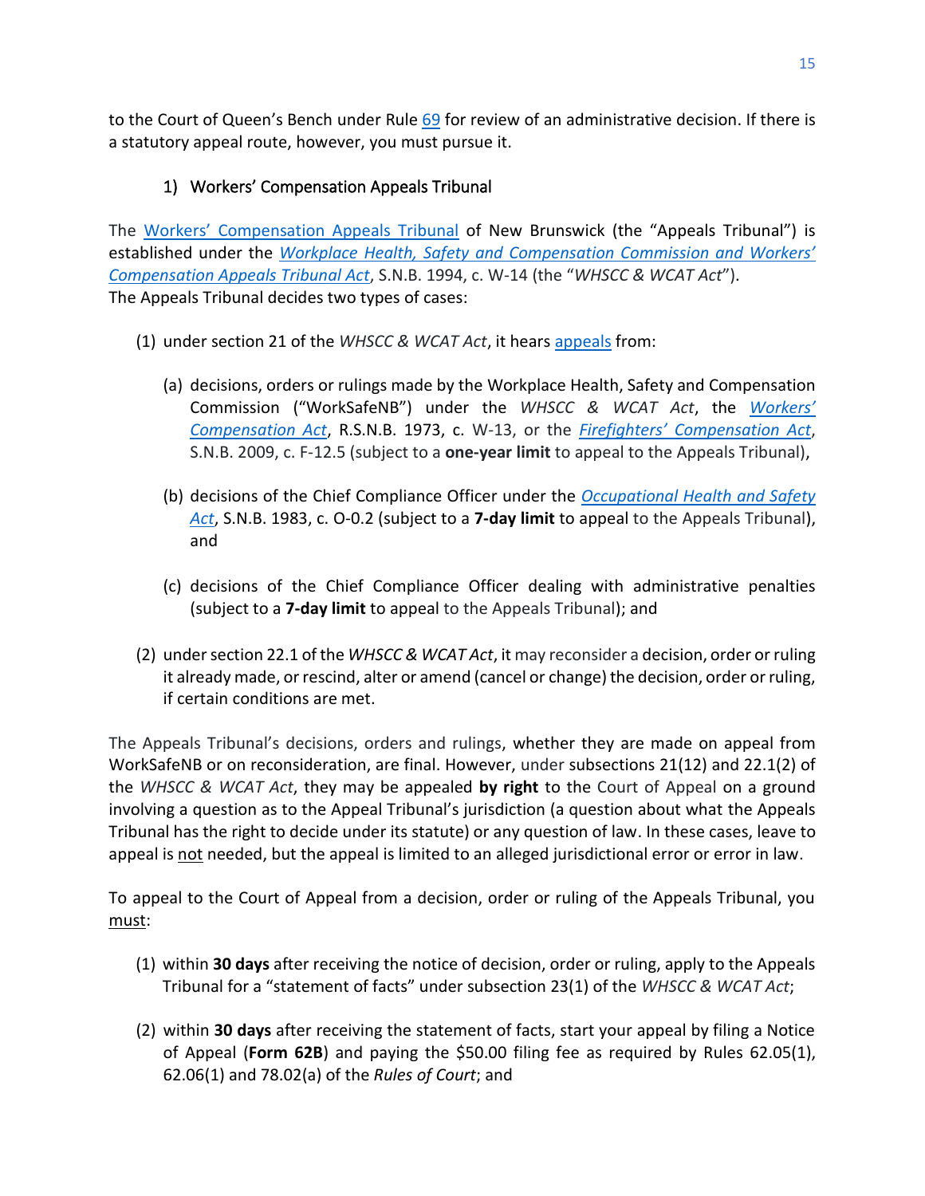to the Court of Queen's Bench under Rule 69 for review of an administrative decision. If there is a statutory appeal route, however, you must pursue it.

### 1) Workers' Compensation Appeals Tribunal

The Workers' Compensation Appeals Tribunal of New Brunswick (the "Appeals Tribunal") is established under the *Workplace Health, Safety and Compensation Commission and Workers' Compensation Appeals Tribunal Act*, S.N.B. 1994, c. W-14 (the "*WHSCC & WCAT Act*").
The Appeals Tribunal decides two types of cases:

(1) under section 21 of the *WHSCC & WCAT Act*, it hears appeals from:

  (a) decisions, orders or rulings made by the Workplace Health, Safety and Compensation Commission ("WorkSafeNB") under the *WHSCC & WCAT Act*, the *Workers' Compensation Act*, R.S.N.B. 1973, c. W-13, or the *Firefighters' Compensation Act*, S.N.B. 2009, c. F-12.5 (subject to a **one-year limit** to appeal to the Appeals Tribunal),

  (b) decisions of the Chief Compliance Officer under the *Occupational Health and Safety Act*, S.N.B. 1983, c. O-0.2 (subject to a **7-day limit** to appeal to the Appeals Tribunal), and

  (c) decisions of the Chief Compliance Officer dealing with administrative penalties (subject to a **7-day limit** to appeal to the Appeals Tribunal); and

(2) under section 22.1 of the *WHSCC & WCAT Act*, it may reconsider a decision, order or ruling it already made, or rescind, alter or amend (cancel or change) the decision, order or ruling, if certain conditions are met.

The Appeals Tribunal's decisions, orders and rulings, whether they are made on appeal from WorkSafeNB or on reconsideration, are final. However, under subsections 21(12) and 22.1(2) of the *WHSCC & WCAT Act*, they may be appealed **by right** to the Court of Appeal on a ground involving a question as to the Appeal Tribunal's jurisdiction (a question about what the Appeals Tribunal has the right to decide under its statute) or any question of law. In these cases, leave to appeal is not needed, but the appeal is limited to an alleged jurisdictional error or error in law.

To appeal to the Court of Appeal from a decision, order or ruling of the Appeals Tribunal, you must:

(1) within **30 days** after receiving the notice of decision, order or ruling, apply to the Appeals Tribunal for a "statement of facts" under subsection 23(1) of the *WHSCC & WCAT Act*;

(2) within **30 days** after receiving the statement of facts, start your appeal by filing a Notice of Appeal (**Form 62B**) and paying the $50.00 filing fee as required by Rules 62.05(1), 62.06(1) and 78.02(a) of the *Rules of Court*; and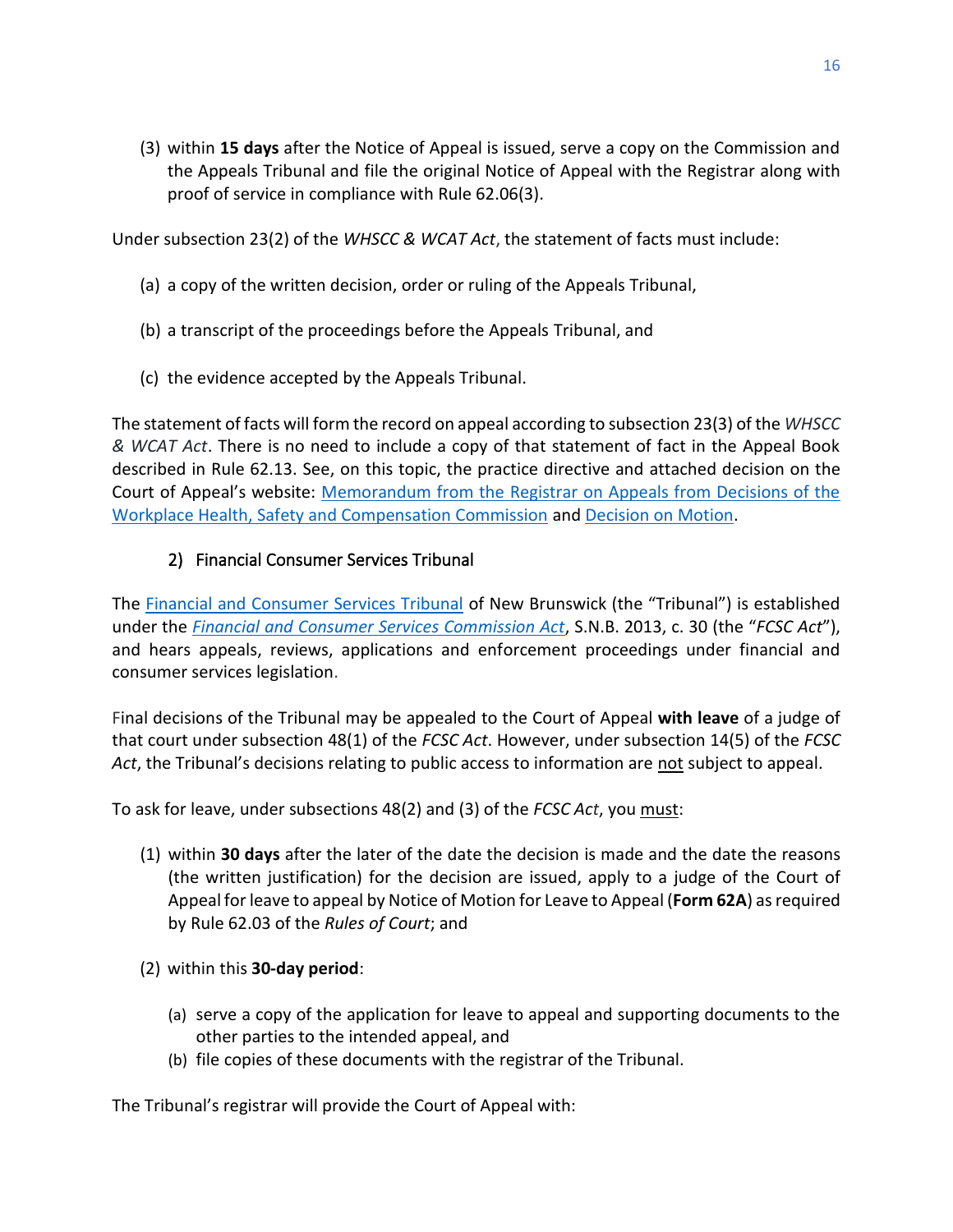(3) within **15 days** after the Notice of Appeal is issued, serve a copy on the Commission and the Appeals Tribunal and file the original Notice of Appeal with the Registrar along with proof of service in compliance with Rule 62.06(3).

Under subsection 23(2) of the *WHSCC & WCAT Act*, the statement of facts must include:

(a) a copy of the written decision, order or ruling of the Appeals Tribunal,

(b) a transcript of the proceedings before the Appeals Tribunal, and

(c) the evidence accepted by the Appeals Tribunal.

The statement of facts will form the record on appeal according to subsection 23(3) of the *WHSCC & WCAT Act*. There is no need to include a copy of that statement of fact in the Appeal Book described in Rule 62.13. See, on this topic, the practice directive and attached decision on the Court of Appeal's website: Memorandum from the Registrar on Appeals from Decisions of the Workplace Health, Safety and Compensation Commission and Decision on Motion.

### 2) Financial Consumer Services Tribunal

The Financial and Consumer Services Tribunal of New Brunswick (the "Tribunal") is established under the *Financial and Consumer Services Commission Act*, S.N.B. 2013, c. 30 (the "*FCSC Act*"), and hears appeals, reviews, applications and enforcement proceedings under financial and consumer services legislation.

Final decisions of the Tribunal may be appealed to the Court of Appeal **with leave** of a judge of that court under subsection 48(1) of the *FCSC Act*. However, under subsection 14(5) of the *FCSC Act*, the Tribunal's decisions relating to public access to information are not subject to appeal.

To ask for leave, under subsections 48(2) and (3) of the *FCSC Act*, you must:

(1) within **30 days** after the later of the date the decision is made and the date the reasons (the written justification) for the decision are issued, apply to a judge of the Court of Appeal for leave to appeal by Notice of Motion for Leave to Appeal (**Form 62A**) as required by Rule 62.03 of the *Rules of Court*; and

(2) within this **30-day period**:

   (a) serve a copy of the application for leave to appeal and supporting documents to the other parties to the intended appeal, and
   (b) file copies of these documents with the registrar of the Tribunal.

The Tribunal's registrar will provide the Court of Appeal with: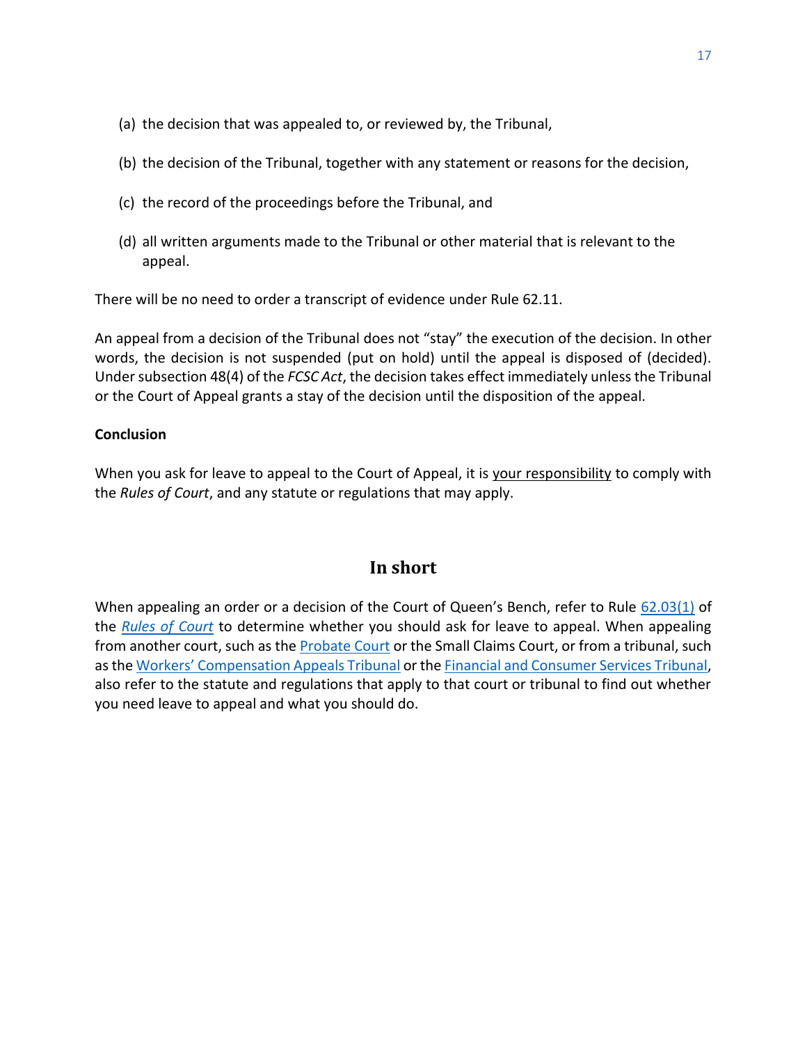(a) the decision that was appealed to, or reviewed by, the Tribunal,

(b) the decision of the Tribunal, together with any statement or reasons for the decision,

(c) the record of the proceedings before the Tribunal, and

(d) all written arguments made to the Tribunal or other material that is relevant to the appeal.

There will be no need to order a transcript of evidence under Rule 62.11.

An appeal from a decision of the Tribunal does not "stay" the execution of the decision. In other words, the decision is not suspended (put on hold) until the appeal is disposed of (decided). Under subsection 48(4) of the *FCSC Act*, the decision takes effect immediately unless the Tribunal or the Court of Appeal grants a stay of the decision until the disposition of the appeal.

**Conclusion**

When you ask for leave to appeal to the Court of Appeal, it is <u>your responsibility</u> to comply with the *Rules of Court*, and any statute or regulations that may apply.

## In short

When appealing an order or a decision of the Court of Queen's Bench, refer to Rule 62.03(1) of the *Rules of Court* to determine whether you should ask for leave to appeal. When appealing from another court, such as the Probate Court or the Small Claims Court, or from a tribunal, such as the Workers' Compensation Appeals Tribunal or the Financial and Consumer Services Tribunal, also refer to the statute and regulations that apply to that court or tribunal to find out whether you need leave to appeal and what you should do.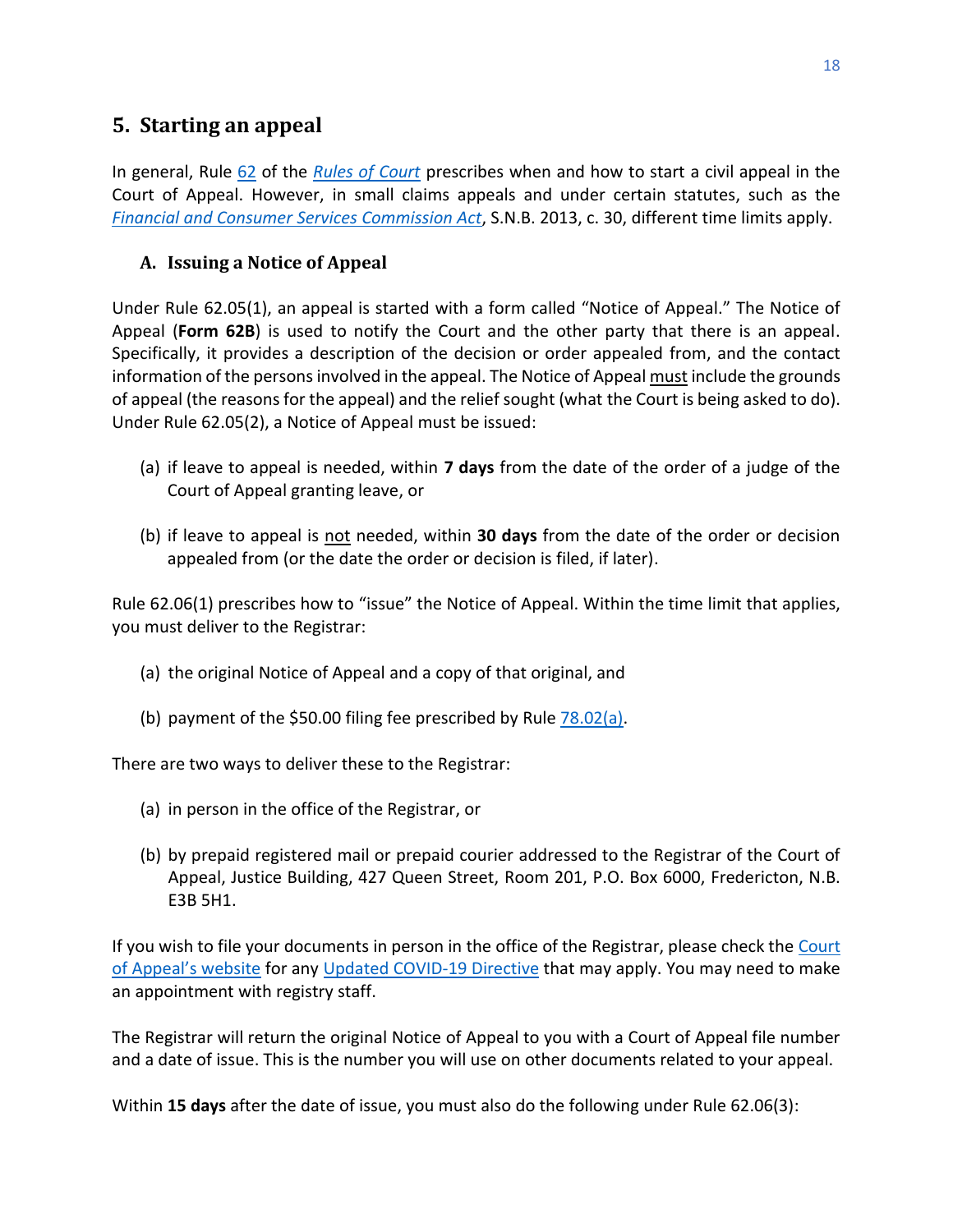## 5. Starting an appeal

In general, Rule 62 of the *Rules of Court* prescribes when and how to start a civil appeal in the Court of Appeal. However, in small claims appeals and under certain statutes, such as the *Financial and Consumer Services Commission Act*, S.N.B. 2013, c. 30, different time limits apply.

### A. Issuing a Notice of Appeal

Under Rule 62.05(1), an appeal is started with a form called "Notice of Appeal." The Notice of Appeal (**Form 62B**) is used to notify the Court and the other party that there is an appeal. Specifically, it provides a description of the decision or order appealed from, and the contact information of the persons involved in the appeal. The Notice of Appeal must include the grounds of appeal (the reasons for the appeal) and the relief sought (what the Court is being asked to do). Under Rule 62.05(2), a Notice of Appeal must be issued:

(a) if leave to appeal is needed, within **7 days** from the date of the order of a judge of the Court of Appeal granting leave, or

(b) if leave to appeal is not needed, within **30 days** from the date of the order or decision appealed from (or the date the order or decision is filed, if later).

Rule 62.06(1) prescribes how to "issue" the Notice of Appeal. Within the time limit that applies, you must deliver to the Registrar:

(a) the original Notice of Appeal and a copy of that original, and

(b) payment of the $50.00 filing fee prescribed by Rule 78.02(a).

There are two ways to deliver these to the Registrar:

(a) in person in the office of the Registrar, or

(b) by prepaid registered mail or prepaid courier addressed to the Registrar of the Court of Appeal, Justice Building, 427 Queen Street, Room 201, P.O. Box 6000, Fredericton, N.B. E3B 5H1.

If you wish to file your documents in person in the office of the Registrar, please check the Court of Appeal's website for any Updated COVID-19 Directive that may apply. You may need to make an appointment with registry staff.

The Registrar will return the original Notice of Appeal to you with a Court of Appeal file number and a date of issue. This is the number you will use on other documents related to your appeal.

Within **15 days** after the date of issue, you must also do the following under Rule 62.06(3):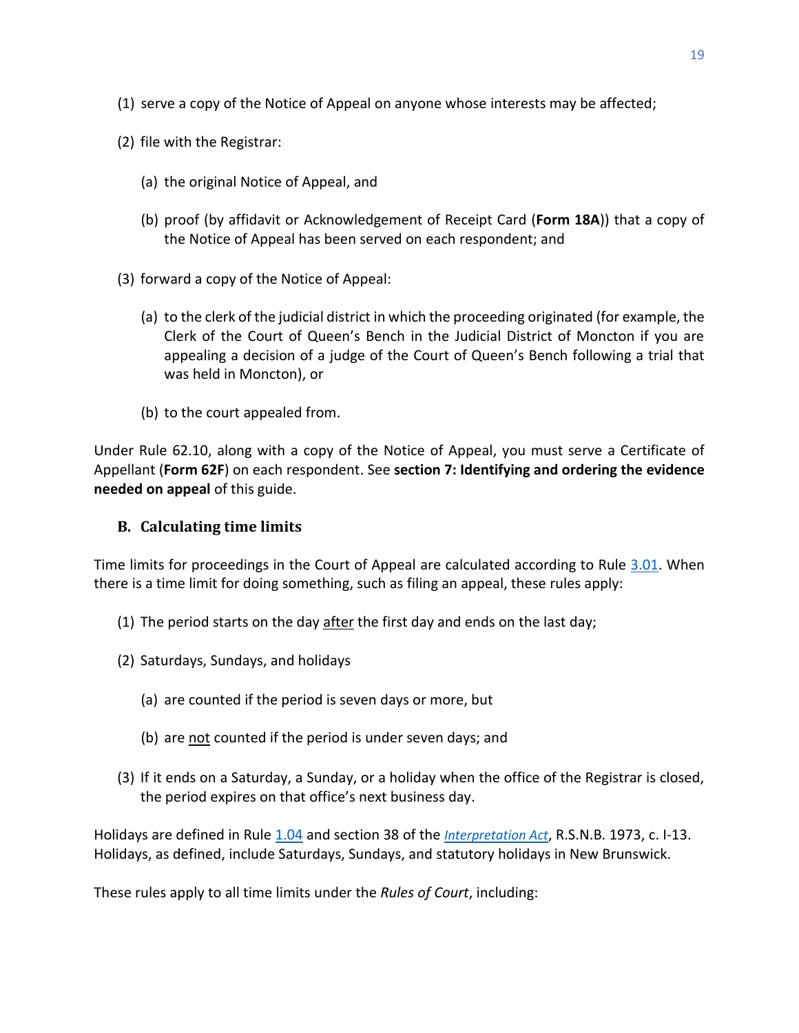(1) serve a copy of the Notice of Appeal on anyone whose interests may be affected;

(2) file with the Registrar:

  (a) the original Notice of Appeal, and

  (b) proof (by affidavit or Acknowledgement of Receipt Card (**Form 18A**)) that a copy of the Notice of Appeal has been served on each respondent; and

(3) forward a copy of the Notice of Appeal:

  (a) to the clerk of the judicial district in which the proceeding originated (for example, the Clerk of the Court of Queen's Bench in the Judicial District of Moncton if you are appealing a decision of a judge of the Court of Queen's Bench following a trial that was held in Moncton), or

  (b) to the court appealed from.

Under Rule 62.10, along with a copy of the Notice of Appeal, you must serve a Certificate of Appellant (**Form 62F**) on each respondent. See **section 7: Identifying and ordering the evidence needed on appeal** of this guide.

### B. Calculating time limits

Time limits for proceedings in the Court of Appeal are calculated according to Rule 3.01. When there is a time limit for doing something, such as filing an appeal, these rules apply:

(1) The period starts on the day after the first day and ends on the last day;

(2) Saturdays, Sundays, and holidays

  (a) are counted if the period is seven days or more, but

  (b) are not counted if the period is under seven days; and

(3) If it ends on a Saturday, a Sunday, or a holiday when the office of the Registrar is closed, the period expires on that office's next business day.

Holidays are defined in Rule 1.04 and section 38 of the *Interpretation Act*, R.S.N.B. 1973, c. I-13. Holidays, as defined, include Saturdays, Sundays, and statutory holidays in New Brunswick.

These rules apply to all time limits under the *Rules of Court*, including: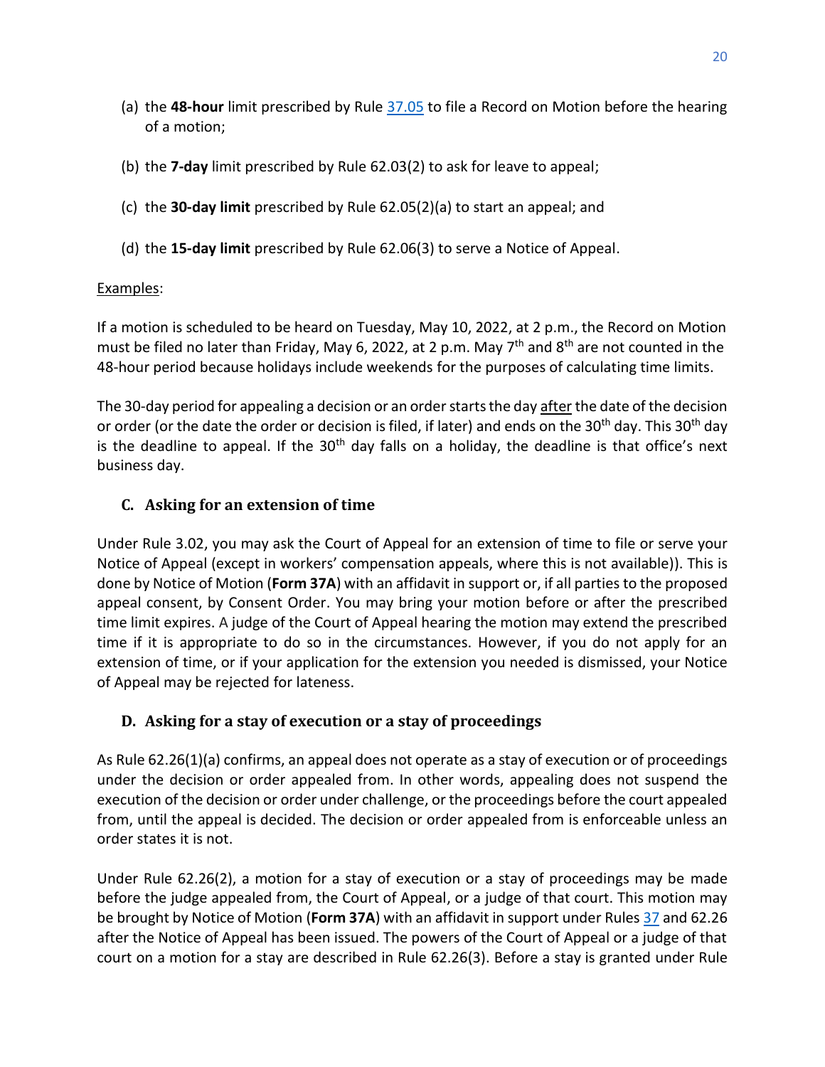(a) the **48-hour** limit prescribed by Rule [37.05](#) to file a Record on Motion before the hearing of a motion;

(b) the **7-day** limit prescribed by Rule 62.03(2) to ask for leave to appeal;

(c) the **30-day limit** prescribed by Rule 62.05(2)(a) to start an appeal; and

(d) the **15-day limit** prescribed by Rule 62.06(3) to serve a Notice of Appeal.

Examples:

If a motion is scheduled to be heard on Tuesday, May 10, 2022, at 2 p.m., the Record on Motion must be filed no later than Friday, May 6, 2022, at 2 p.m. May 7th and 8th are not counted in the 48-hour period because holidays include weekends for the purposes of calculating time limits.

The 30-day period for appealing a decision or an order starts the day after the date of the decision or order (or the date the order or decision is filed, if later) and ends on the 30th day. This 30th day is the deadline to appeal. If the 30th day falls on a holiday, the deadline is that office's next business day.

### C. Asking for an extension of time

Under Rule 3.02, you may ask the Court of Appeal for an extension of time to file or serve your Notice of Appeal (except in workers' compensation appeals, where this is not available)). This is done by Notice of Motion (**Form 37A**) with an affidavit in support or, if all parties to the proposed appeal consent, by Consent Order. You may bring your motion before or after the prescribed time limit expires. A judge of the Court of Appeal hearing the motion may extend the prescribed time if it is appropriate to do so in the circumstances. However, if you do not apply for an extension of time, or if your application for the extension you needed is dismissed, your Notice of Appeal may be rejected for lateness.

### D. Asking for a stay of execution or a stay of proceedings

As Rule 62.26(1)(a) confirms, an appeal does not operate as a stay of execution or of proceedings under the decision or order appealed from. In other words, appealing does not suspend the execution of the decision or order under challenge, or the proceedings before the court appealed from, until the appeal is decided. The decision or order appealed from is enforceable unless an order states it is not.

Under Rule 62.26(2), a motion for a stay of execution or a stay of proceedings may be made before the judge appealed from, the Court of Appeal, or a judge of that court. This motion may be brought by Notice of Motion (**Form 37A**) with an affidavit in support under Rules [37](#) and 62.26 after the Notice of Appeal has been issued. The powers of the Court of Appeal or a judge of that court on a motion for a stay are described in Rule 62.26(3). Before a stay is granted under Rule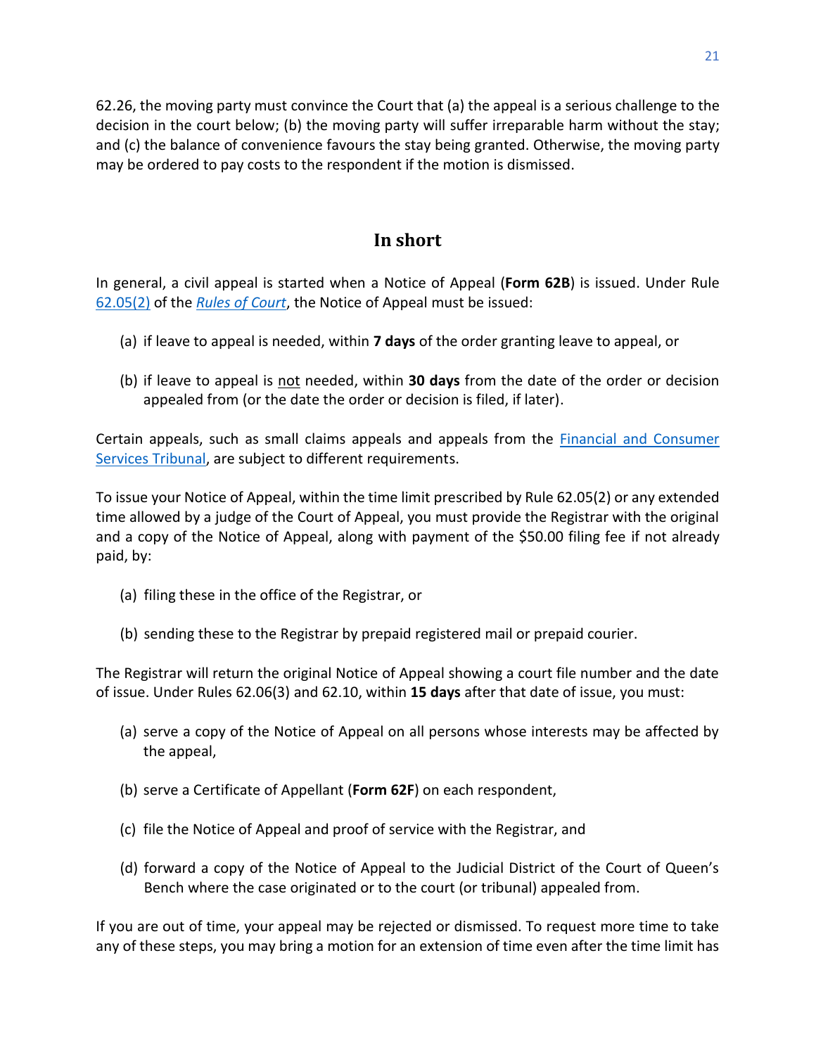62.26, the moving party must convince the Court that (a) the appeal is a serious challenge to the decision in the court below; (b) the moving party will suffer irreparable harm without the stay; and (c) the balance of convenience favours the stay being granted. Otherwise, the moving party may be ordered to pay costs to the respondent if the motion is dismissed.

## In short

In general, a civil appeal is started when a Notice of Appeal (**Form 62B**) is issued. Under Rule 62.05(2) of the *Rules of Court*, the Notice of Appeal must be issued:

(a) if leave to appeal is needed, within **7 days** of the order granting leave to appeal, or

(b) if leave to appeal is not needed, within **30 days** from the date of the order or decision appealed from (or the date the order or decision is filed, if later).

Certain appeals, such as small claims appeals and appeals from the Financial and Consumer Services Tribunal, are subject to different requirements.

To issue your Notice of Appeal, within the time limit prescribed by Rule 62.05(2) or any extended time allowed by a judge of the Court of Appeal, you must provide the Registrar with the original and a copy of the Notice of Appeal, along with payment of the $50.00 filing fee if not already paid, by:

(a) filing these in the office of the Registrar, or

(b) sending these to the Registrar by prepaid registered mail or prepaid courier.

The Registrar will return the original Notice of Appeal showing a court file number and the date of issue. Under Rules 62.06(3) and 62.10, within **15 days** after that date of issue, you must:

(a) serve a copy of the Notice of Appeal on all persons whose interests may be affected by the appeal,

(b) serve a Certificate of Appellant (**Form 62F**) on each respondent,

(c) file the Notice of Appeal and proof of service with the Registrar, and

(d) forward a copy of the Notice of Appeal to the Judicial District of the Court of Queen's Bench where the case originated or to the court (or tribunal) appealed from.

If you are out of time, your appeal may be rejected or dismissed. To request more time to take any of these steps, you may bring a motion for an extension of time even after the time limit has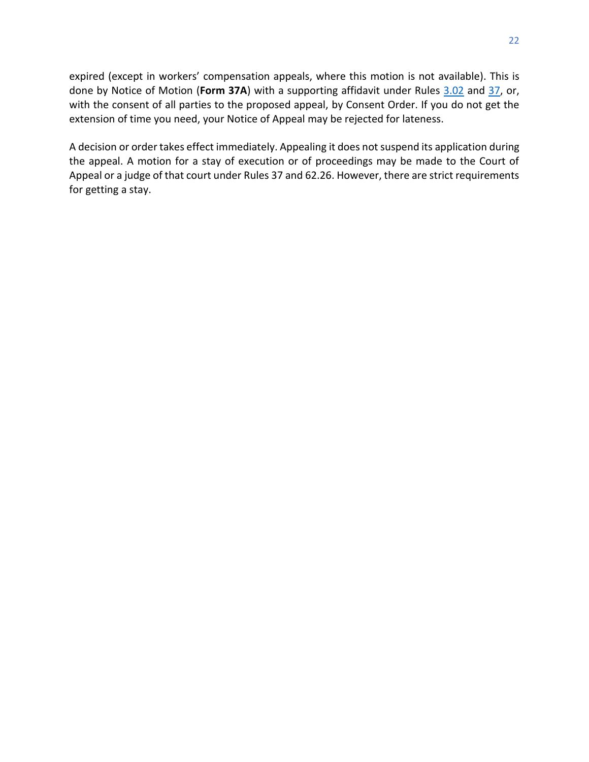expired (except in workers' compensation appeals, where this motion is not available). This is done by Notice of Motion (**Form 37A**) with a supporting affidavit under Rules 3.02 and 37, or, with the consent of all parties to the proposed appeal, by Consent Order. If you do not get the extension of time you need, your Notice of Appeal may be rejected for lateness.

A decision or order takes effect immediately. Appealing it does not suspend its application during the appeal. A motion for a stay of execution or of proceedings may be made to the Court of Appeal or a judge of that court under Rules 37 and 62.26. However, there are strict requirements for getting a stay.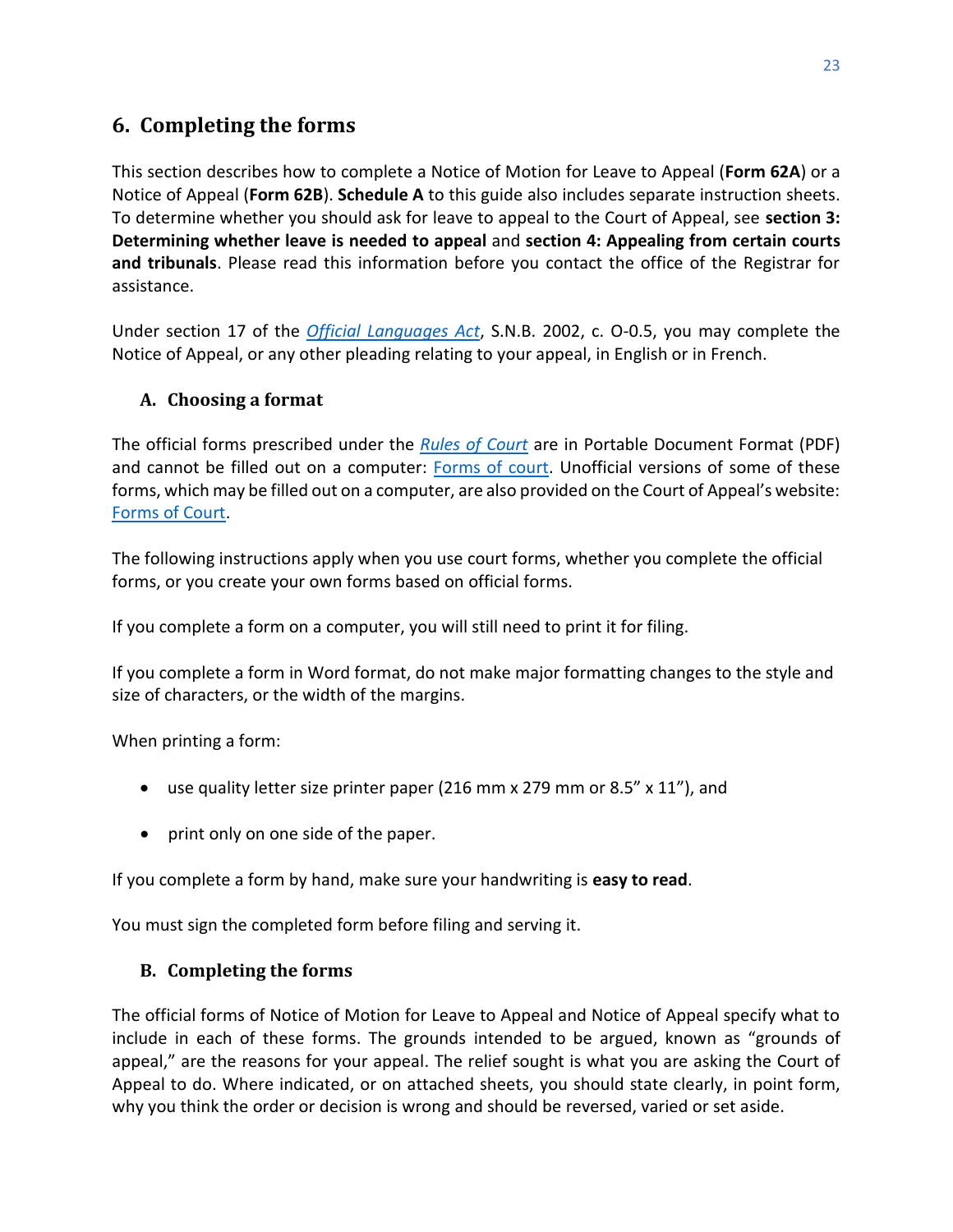## 6. Completing the forms

This section describes how to complete a Notice of Motion for Leave to Appeal (**Form 62A**) or a Notice of Appeal (**Form 62B**). **Schedule A** to this guide also includes separate instruction sheets. To determine whether you should ask for leave to appeal to the Court of Appeal, see **section 3: Determining whether leave is needed to appeal** and **section 4: Appealing from certain courts and tribunals**. Please read this information before you contact the office of the Registrar for assistance.

Under section 17 of the *Official Languages Act*, S.N.B. 2002, c. O-0.5, you may complete the Notice of Appeal, or any other pleading relating to your appeal, in English or in French.

### A. Choosing a format

The official forms prescribed under the *Rules of Court* are in Portable Document Format (PDF) and cannot be filled out on a computer: Forms of court. Unofficial versions of some of these forms, which may be filled out on a computer, are also provided on the Court of Appeal's website: Forms of Court.

The following instructions apply when you use court forms, whether you complete the official forms, or you create your own forms based on official forms.

If you complete a form on a computer, you will still need to print it for filing.

If you complete a form in Word format, do not make major formatting changes to the style and size of characters, or the width of the margins.

When printing a form:

- use quality letter size printer paper (216 mm x 279 mm or 8.5" x 11"), and
- print only on one side of the paper.

If you complete a form by hand, make sure your handwriting is **easy to read**.

You must sign the completed form before filing and serving it.

### B. Completing the forms

The official forms of Notice of Motion for Leave to Appeal and Notice of Appeal specify what to include in each of these forms. The grounds intended to be argued, known as "grounds of appeal," are the reasons for your appeal. The relief sought is what you are asking the Court of Appeal to do. Where indicated, or on attached sheets, you should state clearly, in point form, why you think the order or decision is wrong and should be reversed, varied or set aside.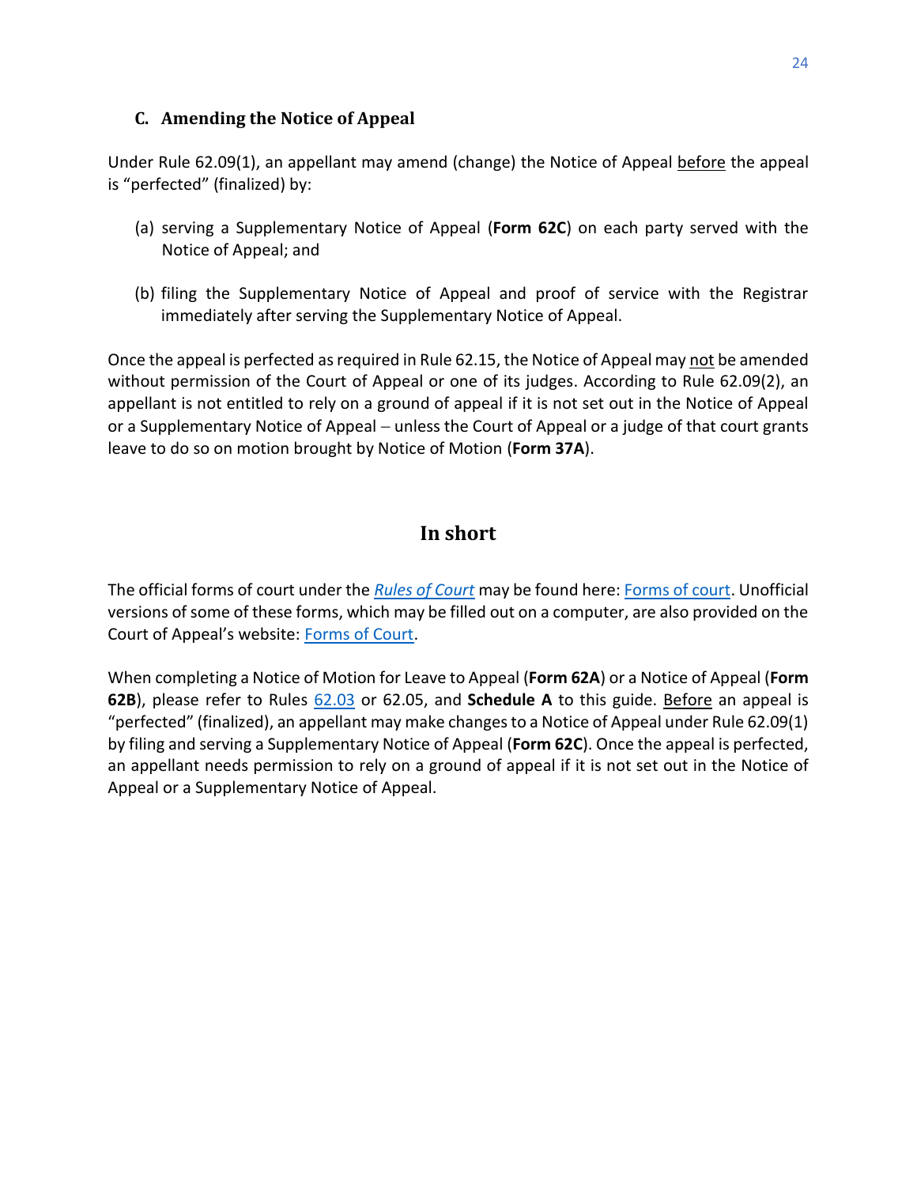### C. Amending the Notice of Appeal

Under Rule 62.09(1), an appellant may amend (change) the Notice of Appeal before the appeal is "perfected" (finalized) by:

(a) serving a Supplementary Notice of Appeal (**Form 62C**) on each party served with the Notice of Appeal; and

(b) filing the Supplementary Notice of Appeal and proof of service with the Registrar immediately after serving the Supplementary Notice of Appeal.

Once the appeal is perfected as required in Rule 62.15, the Notice of Appeal may not be amended without permission of the Court of Appeal or one of its judges. According to Rule 62.09(2), an appellant is not entitled to rely on a ground of appeal if it is not set out in the Notice of Appeal or a Supplementary Notice of Appeal – unless the Court of Appeal or a judge of that court grants leave to do so on motion brought by Notice of Motion (**Form 37A**).

## In short

The official forms of court under the *Rules of Court* may be found here: Forms of court. Unofficial versions of some of these forms, which may be filled out on a computer, are also provided on the Court of Appeal's website: Forms of Court.

When completing a Notice of Motion for Leave to Appeal (**Form 62A**) or a Notice of Appeal (**Form 62B**), please refer to Rules 62.03 or 62.05, and **Schedule A** to this guide. Before an appeal is "perfected" (finalized), an appellant may make changes to a Notice of Appeal under Rule 62.09(1) by filing and serving a Supplementary Notice of Appeal (**Form 62C**). Once the appeal is perfected, an appellant needs permission to rely on a ground of appeal if it is not set out in the Notice of Appeal or a Supplementary Notice of Appeal.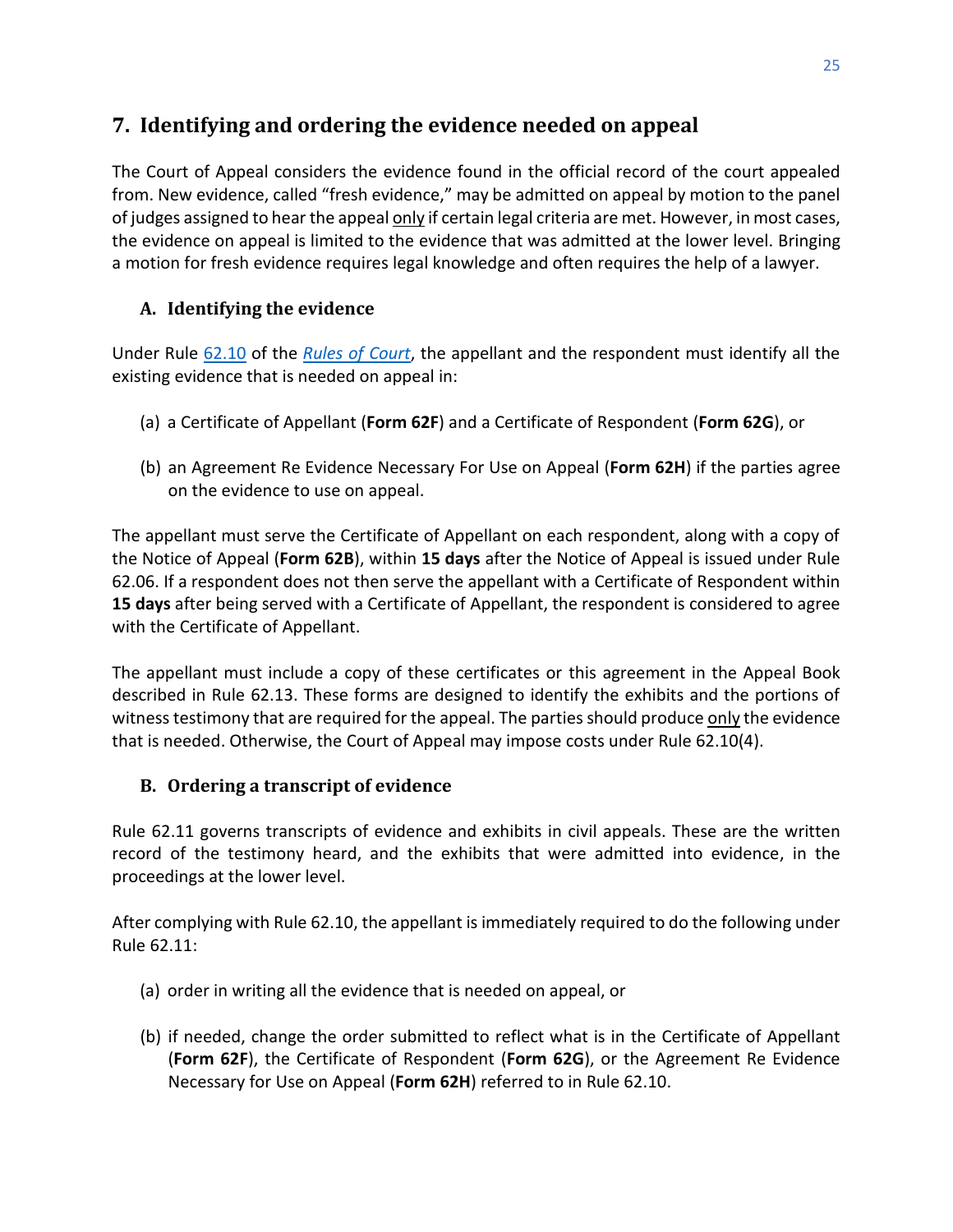## 7. Identifying and ordering the evidence needed on appeal

The Court of Appeal considers the evidence found in the official record of the court appealed from. New evidence, called "fresh evidence," may be admitted on appeal by motion to the panel of judges assigned to hear the appeal <u>only</u> if certain legal criteria are met. However, in most cases, the evidence on appeal is limited to the evidence that was admitted at the lower level. Bringing a motion for fresh evidence requires legal knowledge and often requires the help of a lawyer.

### A. Identifying the evidence

Under Rule 62.10 of the *Rules of Court*, the appellant and the respondent must identify all the existing evidence that is needed on appeal in:

(a) a Certificate of Appellant (**Form 62F**) and a Certificate of Respondent (**Form 62G**), or

(b) an Agreement Re Evidence Necessary For Use on Appeal (**Form 62H**) if the parties agree on the evidence to use on appeal.

The appellant must serve the Certificate of Appellant on each respondent, along with a copy of the Notice of Appeal (**Form 62B**), within **15 days** after the Notice of Appeal is issued under Rule 62.06. If a respondent does not then serve the appellant with a Certificate of Respondent within **15 days** after being served with a Certificate of Appellant, the respondent is considered to agree with the Certificate of Appellant.

The appellant must include a copy of these certificates or this agreement in the Appeal Book described in Rule 62.13. These forms are designed to identify the exhibits and the portions of witness testimony that are required for the appeal. The parties should produce <u>only</u> the evidence that is needed. Otherwise, the Court of Appeal may impose costs under Rule 62.10(4).

### B. Ordering a transcript of evidence

Rule 62.11 governs transcripts of evidence and exhibits in civil appeals. These are the written record of the testimony heard, and the exhibits that were admitted into evidence, in the proceedings at the lower level.

After complying with Rule 62.10, the appellant is immediately required to do the following under Rule 62.11:

(a) order in writing all the evidence that is needed on appeal, or

(b) if needed, change the order submitted to reflect what is in the Certificate of Appellant (**Form 62F**), the Certificate of Respondent (**Form 62G**), or the Agreement Re Evidence Necessary for Use on Appeal (**Form 62H**) referred to in Rule 62.10.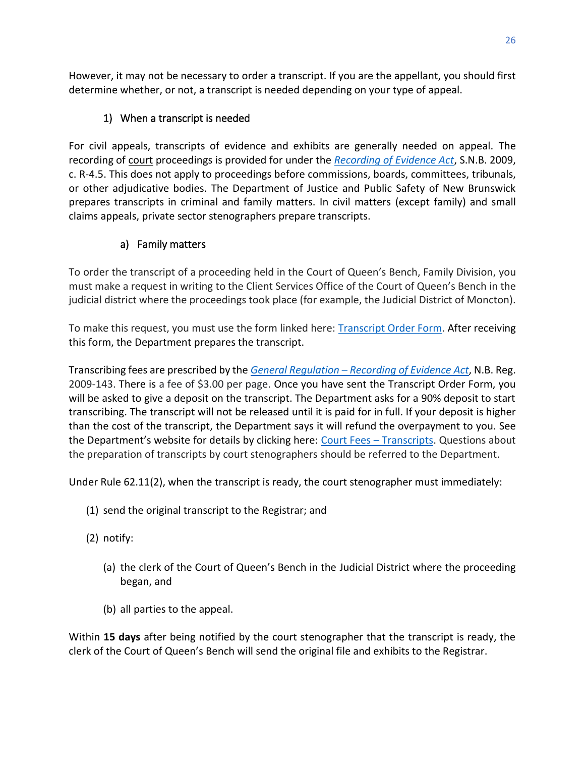However, it may not be necessary to order a transcript. If you are the appellant, you should first determine whether, or not, a transcript is needed depending on your type of appeal.

### 1) When a transcript is needed

For civil appeals, transcripts of evidence and exhibits are generally needed on appeal. The recording of court proceedings is provided for under the *Recording of Evidence Act*, S.N.B. 2009, c. R-4.5. This does not apply to proceedings before commissions, boards, committees, tribunals, or other adjudicative bodies. The Department of Justice and Public Safety of New Brunswick prepares transcripts in criminal and family matters. In civil matters (except family) and small claims appeals, private sector stenographers prepare transcripts.

#### a) Family matters

To order the transcript of a proceeding held in the Court of Queen's Bench, Family Division, you must make a request in writing to the Client Services Office of the Court of Queen's Bench in the judicial district where the proceedings took place (for example, the Judicial District of Moncton).

To make this request, you must use the form linked here: Transcript Order Form. After receiving this form, the Department prepares the transcript.

Transcribing fees are prescribed by the *General Regulation – Recording of Evidence Act*, N.B. Reg. 2009-143. There is a fee of $3.00 per page. Once you have sent the Transcript Order Form, you will be asked to give a deposit on the transcript. The Department asks for a 90% deposit to start transcribing. The transcript will not be released until it is paid for in full. If your deposit is higher than the cost of the transcript, the Department says it will refund the overpayment to you. See the Department's website for details by clicking here: Court Fees – Transcripts. Questions about the preparation of transcripts by court stenographers should be referred to the Department.

Under Rule 62.11(2), when the transcript is ready, the court stenographer must immediately:

(1) send the original transcript to the Registrar; and

(2) notify:

  (a) the clerk of the Court of Queen's Bench in the Judicial District where the proceeding began, and

  (b) all parties to the appeal.

Within **15 days** after being notified by the court stenographer that the transcript is ready, the clerk of the Court of Queen's Bench will send the original file and exhibits to the Registrar.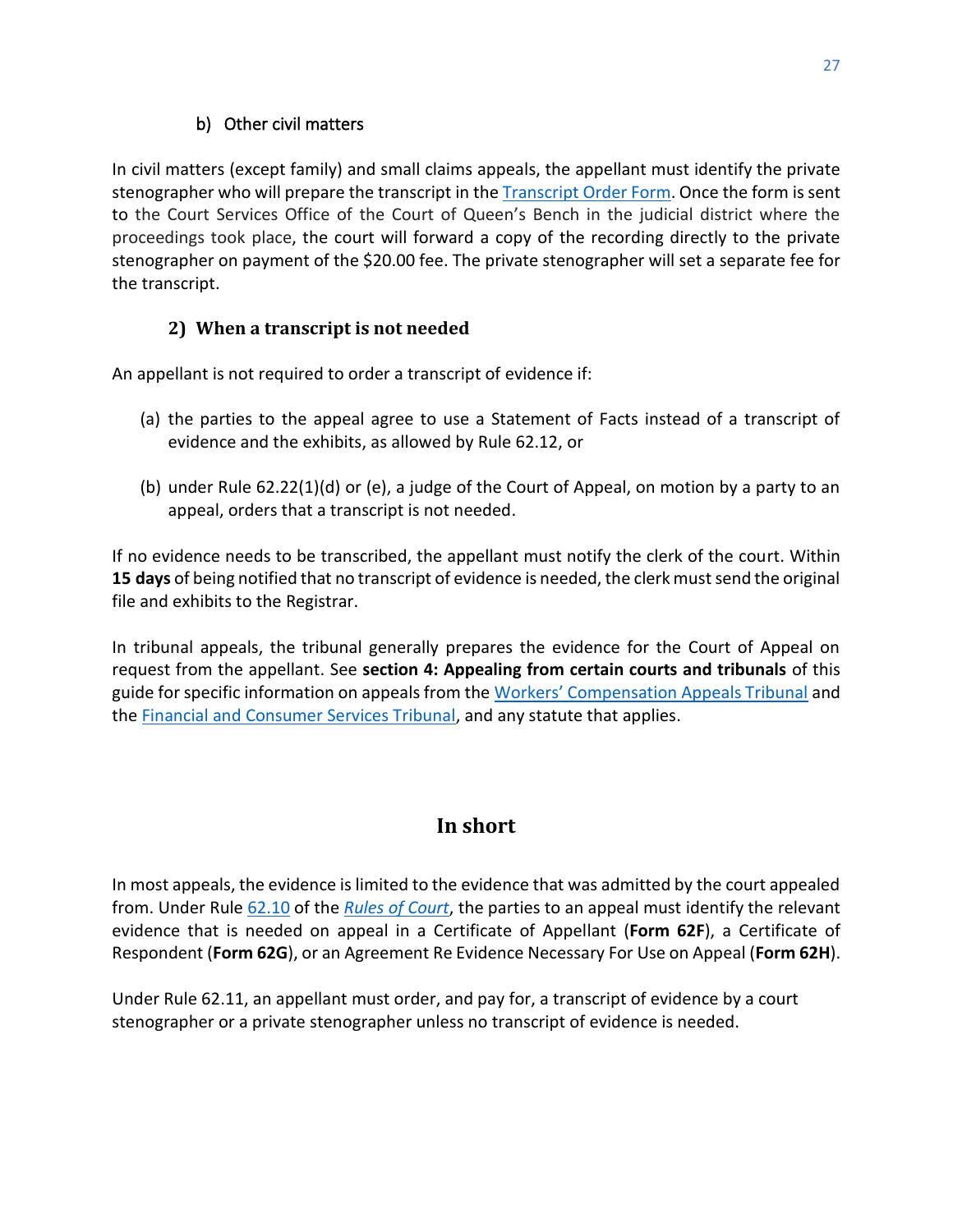#### b) Other civil matters

In civil matters (except family) and small claims appeals, the appellant must identify the private stenographer who will prepare the transcript in the Transcript Order Form. Once the form is sent to the Court Services Office of the Court of Queen's Bench in the judicial district where the proceedings took place, the court will forward a copy of the recording directly to the private stenographer on payment of the $20.00 fee. The private stenographer will set a separate fee for the transcript.

### 2) When a transcript is not needed

An appellant is not required to order a transcript of evidence if:

(a) the parties to the appeal agree to use a Statement of Facts instead of a transcript of evidence and the exhibits, as allowed by Rule 62.12, or

(b) under Rule 62.22(1)(d) or (e), a judge of the Court of Appeal, on motion by a party to an appeal, orders that a transcript is not needed.

If no evidence needs to be transcribed, the appellant must notify the clerk of the court. Within **15 days** of being notified that no transcript of evidence is needed, the clerk must send the original file and exhibits to the Registrar.

In tribunal appeals, the tribunal generally prepares the evidence for the Court of Appeal on request from the appellant. See **section 4: Appealing from certain courts and tribunals** of this guide for specific information on appeals from the Workers' Compensation Appeals Tribunal and the Financial and Consumer Services Tribunal, and any statute that applies.

## In short

In most appeals, the evidence is limited to the evidence that was admitted by the court appealed from. Under Rule 62.10 of the *Rules of Court*, the parties to an appeal must identify the relevant evidence that is needed on appeal in a Certificate of Appellant (**Form 62F**), a Certificate of Respondent (**Form 62G**), or an Agreement Re Evidence Necessary For Use on Appeal (**Form 62H**).

Under Rule 62.11, an appellant must order, and pay for, a transcript of evidence by a court stenographer or a private stenographer unless no transcript of evidence is needed.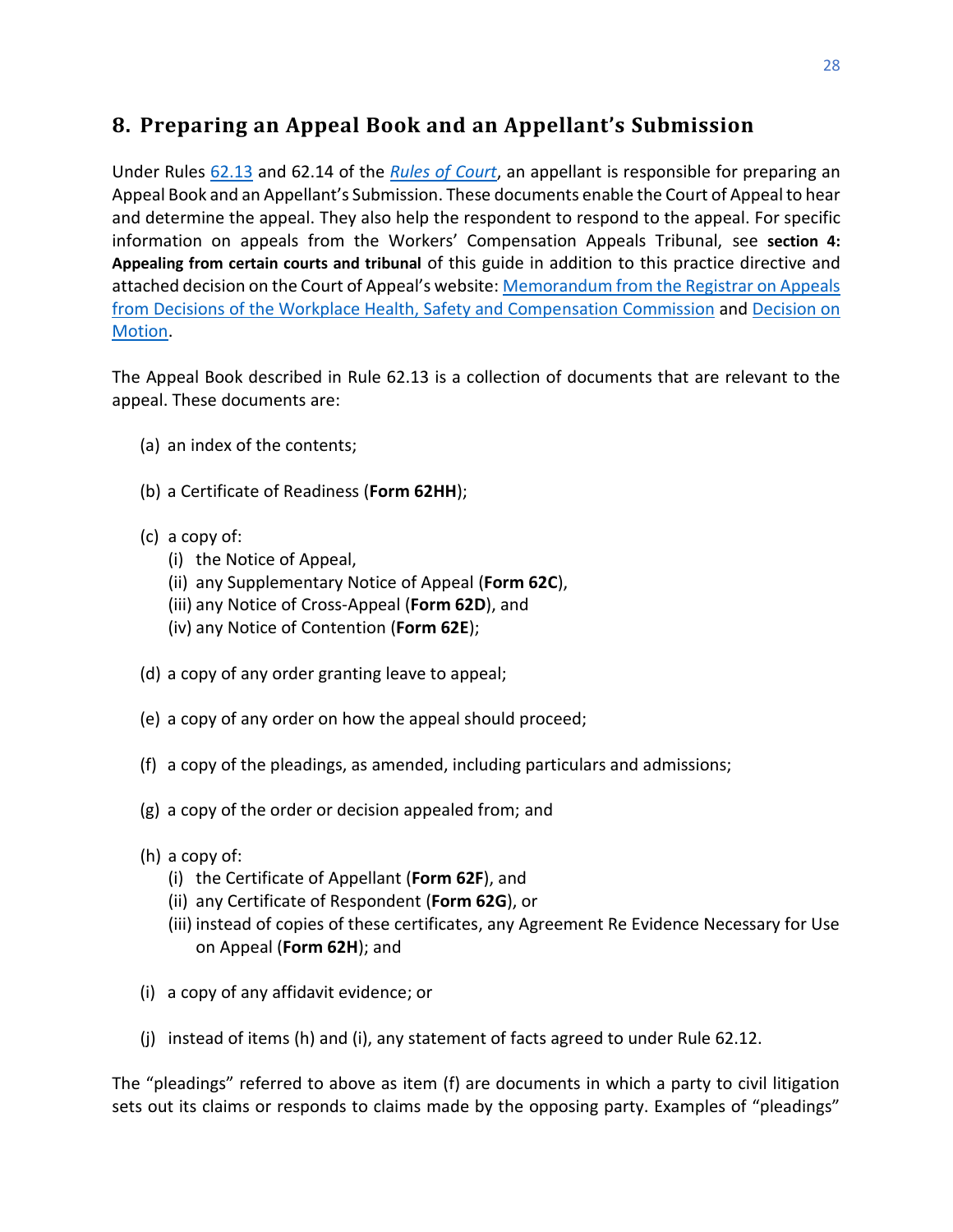## 8. Preparing an Appeal Book and an Appellant's Submission

Under Rules 62.13 and 62.14 of the *Rules of Court*, an appellant is responsible for preparing an Appeal Book and an Appellant's Submission. These documents enable the Court of Appeal to hear and determine the appeal. They also help the respondent to respond to the appeal. For specific information on appeals from the Workers' Compensation Appeals Tribunal, see **section 4: Appealing from certain courts and tribunal** of this guide in addition to this practice directive and attached decision on the Court of Appeal's website: Memorandum from the Registrar on Appeals from Decisions of the Workplace Health, Safety and Compensation Commission and Decision on Motion.

The Appeal Book described in Rule 62.13 is a collection of documents that are relevant to the appeal. These documents are:

(a) an index of the contents;

(b) a Certificate of Readiness (**Form 62HH**);

(c) a copy of:
   (i) the Notice of Appeal,
   (ii) any Supplementary Notice of Appeal (**Form 62C**),
   (iii) any Notice of Cross-Appeal (**Form 62D**), and
   (iv) any Notice of Contention (**Form 62E**);

(d) a copy of any order granting leave to appeal;

(e) a copy of any order on how the appeal should proceed;

(f) a copy of the pleadings, as amended, including particulars and admissions;

(g) a copy of the order or decision appealed from; and

(h) a copy of:
   (i) the Certificate of Appellant (**Form 62F**), and
   (ii) any Certificate of Respondent (**Form 62G**), or
   (iii) instead of copies of these certificates, any Agreement Re Evidence Necessary for Use on Appeal (**Form 62H**); and

(i) a copy of any affidavit evidence; or

(j) instead of items (h) and (i), any statement of facts agreed to under Rule 62.12.

The "pleadings" referred to above as item (f) are documents in which a party to civil litigation sets out its claims or responds to claims made by the opposing party. Examples of "pleadings"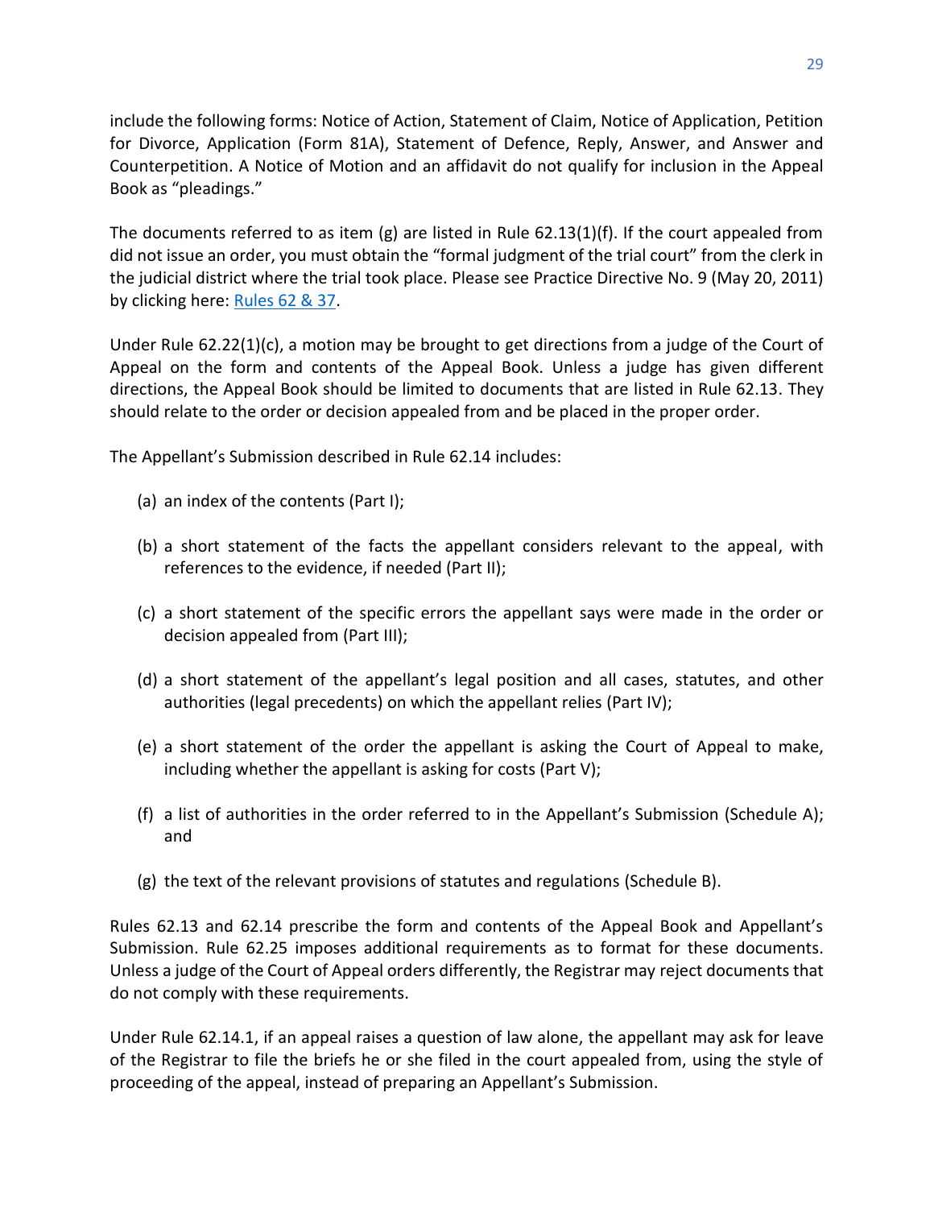include the following forms: Notice of Action, Statement of Claim, Notice of Application, Petition for Divorce, Application (Form 81A), Statement of Defence, Reply, Answer, and Answer and Counterpetition. A Notice of Motion and an affidavit do not qualify for inclusion in the Appeal Book as "pleadings."

The documents referred to as item (g) are listed in Rule 62.13(1)(f). If the court appealed from did not issue an order, you must obtain the "formal judgment of the trial court" from the clerk in the judicial district where the trial took place. Please see Practice Directive No. 9 (May 20, 2011) by clicking here: [Rules 62 & 37](Rules 62 & 37).

Under Rule 62.22(1)(c), a motion may be brought to get directions from a judge of the Court of Appeal on the form and contents of the Appeal Book. Unless a judge has given different directions, the Appeal Book should be limited to documents that are listed in Rule 62.13. They should relate to the order or decision appealed from and be placed in the proper order.

The Appellant's Submission described in Rule 62.14 includes:

(a) an index of the contents (Part I);

(b) a short statement of the facts the appellant considers relevant to the appeal, with references to the evidence, if needed (Part II);

(c) a short statement of the specific errors the appellant says were made in the order or decision appealed from (Part III);

(d) a short statement of the appellant's legal position and all cases, statutes, and other authorities (legal precedents) on which the appellant relies (Part IV);

(e) a short statement of the order the appellant is asking the Court of Appeal to make, including whether the appellant is asking for costs (Part V);

(f) a list of authorities in the order referred to in the Appellant's Submission (Schedule A); and

(g) the text of the relevant provisions of statutes and regulations (Schedule B).

Rules 62.13 and 62.14 prescribe the form and contents of the Appeal Book and Appellant's Submission. Rule 62.25 imposes additional requirements as to format for these documents. Unless a judge of the Court of Appeal orders differently, the Registrar may reject documents that do not comply with these requirements.

Under Rule 62.14.1, if an appeal raises a question of law alone, the appellant may ask for leave of the Registrar to file the briefs he or she filed in the court appealed from, using the style of proceeding of the appeal, instead of preparing an Appellant's Submission.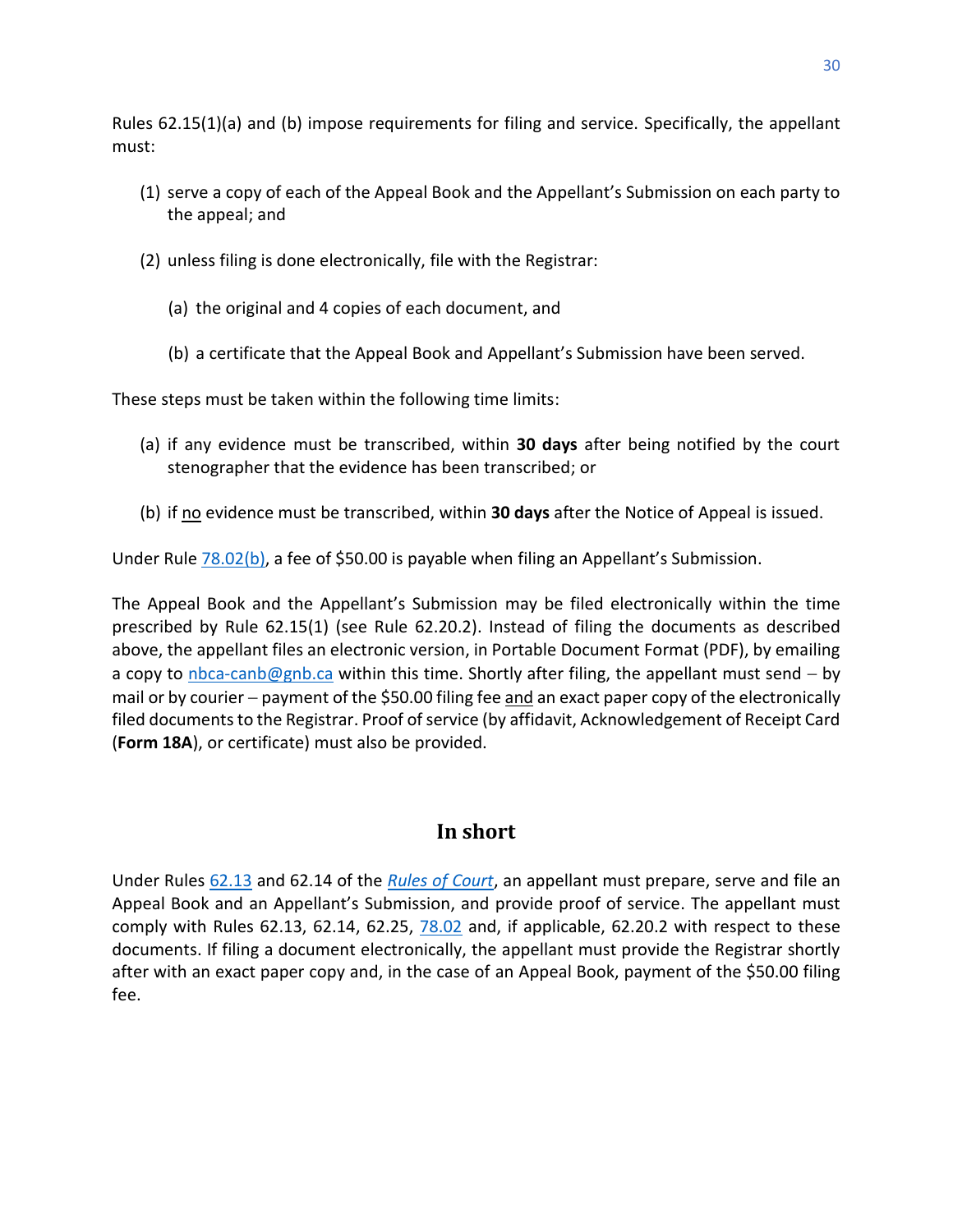Rules 62.15(1)(a) and (b) impose requirements for filing and service. Specifically, the appellant must:

(1) serve a copy of each of the Appeal Book and the Appellant's Submission on each party to the appeal; and

(2) unless filing is done electronically, file with the Registrar:

   (a) the original and 4 copies of each document, and

   (b) a certificate that the Appeal Book and Appellant's Submission have been served.

These steps must be taken within the following time limits:

(a) if any evidence must be transcribed, within **30 days** after being notified by the court stenographer that the evidence has been transcribed; or

(b) if no evidence must be transcribed, within **30 days** after the Notice of Appeal is issued.

Under Rule 78.02(b), a fee of $50.00 is payable when filing an Appellant's Submission.

The Appeal Book and the Appellant's Submission may be filed electronically within the time prescribed by Rule 62.15(1) (see Rule 62.20.2). Instead of filing the documents as described above, the appellant files an electronic version, in Portable Document Format (PDF), by emailing a copy to nbca-canb@gnb.ca within this time. Shortly after filing, the appellant must send – by mail or by courier – payment of the $50.00 filing fee and an exact paper copy of the electronically filed documents to the Registrar. Proof of service (by affidavit, Acknowledgement of Receipt Card (**Form 18A**), or certificate) must also be provided.

## In short

Under Rules 62.13 and 62.14 of the *Rules of Court*, an appellant must prepare, serve and file an Appeal Book and an Appellant's Submission, and provide proof of service. The appellant must comply with Rules 62.13, 62.14, 62.25, 78.02 and, if applicable, 62.20.2 with respect to these documents. If filing a document electronically, the appellant must provide the Registrar shortly after with an exact paper copy and, in the case of an Appeal Book, payment of the $50.00 filing fee.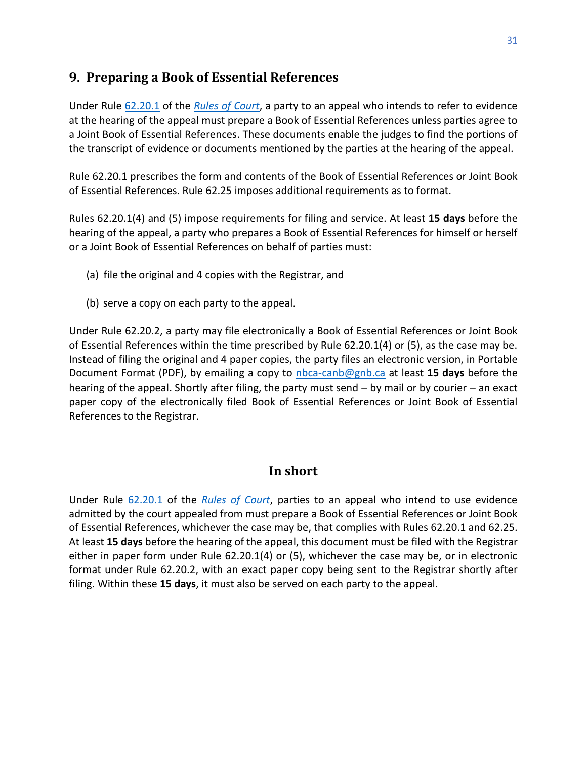## 9. Preparing a Book of Essential References

Under Rule 62.20.1 of the *Rules of Court*, a party to an appeal who intends to refer to evidence at the hearing of the appeal must prepare a Book of Essential References unless parties agree to a Joint Book of Essential References. These documents enable the judges to find the portions of the transcript of evidence or documents mentioned by the parties at the hearing of the appeal.

Rule 62.20.1 prescribes the form and contents of the Book of Essential References or Joint Book of Essential References. Rule 62.25 imposes additional requirements as to format.

Rules 62.20.1(4) and (5) impose requirements for filing and service. At least **15 days** before the hearing of the appeal, a party who prepares a Book of Essential References for himself or herself or a Joint Book of Essential References on behalf of parties must:

(a) file the original and 4 copies with the Registrar, and

(b) serve a copy on each party to the appeal.

Under Rule 62.20.2, a party may file electronically a Book of Essential References or Joint Book of Essential References within the time prescribed by Rule 62.20.1(4) or (5), as the case may be. Instead of filing the original and 4 paper copies, the party files an electronic version, in Portable Document Format (PDF), by emailing a copy to nbca-canb@gnb.ca at least **15 days** before the hearing of the appeal. Shortly after filing, the party must send – by mail or by courier – an exact paper copy of the electronically filed Book of Essential References or Joint Book of Essential References to the Registrar.

### In short

Under Rule 62.20.1 of the *Rules of Court*, parties to an appeal who intend to use evidence admitted by the court appealed from must prepare a Book of Essential References or Joint Book of Essential References, whichever the case may be, that complies with Rules 62.20.1 and 62.25. At least **15 days** before the hearing of the appeal, this document must be filed with the Registrar either in paper form under Rule 62.20.1(4) or (5), whichever the case may be, or in electronic format under Rule 62.20.2, with an exact paper copy being sent to the Registrar shortly after filing. Within these **15 days**, it must also be served on each party to the appeal.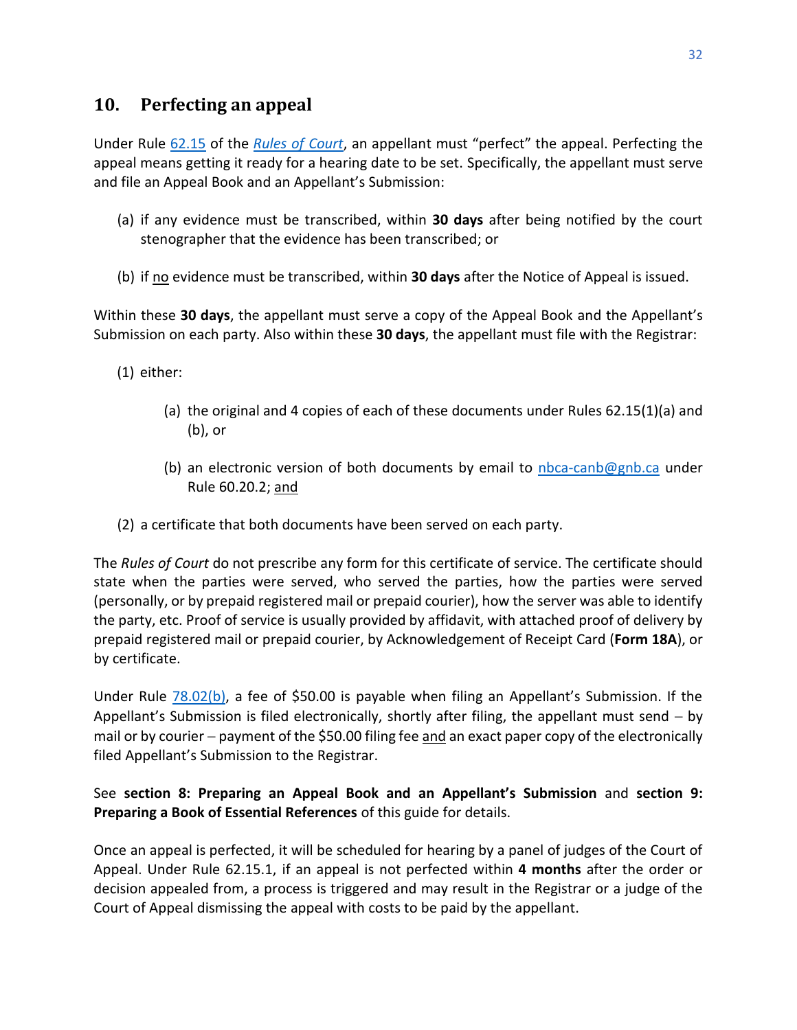## 10. Perfecting an appeal

Under Rule 62.15 of the *Rules of Court*, an appellant must "perfect" the appeal. Perfecting the appeal means getting it ready for a hearing date to be set. Specifically, the appellant must serve and file an Appeal Book and an Appellant's Submission:

(a) if any evidence must be transcribed, within **30 days** after being notified by the court stenographer that the evidence has been transcribed; or

(b) if no evidence must be transcribed, within **30 days** after the Notice of Appeal is issued.

Within these **30 days**, the appellant must serve a copy of the Appeal Book and the Appellant's Submission on each party. Also within these **30 days**, the appellant must file with the Registrar:

(1) either:

   (a) the original and 4 copies of each of these documents under Rules 62.15(1)(a) and (b), or

   (b) an electronic version of both documents by email to nbca-canb@gnb.ca under Rule 60.20.2; and

(2) a certificate that both documents have been served on each party.

The *Rules of Court* do not prescribe any form for this certificate of service. The certificate should state when the parties were served, who served the parties, how the parties were served (personally, or by prepaid registered mail or prepaid courier), how the server was able to identify the party, etc. Proof of service is usually provided by affidavit, with attached proof of delivery by prepaid registered mail or prepaid courier, by Acknowledgement of Receipt Card (**Form 18A**), or by certificate.

Under Rule 78.02(b), a fee of $50.00 is payable when filing an Appellant's Submission. If the Appellant's Submission is filed electronically, shortly after filing, the appellant must send – by mail or by courier – payment of the $50.00 filing fee and an exact paper copy of the electronically filed Appellant's Submission to the Registrar.

See **section 8: Preparing an Appeal Book and an Appellant's Submission** and **section 9: Preparing a Book of Essential References** of this guide for details.

Once an appeal is perfected, it will be scheduled for hearing by a panel of judges of the Court of Appeal. Under Rule 62.15.1, if an appeal is not perfected within **4 months** after the order or decision appealed from, a process is triggered and may result in the Registrar or a judge of the Court of Appeal dismissing the appeal with costs to be paid by the appellant.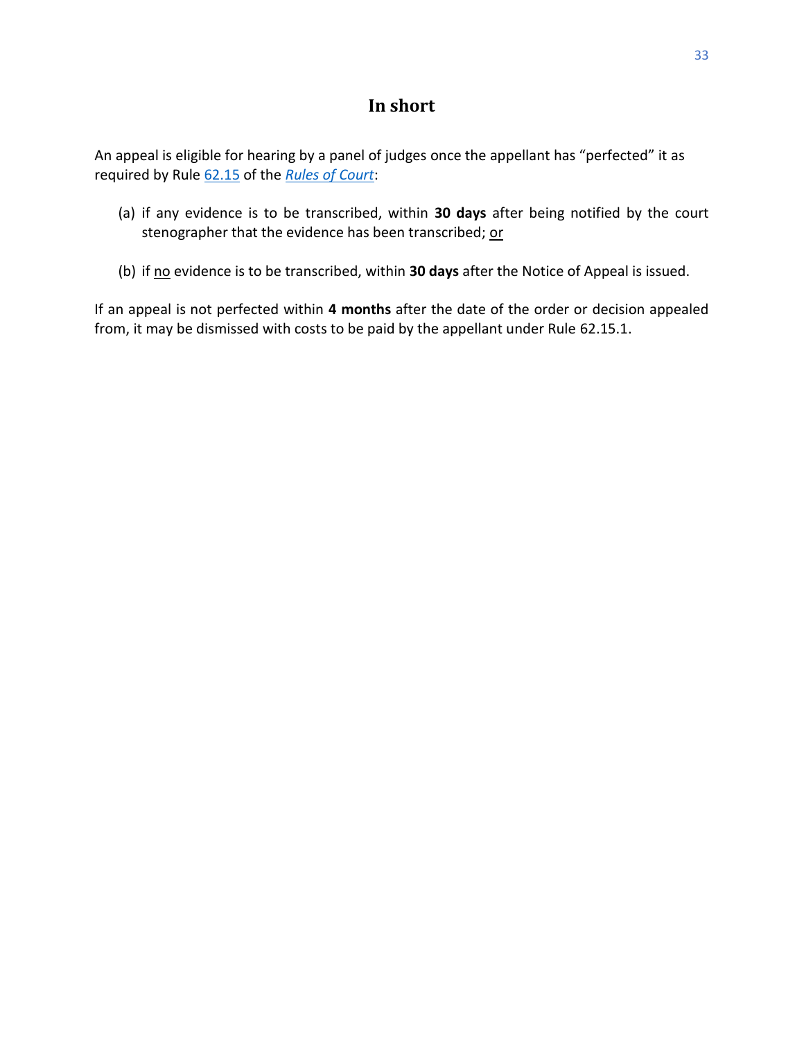## In short

An appeal is eligible for hearing by a panel of judges once the appellant has "perfected" it as required by Rule 62.15 of the *Rules of Court*:

(a) if any evidence is to be transcribed, within **30 days** after being notified by the court stenographer that the evidence has been transcribed; or

(b) if no evidence is to be transcribed, within **30 days** after the Notice of Appeal is issued.

If an appeal is not perfected within **4 months** after the date of the order or decision appealed from, it may be dismissed with costs to be paid by the appellant under Rule 62.15.1.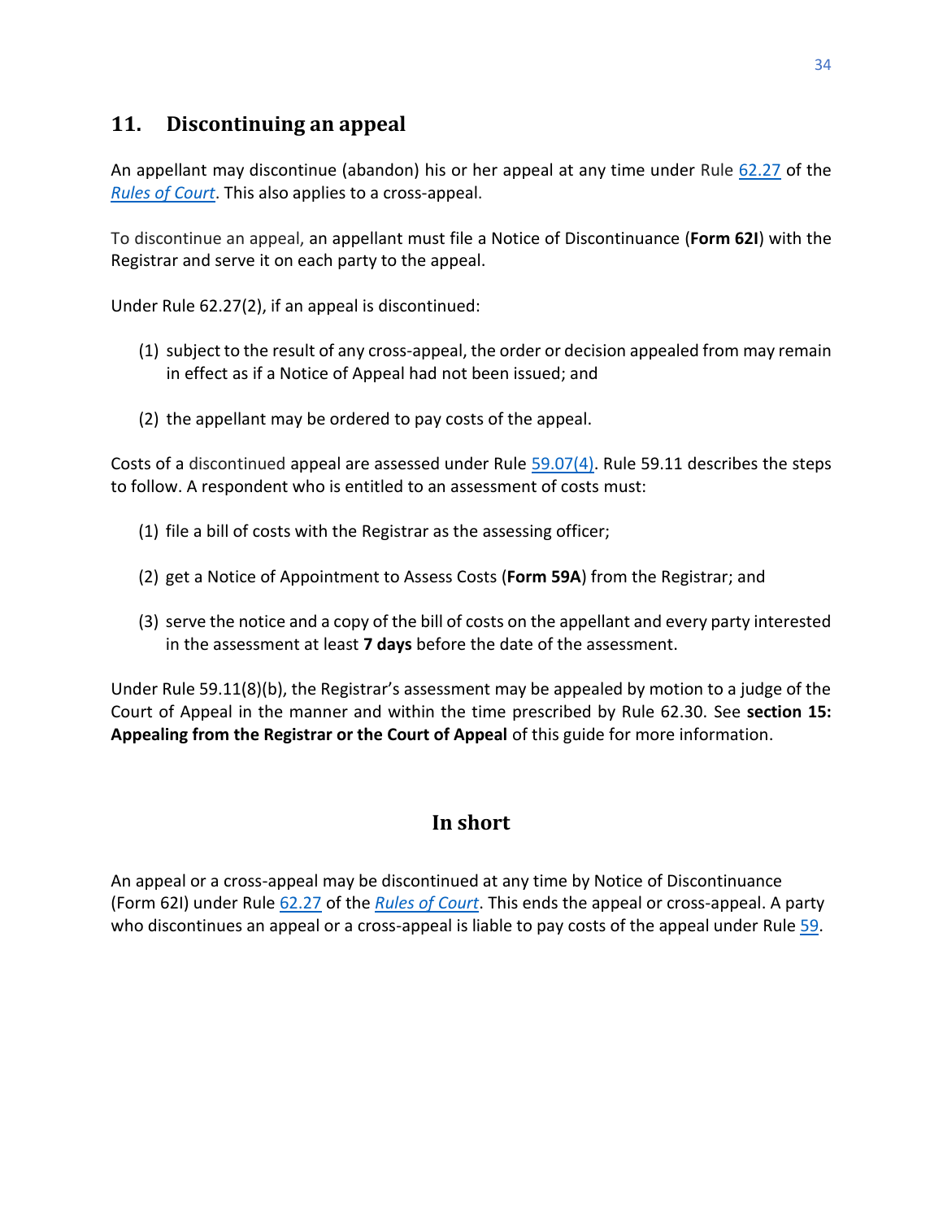## 11. Discontinuing an appeal

An appellant may discontinue (abandon) his or her appeal at any time under Rule 62.27 of the *Rules of Court*. This also applies to a cross-appeal.

To discontinue an appeal, an appellant must file a Notice of Discontinuance (**Form 62I**) with the Registrar and serve it on each party to the appeal.

Under Rule 62.27(2), if an appeal is discontinued:

(1) subject to the result of any cross-appeal, the order or decision appealed from may remain in effect as if a Notice of Appeal had not been issued; and

(2) the appellant may be ordered to pay costs of the appeal.

Costs of a discontinued appeal are assessed under Rule 59.07(4). Rule 59.11 describes the steps to follow. A respondent who is entitled to an assessment of costs must:

(1) file a bill of costs with the Registrar as the assessing officer;

(2) get a Notice of Appointment to Assess Costs (**Form 59A**) from the Registrar; and

(3) serve the notice and a copy of the bill of costs on the appellant and every party interested in the assessment at least **7 days** before the date of the assessment.

Under Rule 59.11(8)(b), the Registrar's assessment may be appealed by motion to a judge of the Court of Appeal in the manner and within the time prescribed by Rule 62.30. See **section 15: Appealing from the Registrar or the Court of Appeal** of this guide for more information.

### In short

An appeal or a cross-appeal may be discontinued at any time by Notice of Discontinuance (Form 62I) under Rule 62.27 of the *Rules of Court*. This ends the appeal or cross-appeal. A party who discontinues an appeal or a cross-appeal is liable to pay costs of the appeal under Rule 59.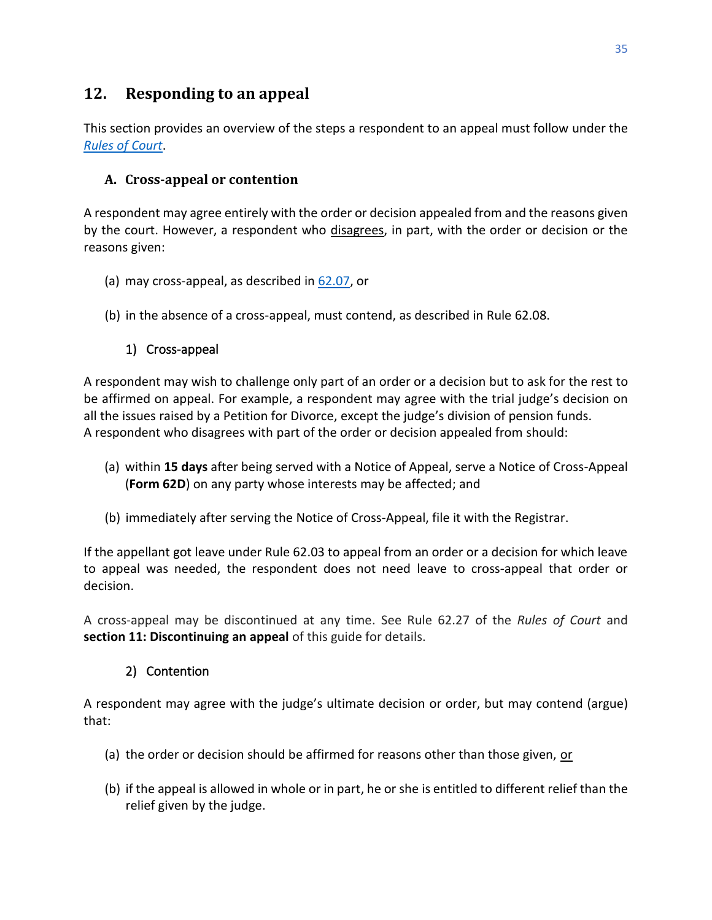## 12. Responding to an appeal

This section provides an overview of the steps a respondent to an appeal must follow under the *Rules of Court*.

### A. Cross-appeal or contention

A respondent may agree entirely with the order or decision appealed from and the reasons given by the court. However, a respondent who disagrees, in part, with the order or decision or the reasons given:

(a) may cross-appeal, as described in 62.07, or

(b) in the absence of a cross-appeal, must contend, as described in Rule 62.08.

#### 1) Cross-appeal

A respondent may wish to challenge only part of an order or a decision but to ask for the rest to be affirmed on appeal. For example, a respondent may agree with the trial judge's decision on all the issues raised by a Petition for Divorce, except the judge's division of pension funds. A respondent who disagrees with part of the order or decision appealed from should:

(a) within **15 days** after being served with a Notice of Appeal, serve a Notice of Cross-Appeal (**Form 62D**) on any party whose interests may be affected; and

(b) immediately after serving the Notice of Cross-Appeal, file it with the Registrar.

If the appellant got leave under Rule 62.03 to appeal from an order or a decision for which leave to appeal was needed, the respondent does not need leave to cross-appeal that order or decision.

A cross-appeal may be discontinued at any time. See Rule 62.27 of the *Rules of Court* and **section 11: Discontinuing an appeal** of this guide for details.

#### 2) Contention

A respondent may agree with the judge's ultimate decision or order, but may contend (argue) that:

(a) the order or decision should be affirmed for reasons other than those given, or

(b) if the appeal is allowed in whole or in part, he or she is entitled to different relief than the relief given by the judge.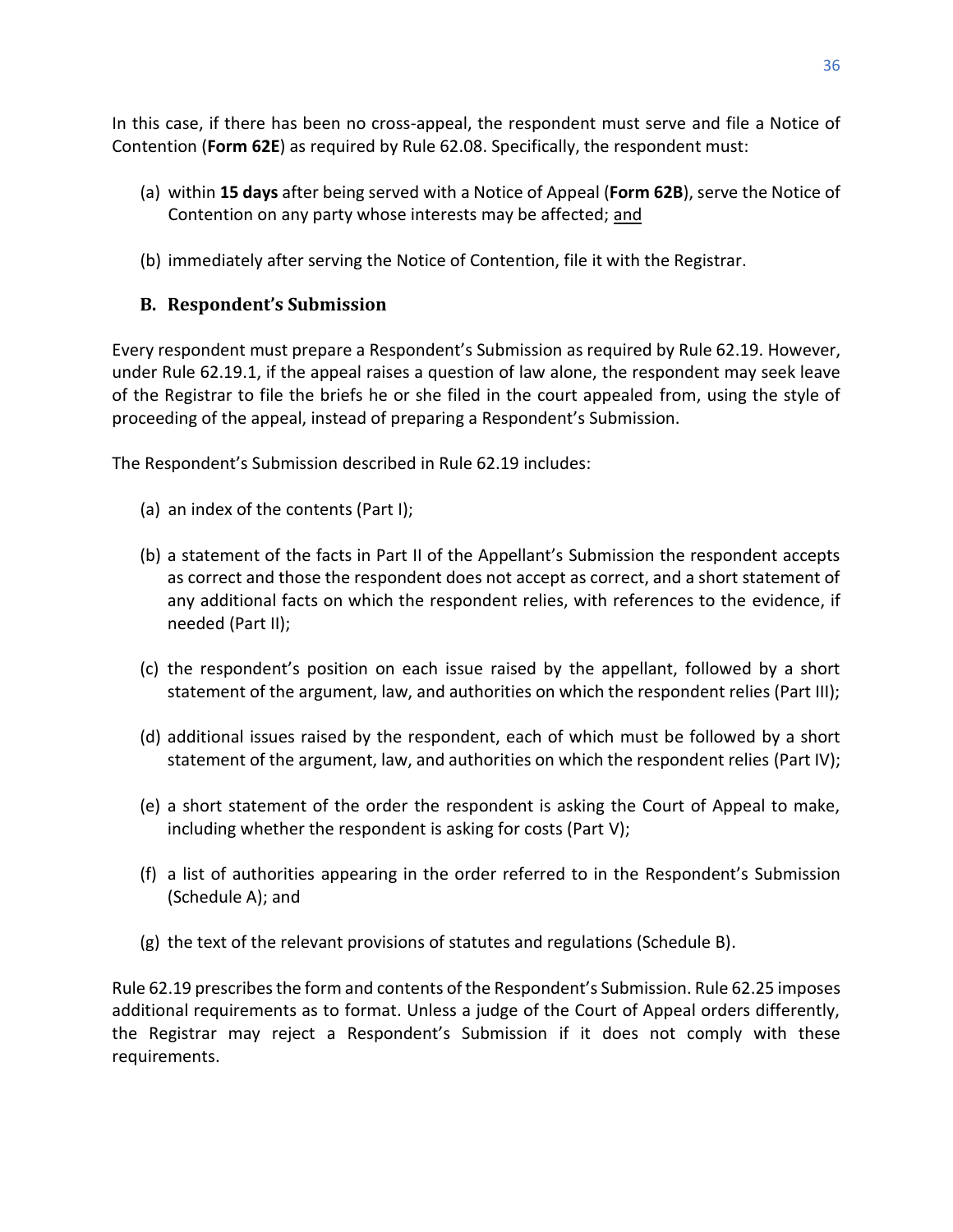In this case, if there has been no cross-appeal, the respondent must serve and file a Notice of Contention (**Form 62E**) as required by Rule 62.08. Specifically, the respondent must:

(a) within **15 days** after being served with a Notice of Appeal (**Form 62B**), serve the Notice of Contention on any party whose interests may be affected; and

(b) immediately after serving the Notice of Contention, file it with the Registrar.

### B. Respondent's Submission

Every respondent must prepare a Respondent's Submission as required by Rule 62.19. However, under Rule 62.19.1, if the appeal raises a question of law alone, the respondent may seek leave of the Registrar to file the briefs he or she filed in the court appealed from, using the style of proceeding of the appeal, instead of preparing a Respondent's Submission.

The Respondent's Submission described in Rule 62.19 includes:

(a) an index of the contents (Part I);

(b) a statement of the facts in Part II of the Appellant's Submission the respondent accepts as correct and those the respondent does not accept as correct, and a short statement of any additional facts on which the respondent relies, with references to the evidence, if needed (Part II);

(c) the respondent's position on each issue raised by the appellant, followed by a short statement of the argument, law, and authorities on which the respondent relies (Part III);

(d) additional issues raised by the respondent, each of which must be followed by a short statement of the argument, law, and authorities on which the respondent relies (Part IV);

(e) a short statement of the order the respondent is asking the Court of Appeal to make, including whether the respondent is asking for costs (Part V);

(f) a list of authorities appearing in the order referred to in the Respondent's Submission (Schedule A); and

(g) the text of the relevant provisions of statutes and regulations (Schedule B).

Rule 62.19 prescribes the form and contents of the Respondent's Submission. Rule 62.25 imposes additional requirements as to format. Unless a judge of the Court of Appeal orders differently, the Registrar may reject a Respondent's Submission if it does not comply with these requirements.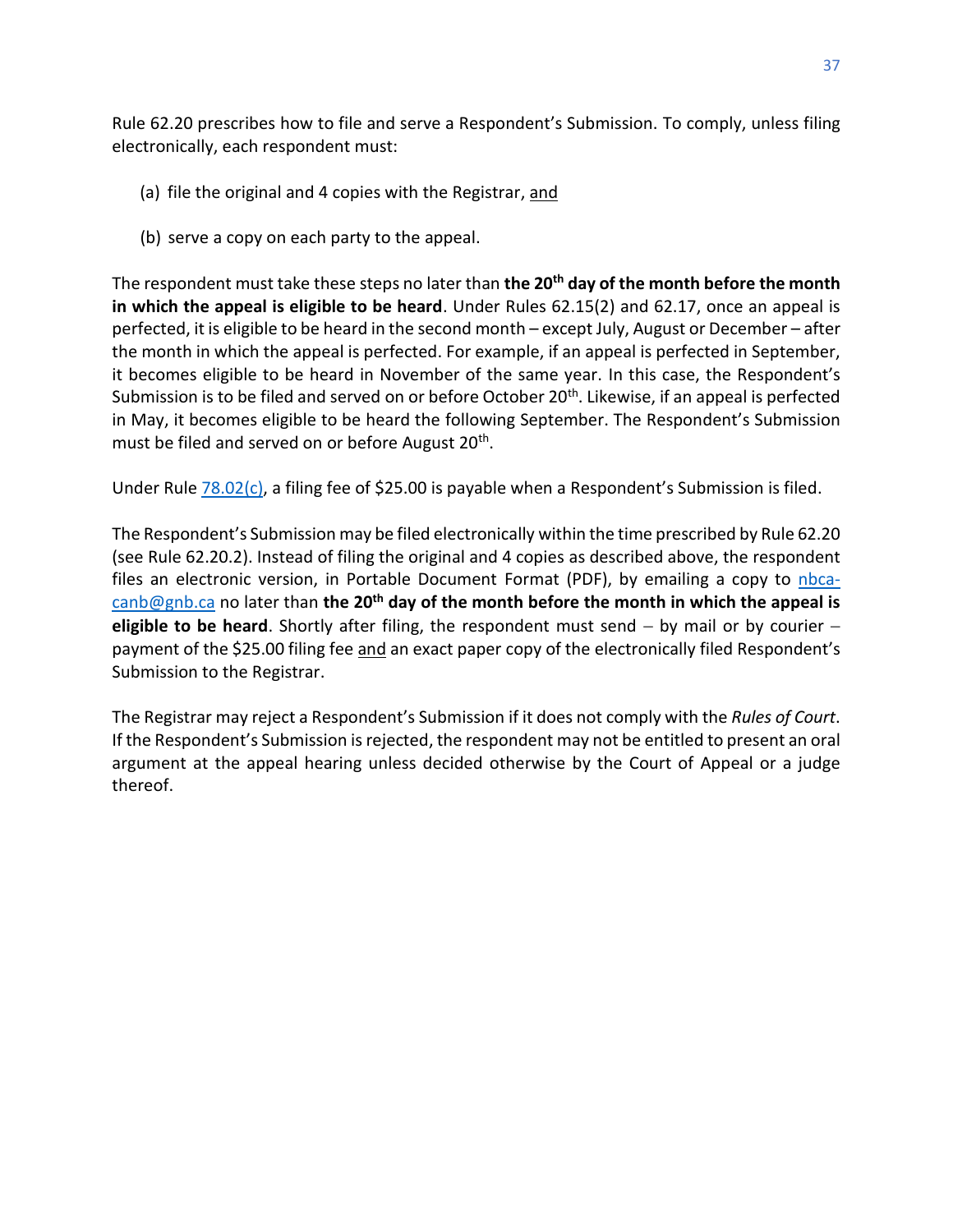Rule 62.20 prescribes how to file and serve a Respondent's Submission. To comply, unless filing electronically, each respondent must:

(a) file the original and 4 copies with the Registrar, and

(b) serve a copy on each party to the appeal.

The respondent must take these steps no later than **the 20th day of the month before the month in which the appeal is eligible to be heard**. Under Rules 62.15(2) and 62.17, once an appeal is perfected, it is eligible to be heard in the second month – except July, August or December – after the month in which the appeal is perfected. For example, if an appeal is perfected in September, it becomes eligible to be heard in November of the same year. In this case, the Respondent's Submission is to be filed and served on or before October 20th. Likewise, if an appeal is perfected in May, it becomes eligible to be heard the following September. The Respondent's Submission must be filed and served on or before August 20th.

Under Rule [78.02(c)](), a filing fee of $25.00 is payable when a Respondent's Submission is filed.

The Respondent's Submission may be filed electronically within the time prescribed by Rule 62.20 (see Rule 62.20.2). Instead of filing the original and 4 copies as described above, the respondent files an electronic version, in Portable Document Format (PDF), by emailing a copy to [nbca-canb@gnb.ca](mailto:nbca-canb@gnb.ca) no later than **the 20th day of the month before the month in which the appeal is eligible to be heard**. Shortly after filing, the respondent must send – by mail or by courier – payment of the $25.00 filing fee and an exact paper copy of the electronically filed Respondent's Submission to the Registrar.

The Registrar may reject a Respondent's Submission if it does not comply with the *Rules of Court*. If the Respondent's Submission is rejected, the respondent may not be entitled to present an oral argument at the appeal hearing unless decided otherwise by the Court of Appeal or a judge thereof.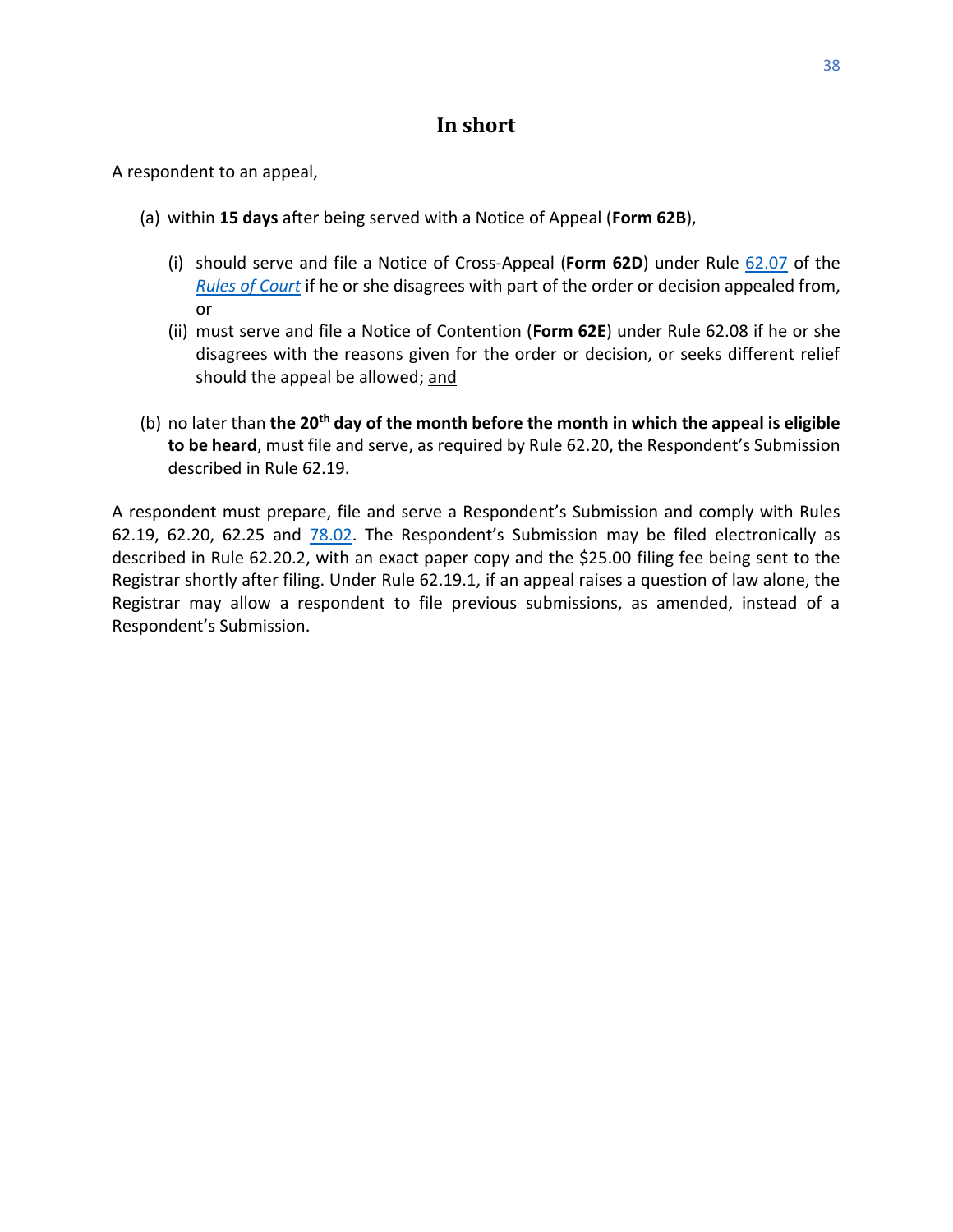## In short

A respondent to an appeal,

(a) within **15 days** after being served with a Notice of Appeal (**Form 62B**),

   (i) should serve and file a Notice of Cross-Appeal (**Form 62D**) under Rule 62.07 of the *Rules of Court* if he or she disagrees with part of the order or decision appealed from, or

   (ii) must serve and file a Notice of Contention (**Form 62E**) under Rule 62.08 if he or she disagrees with the reasons given for the order or decision, or seeks different relief should the appeal be allowed; and

(b) no later than **the 20th day of the month before the month in which the appeal is eligible to be heard**, must file and serve, as required by Rule 62.20, the Respondent's Submission described in Rule 62.19.

A respondent must prepare, file and serve a Respondent's Submission and comply with Rules 62.19, 62.20, 62.25 and 78.02. The Respondent's Submission may be filed electronically as described in Rule 62.20.2, with an exact paper copy and the $25.00 filing fee being sent to the Registrar shortly after filing. Under Rule 62.19.1, if an appeal raises a question of law alone, the Registrar may allow a respondent to file previous submissions, as amended, instead of a Respondent's Submission.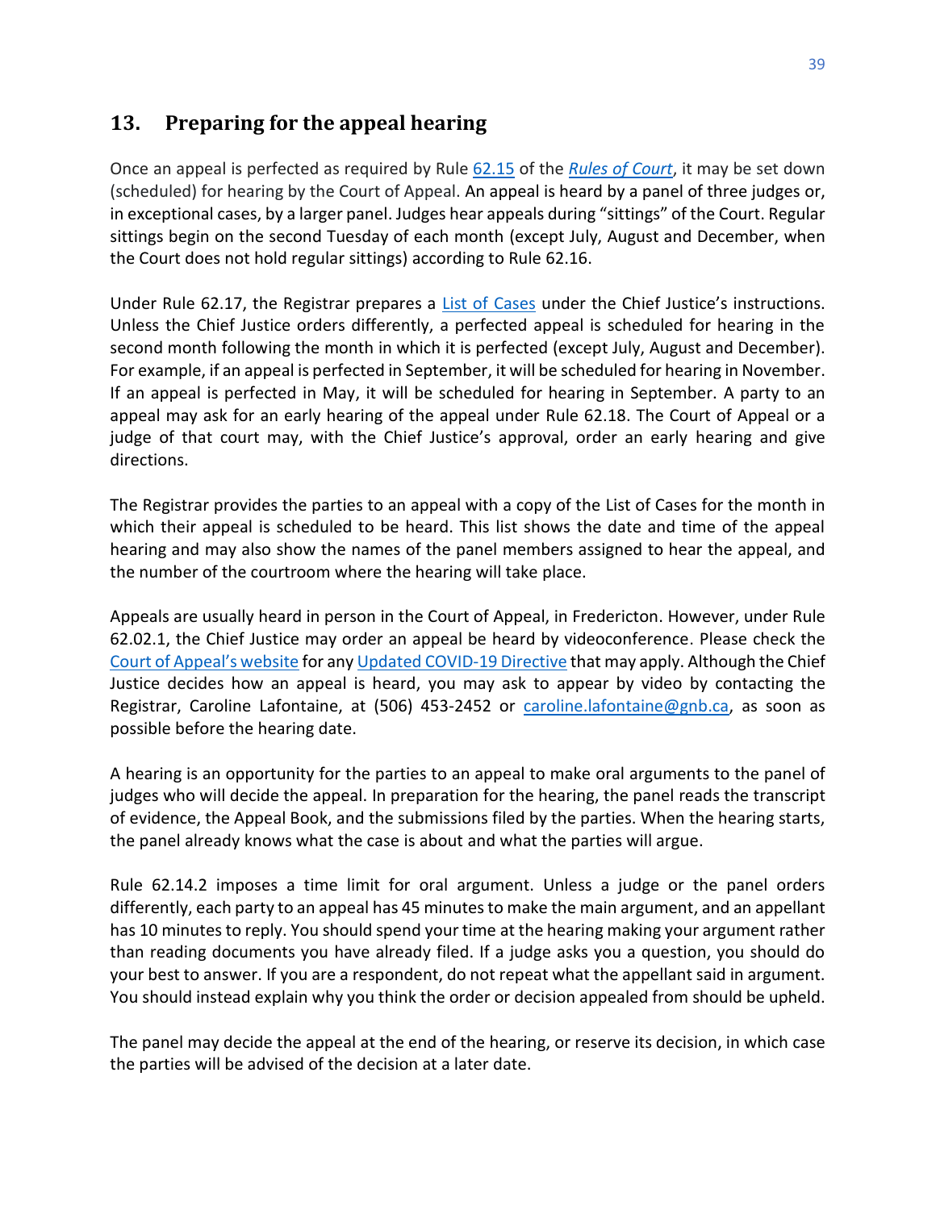## 13. Preparing for the appeal hearing

Once an appeal is perfected as required by Rule 62.15 of the *Rules of Court*, it may be set down (scheduled) for hearing by the Court of Appeal. An appeal is heard by a panel of three judges or, in exceptional cases, by a larger panel. Judges hear appeals during "sittings" of the Court. Regular sittings begin on the second Tuesday of each month (except July, August and December, when the Court does not hold regular sittings) according to Rule 62.16.

Under Rule 62.17, the Registrar prepares a List of Cases under the Chief Justice's instructions. Unless the Chief Justice orders differently, a perfected appeal is scheduled for hearing in the second month following the month in which it is perfected (except July, August and December). For example, if an appeal is perfected in September, it will be scheduled for hearing in November. If an appeal is perfected in May, it will be scheduled for hearing in September. A party to an appeal may ask for an early hearing of the appeal under Rule 62.18. The Court of Appeal or a judge of that court may, with the Chief Justice's approval, order an early hearing and give directions.

The Registrar provides the parties to an appeal with a copy of the List of Cases for the month in which their appeal is scheduled to be heard. This list shows the date and time of the appeal hearing and may also show the names of the panel members assigned to hear the appeal, and the number of the courtroom where the hearing will take place.

Appeals are usually heard in person in the Court of Appeal, in Fredericton. However, under Rule 62.02.1, the Chief Justice may order an appeal be heard by videoconference. Please check the Court of Appeal's website for any Updated COVID-19 Directive that may apply. Although the Chief Justice decides how an appeal is heard, you may ask to appear by video by contacting the Registrar, Caroline Lafontaine, at (506) 453-2452 or caroline.lafontaine@gnb.ca, as soon as possible before the hearing date.

A hearing is an opportunity for the parties to an appeal to make oral arguments to the panel of judges who will decide the appeal. In preparation for the hearing, the panel reads the transcript of evidence, the Appeal Book, and the submissions filed by the parties. When the hearing starts, the panel already knows what the case is about and what the parties will argue.

Rule 62.14.2 imposes a time limit for oral argument. Unless a judge or the panel orders differently, each party to an appeal has 45 minutes to make the main argument, and an appellant has 10 minutes to reply. You should spend your time at the hearing making your argument rather than reading documents you have already filed. If a judge asks you a question, you should do your best to answer. If you are a respondent, do not repeat what the appellant said in argument. You should instead explain why you think the order or decision appealed from should be upheld.

The panel may decide the appeal at the end of the hearing, or reserve its decision, in which case the parties will be advised of the decision at a later date.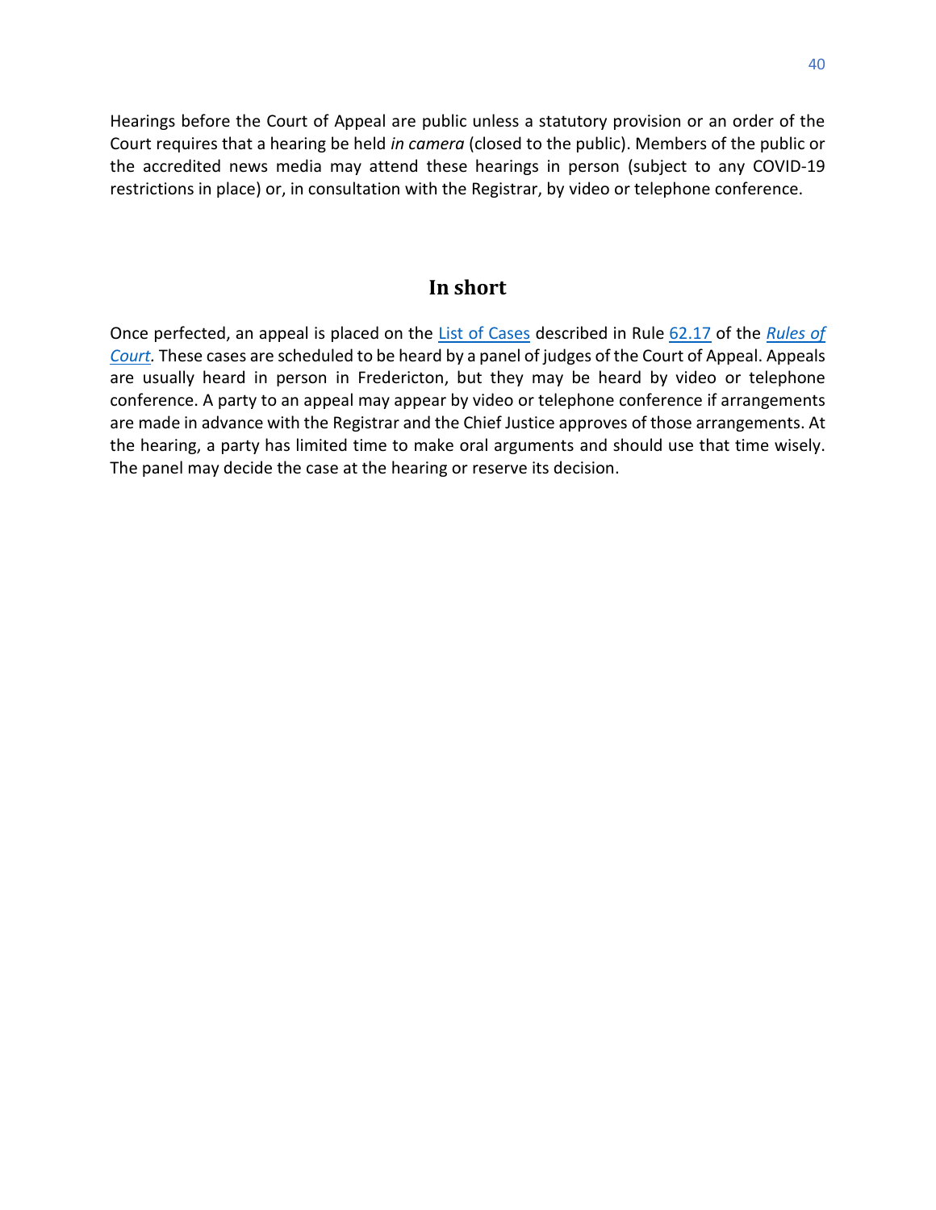Hearings before the Court of Appeal are public unless a statutory provision or an order of the Court requires that a hearing be held *in camera* (closed to the public). Members of the public or the accredited news media may attend these hearings in person (subject to any COVID-19 restrictions in place) or, in consultation with the Registrar, by video or telephone conference.

## In short

Once perfected, an appeal is placed on the List of Cases described in Rule 62.17 of the *Rules of Court*. These cases are scheduled to be heard by a panel of judges of the Court of Appeal. Appeals are usually heard in person in Fredericton, but they may be heard by video or telephone conference. A party to an appeal may appear by video or telephone conference if arrangements are made in advance with the Registrar and the Chief Justice approves of those arrangements. At the hearing, a party has limited time to make oral arguments and should use that time wisely. The panel may decide the case at the hearing or reserve its decision.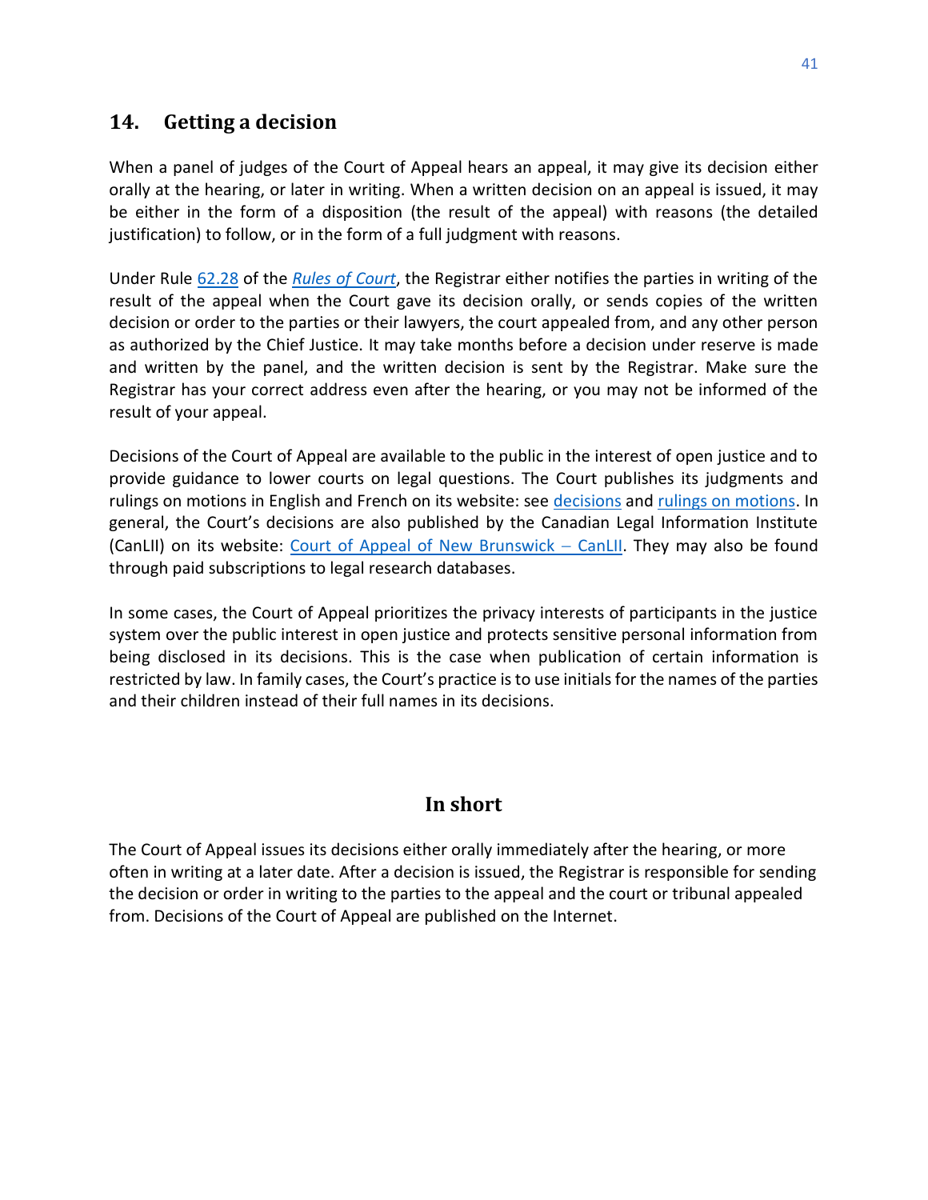## 14. Getting a decision

When a panel of judges of the Court of Appeal hears an appeal, it may give its decision either orally at the hearing, or later in writing. When a written decision on an appeal is issued, it may be either in the form of a disposition (the result of the appeal) with reasons (the detailed justification) to follow, or in the form of a full judgment with reasons.

Under Rule 62.28 of the *Rules of Court*, the Registrar either notifies the parties in writing of the result of the appeal when the Court gave its decision orally, or sends copies of the written decision or order to the parties or their lawyers, the court appealed from, and any other person as authorized by the Chief Justice. It may take months before a decision under reserve is made and written by the panel, and the written decision is sent by the Registrar. Make sure the Registrar has your correct address even after the hearing, or you may not be informed of the result of your appeal.

Decisions of the Court of Appeal are available to the public in the interest of open justice and to provide guidance to lower courts on legal questions. The Court publishes its judgments and rulings on motions in English and French on its website: see decisions and rulings on motions. In general, the Court's decisions are also published by the Canadian Legal Information Institute (CanLII) on its website: Court of Appeal of New Brunswick – CanLII. They may also be found through paid subscriptions to legal research databases.

In some cases, the Court of Appeal prioritizes the privacy interests of participants in the justice system over the public interest in open justice and protects sensitive personal information from being disclosed in its decisions. This is the case when publication of certain information is restricted by law. In family cases, the Court's practice is to use initials for the names of the parties and their children instead of their full names in its decisions.

### In short

The Court of Appeal issues its decisions either orally immediately after the hearing, or more often in writing at a later date. After a decision is issued, the Registrar is responsible for sending the decision or order in writing to the parties to the appeal and the court or tribunal appealed from. Decisions of the Court of Appeal are published on the Internet.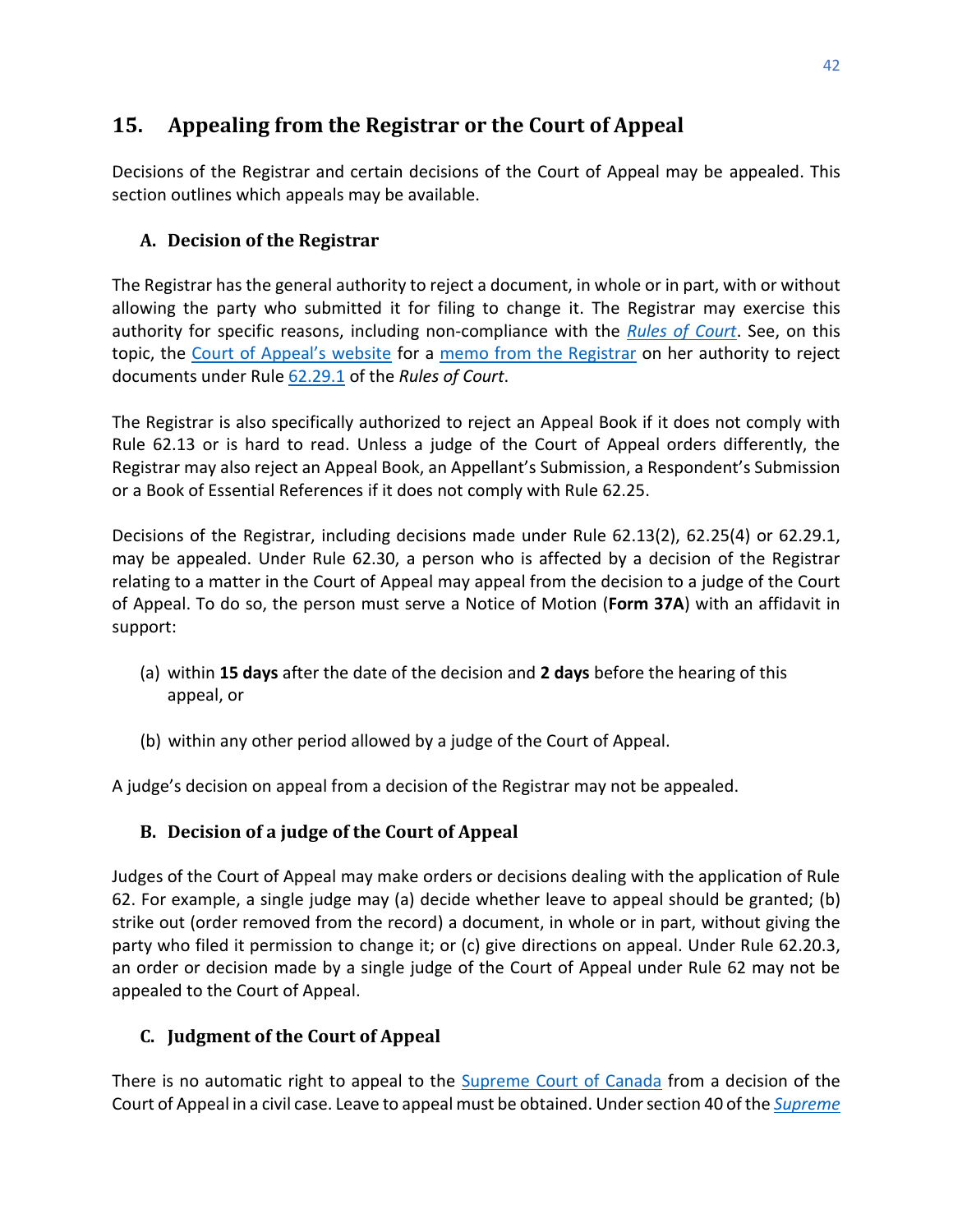## 15. Appealing from the Registrar or the Court of Appeal

Decisions of the Registrar and certain decisions of the Court of Appeal may be appealed. This section outlines which appeals may be available.

### A. Decision of the Registrar

The Registrar has the general authority to reject a document, in whole or in part, with or without allowing the party who submitted it for filing to change it. The Registrar may exercise this authority for specific reasons, including non-compliance with the *Rules of Court*. See, on this topic, the Court of Appeal's website for a memo from the Registrar on her authority to reject documents under Rule 62.29.1 of the *Rules of Court*.

The Registrar is also specifically authorized to reject an Appeal Book if it does not comply with Rule 62.13 or is hard to read. Unless a judge of the Court of Appeal orders differently, the Registrar may also reject an Appeal Book, an Appellant's Submission, a Respondent's Submission or a Book of Essential References if it does not comply with Rule 62.25.

Decisions of the Registrar, including decisions made under Rule 62.13(2), 62.25(4) or 62.29.1, may be appealed. Under Rule 62.30, a person who is affected by a decision of the Registrar relating to a matter in the Court of Appeal may appeal from the decision to a judge of the Court of Appeal. To do so, the person must serve a Notice of Motion (**Form 37A**) with an affidavit in support:

(a) within **15 days** after the date of the decision and **2 days** before the hearing of this appeal, or

(b) within any other period allowed by a judge of the Court of Appeal.

A judge's decision on appeal from a decision of the Registrar may not be appealed.

### B. Decision of a judge of the Court of Appeal

Judges of the Court of Appeal may make orders or decisions dealing with the application of Rule 62. For example, a single judge may (a) decide whether leave to appeal should be granted; (b) strike out (order removed from the record) a document, in whole or in part, without giving the party who filed it permission to change it; or (c) give directions on appeal. Under Rule 62.20.3, an order or decision made by a single judge of the Court of Appeal under Rule 62 may not be appealed to the Court of Appeal.

### C. Judgment of the Court of Appeal

There is no automatic right to appeal to the Supreme Court of Canada from a decision of the Court of Appeal in a civil case. Leave to appeal must be obtained. Under section 40 of the *Supreme*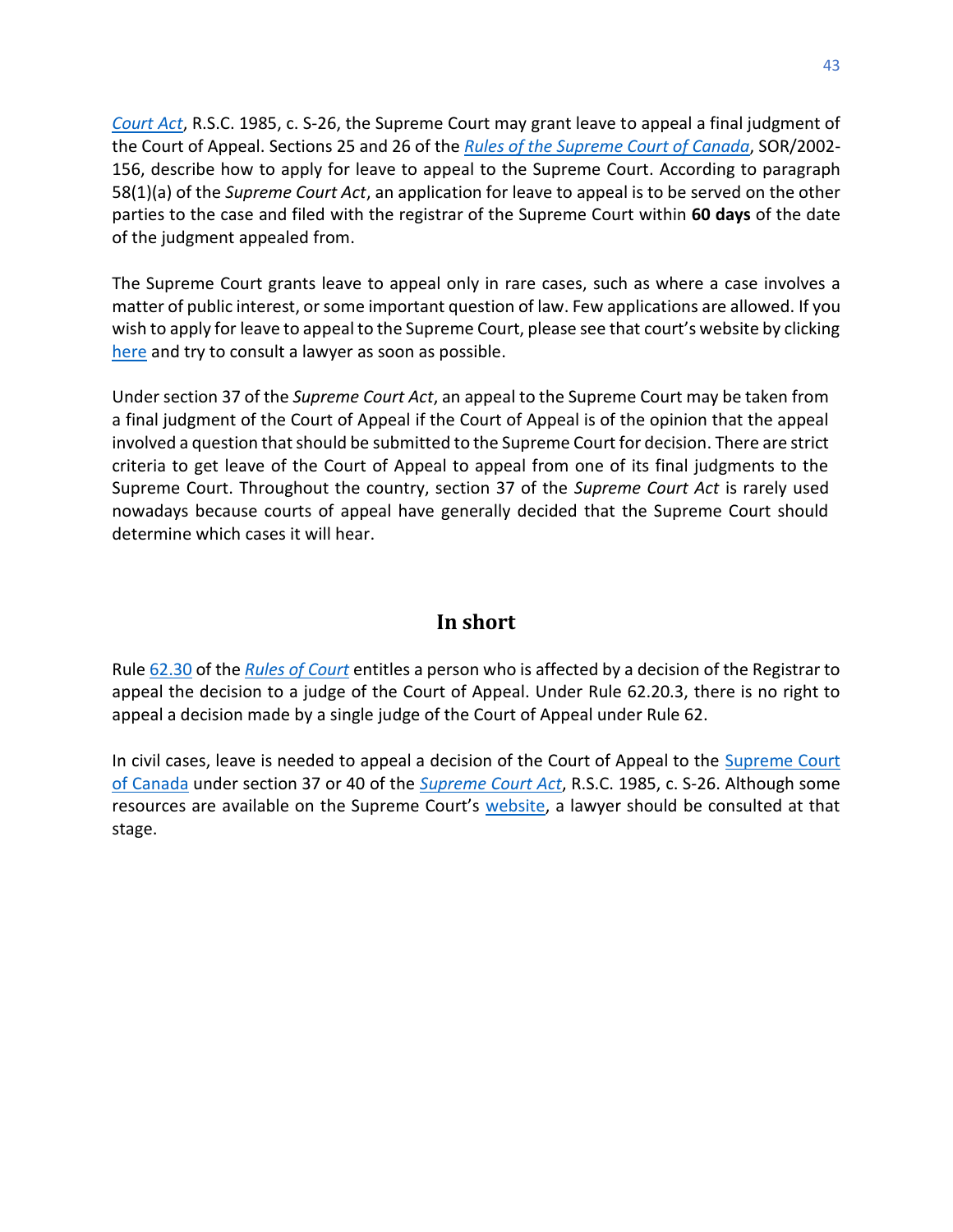*Court Act*, R.S.C. 1985, c. S-26, the Supreme Court may grant leave to appeal a final judgment of the Court of Appeal. Sections 25 and 26 of the *Rules of the Supreme Court of Canada*, SOR/2002-156, describe how to apply for leave to appeal to the Supreme Court. According to paragraph 58(1)(a) of the *Supreme Court Act*, an application for leave to appeal is to be served on the other parties to the case and filed with the registrar of the Supreme Court within **60 days** of the date of the judgment appealed from.

The Supreme Court grants leave to appeal only in rare cases, such as where a case involves a matter of public interest, or some important question of law. Few applications are allowed. If you wish to apply for leave to appeal to the Supreme Court, please see that court's website by clicking here and try to consult a lawyer as soon as possible.

Under section 37 of the *Supreme Court Act*, an appeal to the Supreme Court may be taken from a final judgment of the Court of Appeal if the Court of Appeal is of the opinion that the appeal involved a question that should be submitted to the Supreme Court for decision. There are strict criteria to get leave of the Court of Appeal to appeal from one of its final judgments to the Supreme Court. Throughout the country, section 37 of the *Supreme Court Act* is rarely used nowadays because courts of appeal have generally decided that the Supreme Court should determine which cases it will hear.

## In short

Rule 62.30 of the *Rules of Court* entitles a person who is affected by a decision of the Registrar to appeal the decision to a judge of the Court of Appeal. Under Rule 62.20.3, there is no right to appeal a decision made by a single judge of the Court of Appeal under Rule 62.

In civil cases, leave is needed to appeal a decision of the Court of Appeal to the Supreme Court of Canada under section 37 or 40 of the *Supreme Court Act*, R.S.C. 1985, c. S-26. Although some resources are available on the Supreme Court's website, a lawyer should be consulted at that stage.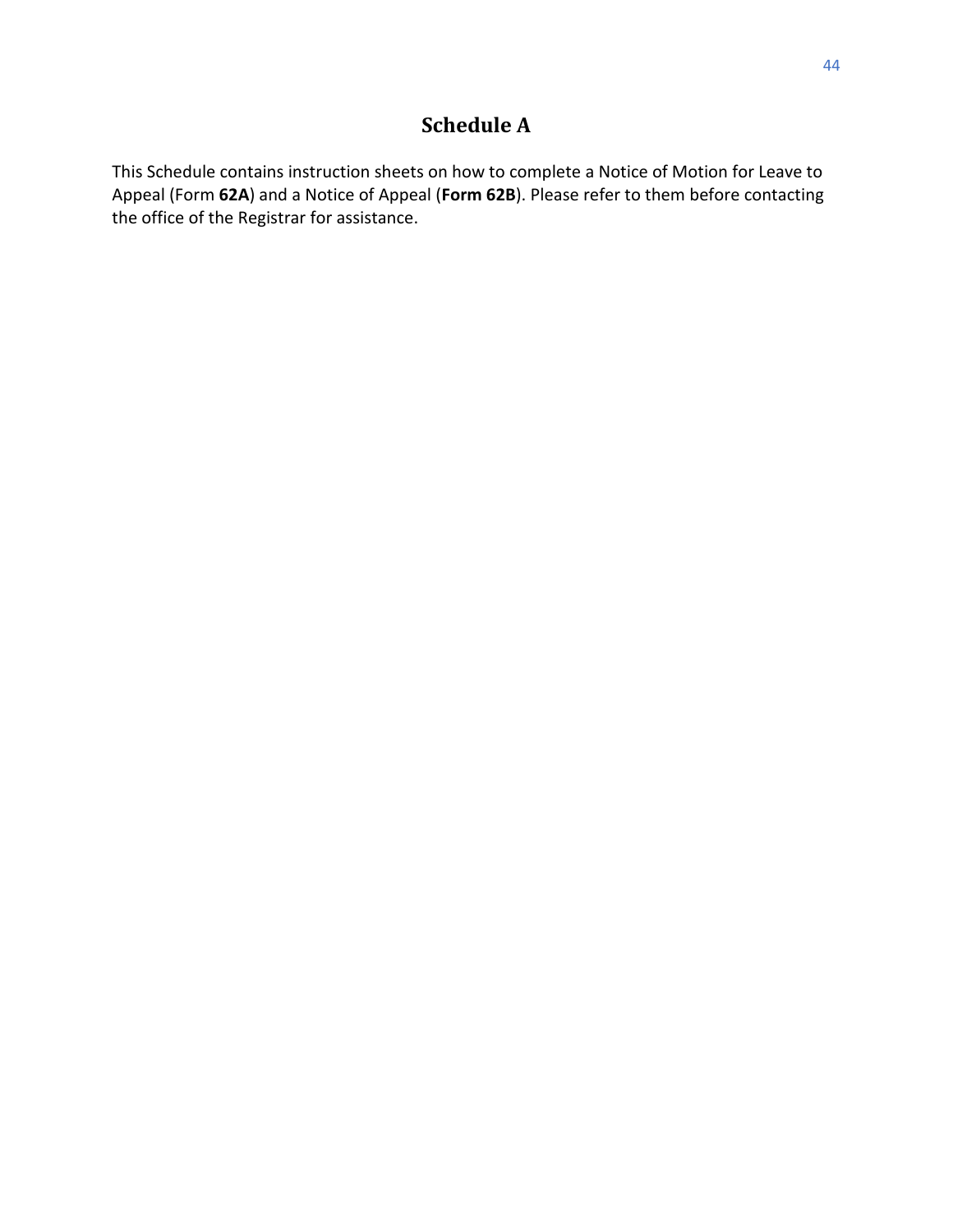# Schedule A

This Schedule contains instruction sheets on how to complete a Notice of Motion for Leave to Appeal (Form **62A**) and a Notice of Appeal (**Form 62B**). Please refer to them before contacting the office of the Registrar for assistance.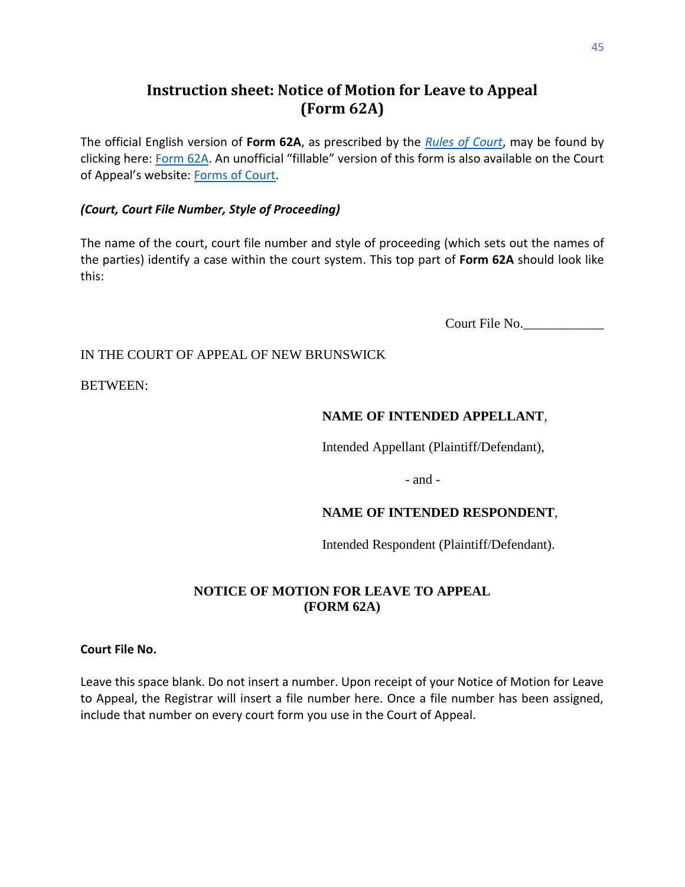# Instruction sheet: Notice of Motion for Leave to Appeal (Form 62A)

The official English version of **Form 62A**, as prescribed by the *Rules of Court*, may be found by clicking here: Form 62A. An unofficial "fillable" version of this form is also available on the Court of Appeal's website: Forms of Court.

***(Court, Court File Number, Style of Proceeding)***

The name of the court, court file number and style of proceeding (which sets out the names of the parties) identify a case within the court system. This top part of **Form 62A** should look like this:

Court File No.____________

IN THE COURT OF APPEAL OF NEW BRUNSWICK

BETWEEN:

**NAME OF INTENDED APPELLANT**,

Intended Appellant (Plaintiff/Defendant),

- and -

**NAME OF INTENDED RESPONDENT**,

Intended Respondent (Plaintiff/Defendant).

**NOTICE OF MOTION FOR LEAVE TO APPEAL (FORM 62A)**

**Court File No.**

Leave this space blank. Do not insert a number. Upon receipt of your Notice of Motion for Leave to Appeal, the Registrar will insert a file number here. Once a file number has been assigned, include that number on every court form you use in the Court of Appeal.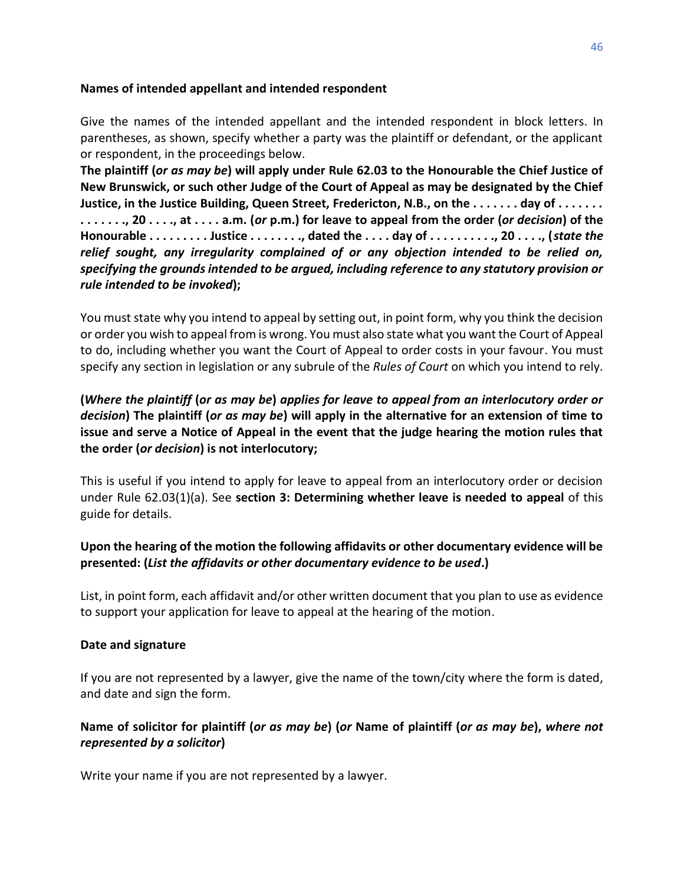**Names of intended appellant and intended respondent**

Give the names of the intended appellant and the intended respondent in block letters. In parentheses, as shown, specify whether a party was the plaintiff or defendant, or the applicant or respondent, in the proceedings below.

**The plaintiff (*or as may be*) will apply under Rule 62.03 to the Honourable the Chief Justice of New Brunswick, or such other Judge of the Court of Appeal as may be designated by the Chief Justice, in the Justice Building, Queen Street, Fredericton, N.B., on the . . . . . . . day of . . . . . . . . . . . . . ., 20 . . . ., at . . . . a.m. (*or* p.m.) for leave to appeal from the order (*or decision*) of the Honourable . . . . . . . . . Justice . . . . . . . ., dated the . . . . day of . . . . . . . . . ., 20 . . . ., (*state the relief sought, any irregularity complained of or any objection intended to be relied on, specifying the grounds intended to be argued, including reference to any statutory provision or rule intended to be invoked*);**

You must state why you intend to appeal by setting out, in point form, why you think the decision or order you wish to appeal from is wrong. You must also state what you want the Court of Appeal to do, including whether you want the Court of Appeal to order costs in your favour. You must specify any section in legislation or any subrule of the *Rules of Court* on which you intend to rely.

**(*Where the plaintiff* (*or as may be*) *applies for leave to appeal from an interlocutory order or decision*) The plaintiff (*or as may be*) will apply in the alternative for an extension of time to issue and serve a Notice of Appeal in the event that the judge hearing the motion rules that the order (*or decision*) is not interlocutory;**

This is useful if you intend to apply for leave to appeal from an interlocutory order or decision under Rule 62.03(1)(a). See **section 3: Determining whether leave is needed to appeal** of this guide for details.

**Upon the hearing of the motion the following affidavits or other documentary evidence will be presented: (*List the affidavits or other documentary evidence to be used*.)**

List, in point form, each affidavit and/or other written document that you plan to use as evidence to support your application for leave to appeal at the hearing of the motion.

**Date and signature**

If you are not represented by a lawyer, give the name of the town/city where the form is dated, and date and sign the form.

**Name of solicitor for plaintiff (*or as may be*) (*or* Name of plaintiff (*or as may be*), *where not represented by a solicitor*)**

Write your name if you are not represented by a lawyer.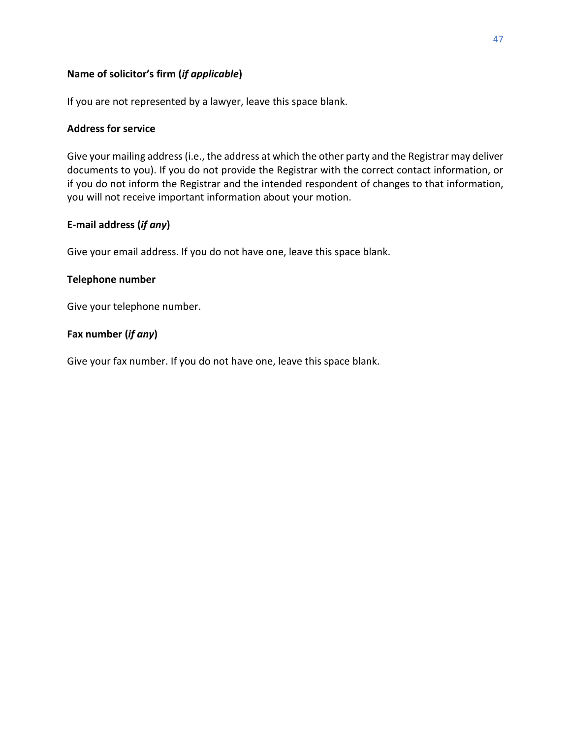**Name of solicitor's firm (*if applicable*)**

If you are not represented by a lawyer, leave this space blank.

**Address for service**

Give your mailing address (i.e., the address at which the other party and the Registrar may deliver documents to you). If you do not provide the Registrar with the correct contact information, or if you do not inform the Registrar and the intended respondent of changes to that information, you will not receive important information about your motion.

**E-mail address (*if any*)**

Give your email address. If you do not have one, leave this space blank.

**Telephone number**

Give your telephone number.

**Fax number (*if any*)**

Give your fax number. If you do not have one, leave this space blank.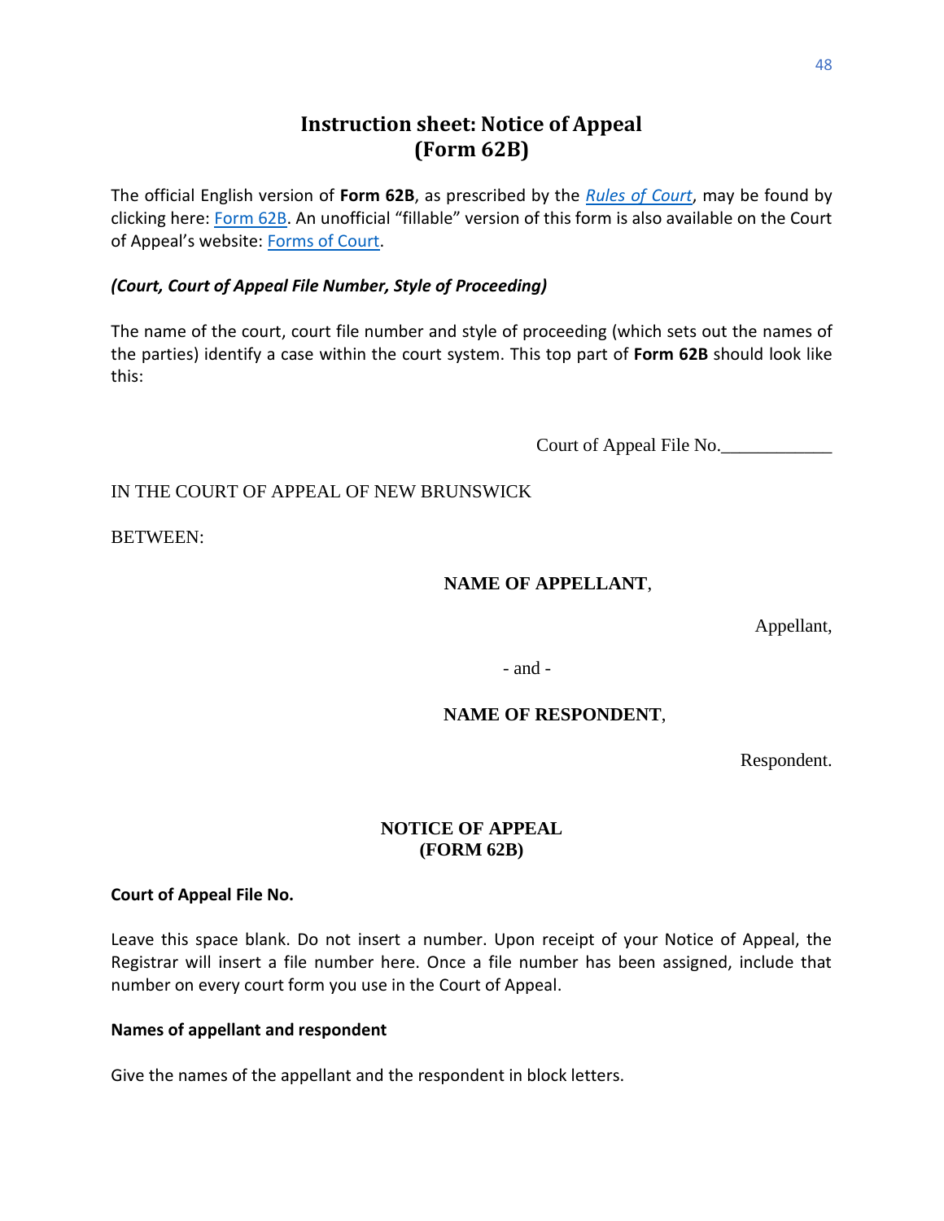# Instruction sheet: Notice of Appeal (Form 62B)

The official English version of **Form 62B**, as prescribed by the *Rules of Court*, may be found by clicking here: Form 62B. An unofficial "fillable" version of this form is also available on the Court of Appeal's website: Forms of Court.

***(Court, Court of Appeal File Number, Style of Proceeding)***

The name of the court, court file number and style of proceeding (which sets out the names of the parties) identify a case within the court system. This top part of **Form 62B** should look like this:

Court of Appeal File No.____________

IN THE COURT OF APPEAL OF NEW BRUNSWICK

BETWEEN:

**NAME OF APPELLANT**,

Appellant,

- and -

**NAME OF RESPONDENT**,

Respondent.

**NOTICE OF APPEAL**
**(FORM 62B)**

**Court of Appeal File No.**

Leave this space blank. Do not insert a number. Upon receipt of your Notice of Appeal, the Registrar will insert a file number here. Once a file number has been assigned, include that number on every court form you use in the Court of Appeal.

**Names of appellant and respondent**

Give the names of the appellant and the respondent in block letters.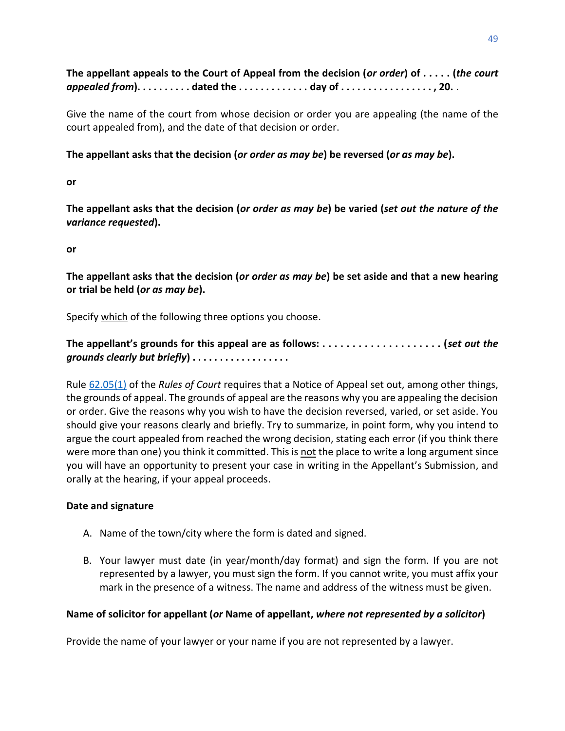**The appellant appeals to the Court of Appeal from the decision (*or order*) of . . . . . (*the court appealed from*). . . . . . . . . dated the . . . . . . . . . . . . . day of . . . . . . . . . . . . . . . . . , 20. .**

Give the name of the court from whose decision or order you are appealing (the name of the court appealed from), and the date of that decision or order.

**The appellant asks that the decision (*or order as may be*) be reversed (*or as may be*).**

**or**

**The appellant asks that the decision (*or order as may be*) be varied (*set out the nature of the variance requested*).**

**or**

**The appellant asks that the decision (*or order as may be*) be set aside and that a new hearing or trial be held (*or as may be*).**

Specify which of the following three options you choose.

**The appellant's grounds for this appeal are as follows: . . . . . . . . . . . . . . . . . . . . . (*set out the grounds clearly but briefly*) . . . . . . . . . . . . . . . . . .**

Rule 62.05(1) of the *Rules of Court* requires that a Notice of Appeal set out, among other things, the grounds of appeal. The grounds of appeal are the reasons why you are appealing the decision or order. Give the reasons why you wish to have the decision reversed, varied, or set aside. You should give your reasons clearly and briefly. Try to summarize, in point form, why you intend to argue the court appealed from reached the wrong decision, stating each error (if you think there were more than one) you think it committed. This is not the place to write a long argument since you will have an opportunity to present your case in writing in the Appellant's Submission, and orally at the hearing, if your appeal proceeds.

**Date and signature**

A. Name of the town/city where the form is dated and signed.

B. Your lawyer must date (in year/month/day format) and sign the form. If you are not represented by a lawyer, you must sign the form. If you cannot write, you must affix your mark in the presence of a witness. The name and address of the witness must be given.

**Name of solicitor for appellant (*or* Name of appellant, *where not represented by a solicitor*)**

Provide the name of your lawyer or your name if you are not represented by a lawyer.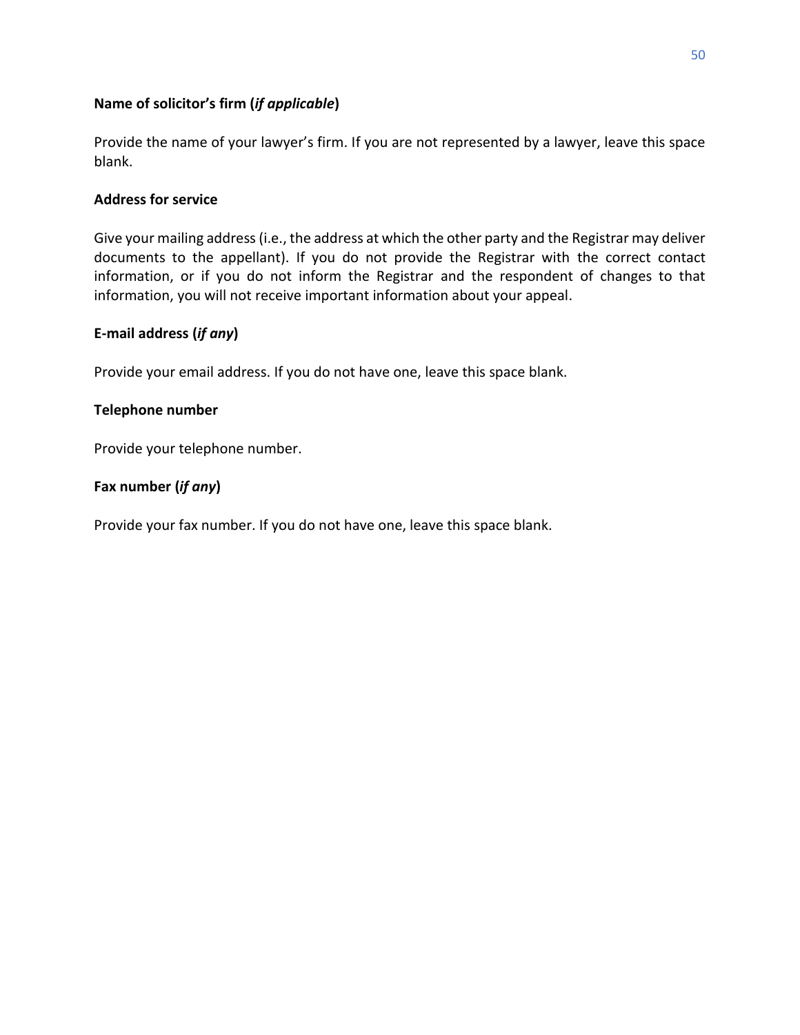**Name of solicitor's firm (*if applicable*)**

Provide the name of your lawyer's firm. If you are not represented by a lawyer, leave this space blank.

**Address for service**

Give your mailing address (i.e., the address at which the other party and the Registrar may deliver documents to the appellant). If you do not provide the Registrar with the correct contact information, or if you do not inform the Registrar and the respondent of changes to that information, you will not receive important information about your appeal.

**E-mail address (*if any*)**

Provide your email address. If you do not have one, leave this space blank.

**Telephone number**

Provide your telephone number.

**Fax number (*if any*)**

Provide your fax number. If you do not have one, leave this space blank.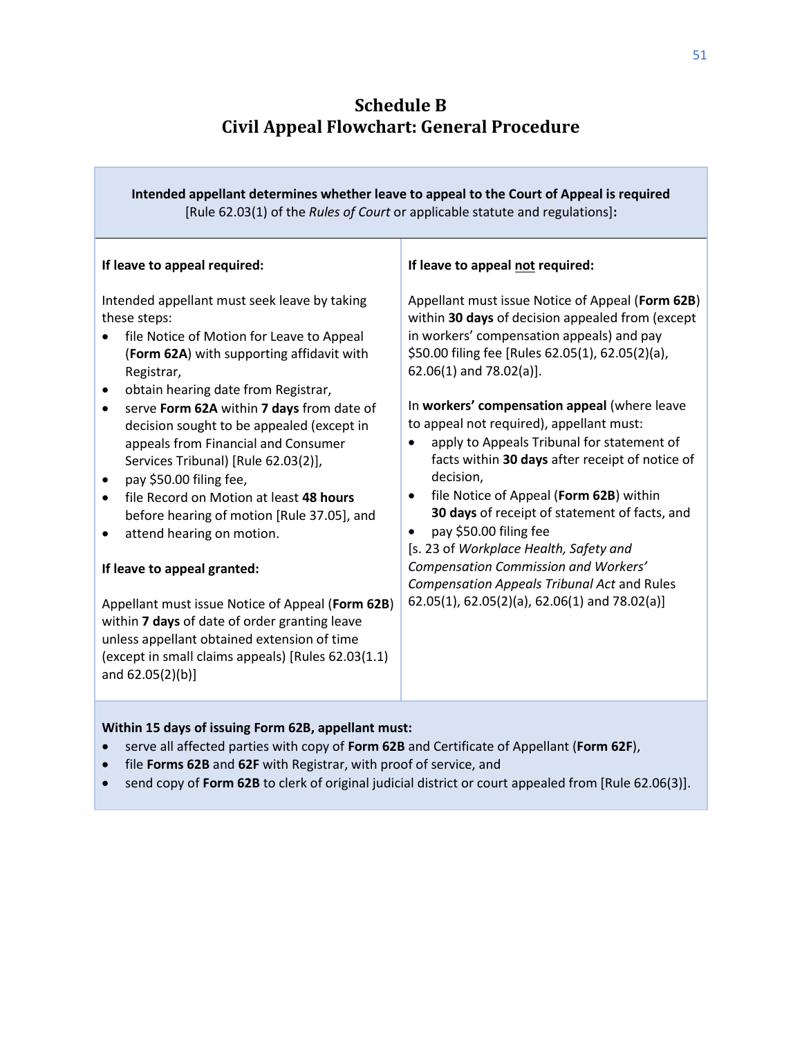# Schedule B
# Civil Appeal Flowchart: General Procedure

**Intended appellant determines whether leave to appeal to the Court of Appeal is required**
[Rule 62.03(1) of the *Rules of Court* or applicable statute and regulations]**:**

**If leave to appeal required:**

Intended appellant must seek leave by taking these steps:

- file Notice of Motion for Leave to Appeal (**Form 62A**) with supporting affidavit with Registrar,
- obtain hearing date from Registrar,
- serve **Form 62A** within **7 days** from date of decision sought to be appealed (except in appeals from Financial and Consumer Services Tribunal) [Rule 62.03(2)],
- pay $50.00 filing fee,
- file Record on Motion at least **48 hours** before hearing of motion [Rule 37.05], and
- attend hearing on motion.

**If leave to appeal granted:**

Appellant must issue Notice of Appeal (**Form 62B**) within **7 days** of date of order granting leave unless appellant obtained extension of time (except in small claims appeals) [Rules 62.03(1.1) and 62.05(2)(b)]

**If leave to appeal not required:**

Appellant must issue Notice of Appeal (**Form 62B**) within **30 days** of decision appealed from (except in workers' compensation appeals) and pay $50.00 filing fee [Rules 62.05(1), 62.05(2)(a), 62.06(1) and 78.02(a)].

In **workers' compensation appeal** (where leave to appeal not required), appellant must:

- apply to Appeals Tribunal for statement of facts within **30 days** after receipt of notice of decision,
- file Notice of Appeal (**Form 62B**) within **30 days** of receipt of statement of facts, and
- pay $50.00 filing fee

[s. 23 of *Workplace Health, Safety and Compensation Commission and Workers' Compensation Appeals Tribunal Act* and Rules 62.05(1), 62.05(2)(a), 62.06(1) and 78.02(a)]

**Within 15 days of issuing Form 62B, appellant must:**

- serve all affected parties with copy of **Form 62B** and Certificate of Appellant (**Form 62F**),
- file **Forms 62B** and **62F** with Registrar, with proof of service, and
- send copy of **Form 62B** to clerk of original judicial district or court appealed from [Rule 62.06(3)].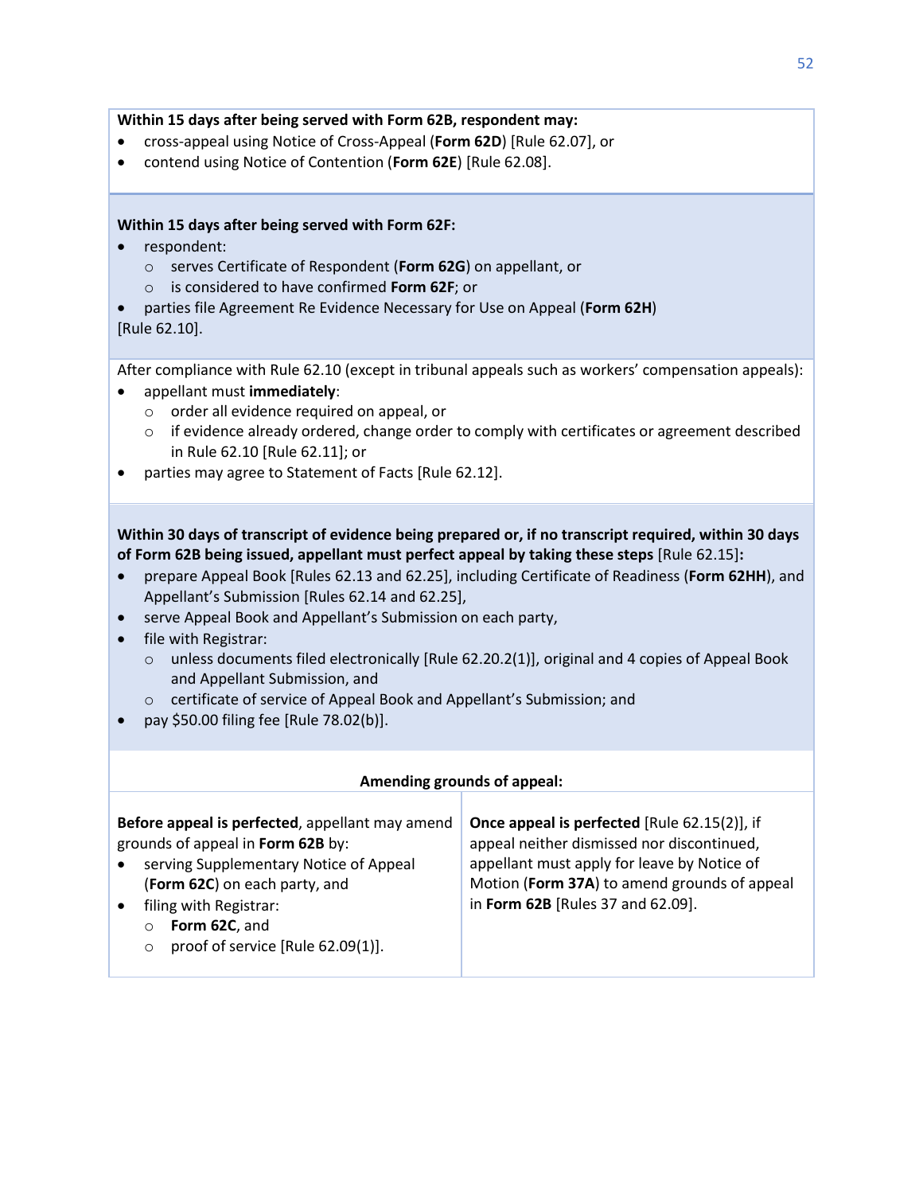**Within 15 days after being served with Form 62B, respondent may:**

- cross-appeal using Notice of Cross-Appeal (**Form 62D**) [Rule 62.07], or
- contend using Notice of Contention (**Form 62E**) [Rule 62.08].

**Within 15 days after being served with Form 62F:**

- respondent:
  - serves Certificate of Respondent (**Form 62G**) on appellant, or
  - is considered to have confirmed **Form 62F**; or
- parties file Agreement Re Evidence Necessary for Use on Appeal (**Form 62H**)

[Rule 62.10].

After compliance with Rule 62.10 (except in tribunal appeals such as workers' compensation appeals):

- appellant must **immediately**:
  - order all evidence required on appeal, or
  - if evidence already ordered, change order to comply with certificates or agreement described in Rule 62.10 [Rule 62.11]; or
- parties may agree to Statement of Facts [Rule 62.12].

**Within 30 days of transcript of evidence being prepared or, if no transcript required, within 30 days of Form 62B being issued, appellant must perfect appeal by taking these steps** [Rule 62.15]**:**

- prepare Appeal Book [Rules 62.13 and 62.25], including Certificate of Readiness (**Form 62HH**), and Appellant's Submission [Rules 62.14 and 62.25],
- serve Appeal Book and Appellant's Submission on each party,
- file with Registrar:
  - unless documents filed electronically [Rule 62.20.2(1)], original and 4 copies of Appeal Book and Appellant Submission, and
  - certificate of service of Appeal Book and Appellant's Submission; and
- pay $50.00 filing fee [Rule 78.02(b)].

**Amending grounds of appeal:**

| **Before appeal is perfected**, appellant may amend grounds of appeal in **Form 62B** by:<br>• serving Supplementary Notice of Appeal (**Form 62C**) on each party, and<br>• filing with Registrar:<br>  ○ **Form 62C**, and<br>  ○ proof of service [Rule 62.09(1)]. | **Once appeal is perfected** [Rule 62.15(2)], if appeal neither dismissed nor discontinued, appellant must apply for leave by Notice of Motion (**Form 37A**) to amend grounds of appeal in **Form 62B** [Rules 37 and 62.09]. |
|---|---|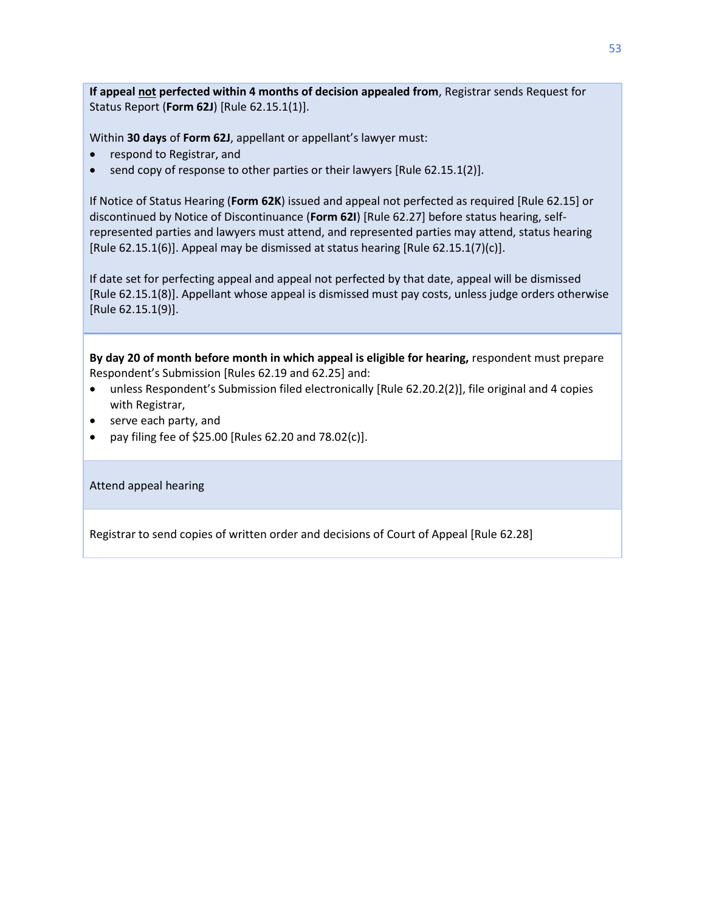**If appeal <u>not</u> perfected within 4 months of decision appealed from**, Registrar sends Request for Status Report (**Form 62J**) [Rule 62.15.1(1)].

Within **30 days** of **Form 62J**, appellant or appellant's lawyer must:

- respond to Registrar, and
- send copy of response to other parties or their lawyers [Rule 62.15.1(2)].

If Notice of Status Hearing (**Form 62K**) issued and appeal not perfected as required [Rule 62.15] or discontinued by Notice of Discontinuance (**Form 62I**) [Rule 62.27] before status hearing, self-represented parties and lawyers must attend, and represented parties may attend, status hearing [Rule 62.15.1(6)]. Appeal may be dismissed at status hearing [Rule 62.15.1(7)(c)].

If date set for perfecting appeal and appeal not perfected by that date, appeal will be dismissed [Rule 62.15.1(8)]. Appellant whose appeal is dismissed must pay costs, unless judge orders otherwise [Rule 62.15.1(9)].

**By day 20 of month before month in which appeal is eligible for hearing,** respondent must prepare Respondent's Submission [Rules 62.19 and 62.25] and:

- unless Respondent's Submission filed electronically [Rule 62.20.2(2)], file original and 4 copies with Registrar,
- serve each party, and
- pay filing fee of $25.00 [Rules 62.20 and 78.02(c)].

Attend appeal hearing

Registrar to send copies of written order and decisions of Court of Appeal [Rule 62.28]